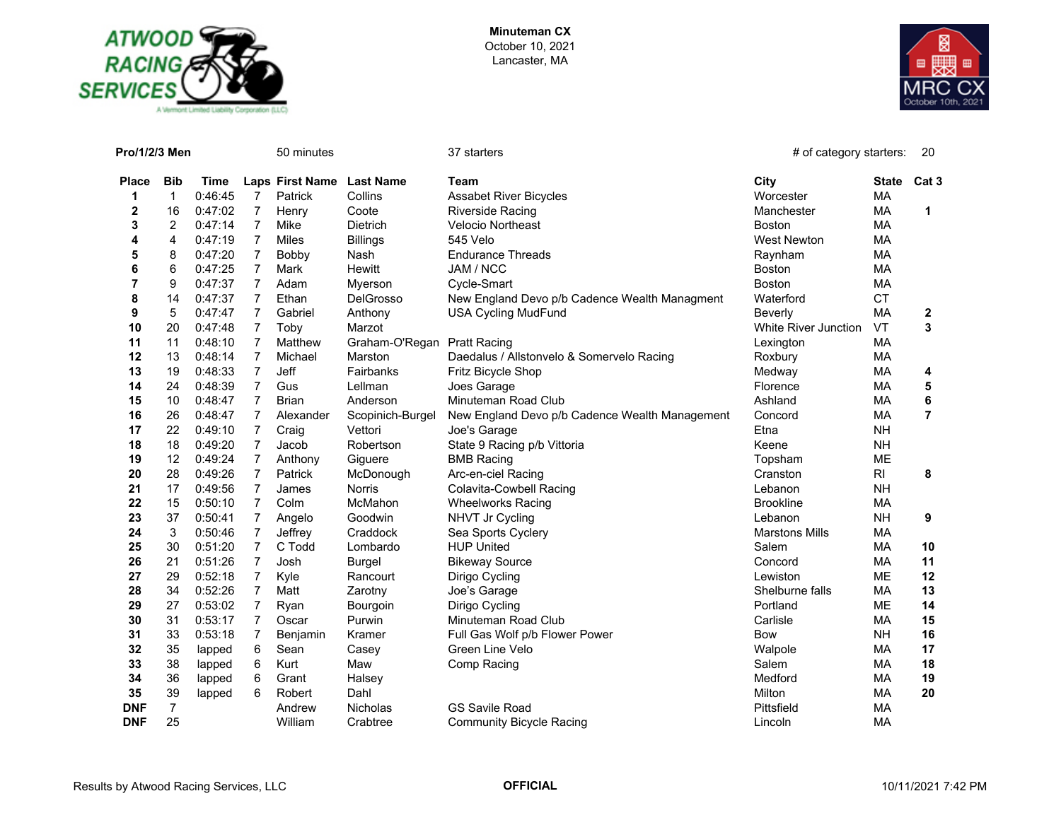**Minuteman CX**
October 10, 2021
Lancaster, MA

**Pro/1/2/3 Men** 50 minutes 37 starters # of category starters: 20

| Place | Bib | Time | Laps | First Name | Last Name | Team | City | State | Cat 3 |
|---|---|---|---|---|---|---|---|---|---|
| 1 | 1 | 0:46:45 | 7 | Patrick | Collins | Assabet River Bicycles | Worcester | MA | |
| 2 | 16 | 0:47:02 | 7 | Henry | Coote | Riverside Racing | Manchester | MA | 1 |
| 3 | 2 | 0:47:14 | 7 | Mike | Dietrich | Velocio Northeast | Boston | MA | |
| 4 | 4 | 0:47:19 | 7 | Miles | Billings | 545 Velo | West Newton | MA | |
| 5 | 8 | 0:47:20 | 7 | Bobby | Nash | Endurance Threads | Raynham | MA | |
| 6 | 6 | 0:47:25 | 7 | Mark | Hewitt | JAM / NCC | Boston | MA | |
| 7 | 9 | 0:47:37 | 7 | Adam | Myerson | Cycle-Smart | Boston | MA | |
| 8 | 14 | 0:47:37 | 7 | Ethan | DelGrosso | New England Devo p/b Cadence Wealth Managment | Waterford | CT | |
| 9 | 5 | 0:47:47 | 7 | Gabriel | Anthony | USA Cycling MudFund | Beverly | MA | 2 |
| 10 | 20 | 0:47:48 | 7 | Toby | Marzot | | White River Junction | VT | 3 |
| 11 | 11 | 0:48:10 | 7 | Matthew | Graham-O'Regan | Pratt Racing | Lexington | MA | |
| 12 | 13 | 0:48:14 | 7 | Michael | Marston | Daedalus / Allstonvelo & Somervelo Racing | Roxbury | MA | |
| 13 | 19 | 0:48:33 | 7 | Jeff | Fairbanks | Fritz Bicycle Shop | Medway | MA | 4 |
| 14 | 24 | 0:48:39 | 7 | Gus | Lellman | Joes Garage | Florence | MA | 5 |
| 15 | 10 | 0:48:47 | 7 | Brian | Anderson | Minuteman Road Club | Ashland | MA | 6 |
| 16 | 26 | 0:48:47 | 7 | Alexander | Scopinich-Burgel | New England Devo p/b Cadence Wealth Management | Concord | MA | 7 |
| 17 | 22 | 0:49:10 | 7 | Craig | Vettori | Joe's Garage | Etna | NH | |
| 18 | 18 | 0:49:20 | 7 | Jacob | Robertson | State 9 Racing p/b Vittoria | Keene | NH | |
| 19 | 12 | 0:49:24 | 7 | Anthony | Giguere | BMB Racing | Topsham | ME | |
| 20 | 28 | 0:49:26 | 7 | Patrick | McDonough | Arc-en-ciel Racing | Cranston | RI | 8 |
| 21 | 17 | 0:49:56 | 7 | James | Norris | Colavita-Cowbell Racing | Lebanon | NH | |
| 22 | 15 | 0:50:10 | 7 | Colm | McMahon | Wheelworks Racing | Brookline | MA | |
| 23 | 37 | 0:50:41 | 7 | Angelo | Goodwin | NHVT Jr Cycling | Lebanon | NH | 9 |
| 24 | 3 | 0:50:46 | 7 | Jeffrey | Craddock | Sea Sports Cyclery | Marstons Mills | MA | |
| 25 | 30 | 0:51:20 | 7 | C Todd | Lombardo | HUP United | Salem | MA | 10 |
| 26 | 21 | 0:51:26 | 7 | Josh | Burgel | Bikeway Source | Concord | MA | 11 |
| 27 | 29 | 0:52:18 | 7 | Kyle | Rancourt | Dirigo Cycling | Lewiston | ME | 12 |
| 28 | 34 | 0:52:26 | 7 | Matt | Zarotny | Joe's Garage | Shelburne falls | MA | 13 |
| 29 | 27 | 0:53:02 | 7 | Ryan | Bourgoin | Dirigo Cycling | Portland | ME | 14 |
| 30 | 31 | 0:53:17 | 7 | Oscar | Purwin | Minuteman Road Club | Carlisle | MA | 15 |
| 31 | 33 | 0:53:18 | 7 | Benjamin | Kramer | Full Gas Wolf p/b Flower Power | Bow | NH | 16 |
| 32 | 35 | lapped | 6 | Sean | Casey | Green Line Velo | Walpole | MA | 17 |
| 33 | 38 | lapped | 6 | Kurt | Maw | Comp Racing | Salem | MA | 18 |
| 34 | 36 | lapped | 6 | Grant | Halsey | | Medford | MA | 19 |
| 35 | 39 | lapped | 6 | Robert | Dahl | | Milton | MA | 20 |
| DNF | 7 | | | Andrew | Nicholas | GS Savile Road | Pittsfield | MA | |
| DNF | 25 | | | William | Crabtree | Community Bicycle Racing | Lincoln | MA | |

Results by Atwood Racing Services, LLC **OFFICIAL** 10/11/2021 7:42 PM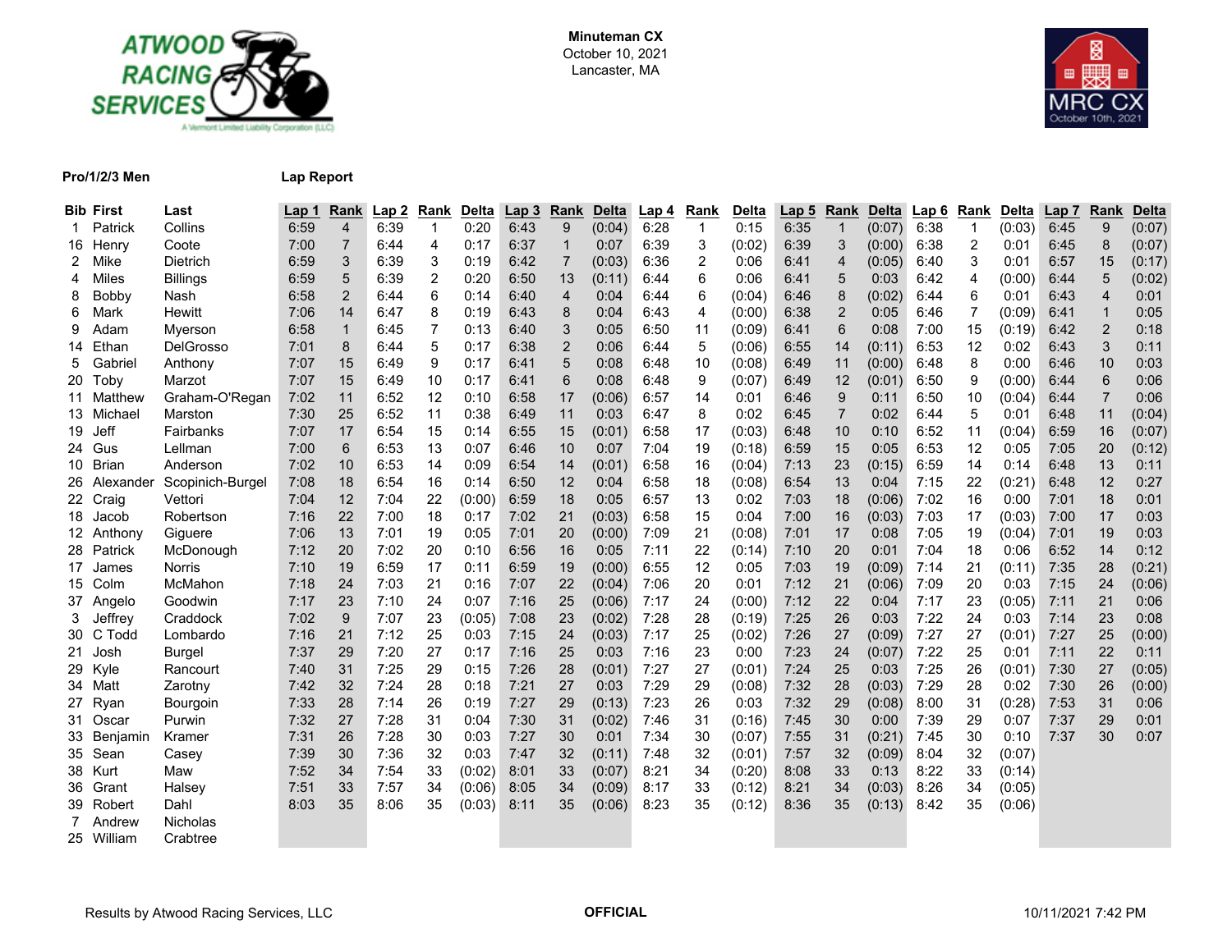**Minuteman CX**
October 10, 2021
Lancaster, MA

**Pro/1/2/3 Men** **Lap Report**

| Bib | First | Last | Lap 1 | Rank | Lap 2 | Rank | Delta | Lap 3 | Rank | Delta | Lap 4 | Rank | Delta | Lap 5 | Rank | Delta | Lap 6 | Rank | Delta | Lap 7 | Rank | Delta |
|---|---|---|---|---|---|---|---|---|---|---|---|---|---|---|---|---|---|---|---|---|---|---|
| 1 | Patrick | Collins | 6:59 | 4 | 6:39 | 1 | 0:20 | 6:43 | 9 | (0:04) | 6:28 | 1 | 0:15 | 6:35 | 1 | (0:07) | 6:38 | 1 | (0:03) | 6:45 | 9 | (0:07) |
| 16 | Henry | Coote | 7:00 | 7 | 6:44 | 4 | 0:17 | 6:37 | 1 | 0:07 | 6:39 | 3 | (0:02) | 6:39 | 3 | (0:00) | 6:38 | 2 | 0:01 | 6:45 | 8 | (0:07) |
| 2 | Mike | Dietrich | 6:59 | 3 | 6:39 | 3 | 0:19 | 6:42 | 7 | (0:03) | 6:36 | 2 | 0:06 | 6:41 | 4 | (0:05) | 6:40 | 3 | 0:01 | 6:57 | 15 | (0:17) |
| 4 | Miles | Billings | 6:59 | 5 | 6:39 | 2 | 0:20 | 6:50 | 13 | (0:11) | 6:44 | 6 | 0:06 | 6:41 | 5 | 0:03 | 6:42 | 4 | (0:00) | 6:44 | 5 | (0:02) |
| 8 | Bobby | Nash | 6:58 | 2 | 6:44 | 6 | 0:14 | 6:40 | 4 | 0:04 | 6:44 | 6 | (0:04) | 6:46 | 8 | (0:02) | 6:44 | 6 | 0:01 | 6:43 | 4 | 0:01 |
| 6 | Mark | Hewitt | 7:06 | 14 | 6:47 | 8 | 0:19 | 6:43 | 8 | 0:04 | 6:43 | 4 | (0:00) | 6:38 | 2 | 0:05 | 6:46 | 7 | (0:09) | 6:41 | 1 | 0:05 |
| 9 | Adam | Myerson | 6:58 | 1 | 6:45 | 7 | 0:13 | 6:40 | 3 | 0:05 | 6:50 | 11 | (0:09) | 6:41 | 6 | 0:08 | 7:00 | 15 | (0:19) | 6:42 | 2 | 0:18 |
| 14 | Ethan | DelGrosso | 7:01 | 8 | 6:44 | 5 | 0:17 | 6:38 | 2 | 0:06 | 6:44 | 5 | (0:06) | 6:55 | 14 | (0:11) | 6:53 | 12 | 0:02 | 6:43 | 3 | 0:11 |
| 5 | Gabriel | Anthony | 7:07 | 15 | 6:49 | 9 | 0:17 | 6:41 | 5 | 0:08 | 6:48 | 10 | (0:08) | 6:49 | 11 | (0:00) | 6:48 | 8 | 0:00 | 6:46 | 10 | 0:03 |
| 20 | Toby | Marzot | 7:07 | 15 | 6:49 | 10 | 0:17 | 6:41 | 6 | 0:08 | 6:48 | 9 | (0:07) | 6:49 | 12 | (0:01) | 6:50 | 9 | (0:00) | 6:44 | 6 | 0:06 |
| 11 | Matthew | Graham-O'Regan | 7:02 | 11 | 6:52 | 12 | 0:10 | 6:58 | 17 | (0:06) | 6:57 | 14 | 0:01 | 6:46 | 9 | 0:11 | 6:50 | 10 | (0:04) | 6:44 | 7 | 0:06 |
| 13 | Michael | Marston | 7:30 | 25 | 6:52 | 11 | 0:38 | 6:49 | 11 | 0:03 | 6:47 | 8 | 0:02 | 6:45 | 7 | 0:02 | 6:44 | 5 | 0:01 | 6:48 | 11 | (0:04) |
| 19 | Jeff | Fairbanks | 7:07 | 17 | 6:54 | 15 | 0:14 | 6:55 | 15 | (0:01) | 6:58 | 17 | (0:03) | 6:48 | 10 | 0:10 | 6:52 | 11 | (0:04) | 6:59 | 16 | (0:07) |
| 24 | Gus | Lellman | 7:00 | 6 | 6:53 | 13 | 0:07 | 6:46 | 10 | 0:07 | 7:04 | 19 | (0:18) | 6:59 | 15 | 0:05 | 6:53 | 12 | 0:05 | 7:05 | 20 | (0:12) |
| 10 | Brian | Anderson | 7:02 | 10 | 6:53 | 14 | 0:09 | 6:54 | 14 | (0:01) | 6:58 | 16 | (0:04) | 7:13 | 23 | (0:15) | 6:59 | 14 | 0:14 | 6:48 | 13 | 0:11 |
| 26 | Alexander | Scopinich-Burgel | 7:08 | 18 | 6:54 | 16 | 0:14 | 6:50 | 12 | 0:04 | 6:58 | 18 | (0:08) | 6:54 | 13 | 0:04 | 7:15 | 22 | (0:21) | 6:48 | 12 | 0:27 |
| 22 | Craig | Vettori | 7:04 | 12 | 7:04 | 22 | (0:00) | 6:59 | 18 | 0:05 | 6:57 | 13 | 0:02 | 7:03 | 18 | (0:06) | 7:02 | 16 | 0:00 | 7:01 | 18 | 0:01 |
| 18 | Jacob | Robertson | 7:16 | 22 | 7:00 | 18 | 0:17 | 7:02 | 21 | (0:03) | 6:58 | 15 | 0:04 | 7:00 | 16 | (0:03) | 7:03 | 17 | (0:03) | 7:00 | 17 | 0:03 |
| 12 | Anthony | Giguere | 7:06 | 13 | 7:01 | 19 | 0:05 | 7:01 | 20 | (0:00) | 7:09 | 21 | (0:08) | 7:01 | 17 | 0:08 | 7:05 | 19 | (0:04) | 7:01 | 19 | 0:03 |
| 28 | Patrick | McDonough | 7:12 | 20 | 7:02 | 20 | 0:10 | 6:56 | 16 | 0:05 | 7:11 | 22 | (0:14) | 7:10 | 20 | 0:01 | 7:04 | 18 | 0:06 | 6:52 | 14 | 0:12 |
| 17 | James | Norris | 7:10 | 19 | 6:59 | 17 | 0:11 | 6:59 | 19 | (0:00) | 6:55 | 12 | 0:05 | 7:03 | 19 | (0:09) | 7:14 | 21 | (0:11) | 7:35 | 28 | (0:21) |
| 15 | Colm | McMahon | 7:18 | 24 | 7:03 | 21 | 0:16 | 7:07 | 22 | (0:04) | 7:06 | 20 | 0:01 | 7:12 | 21 | (0:06) | 7:09 | 20 | 0:03 | 7:15 | 24 | (0:06) |
| 37 | Angelo | Goodwin | 7:17 | 23 | 7:10 | 24 | 0:07 | 7:16 | 25 | (0:06) | 7:17 | 24 | (0:00) | 7:12 | 22 | 0:04 | 7:17 | 23 | (0:05) | 7:11 | 21 | 0:06 |
| 3 | Jeffrey | Craddock | 7:02 | 9 | 7:07 | 23 | (0:05) | 7:08 | 23 | (0:02) | 7:28 | 28 | (0:19) | 7:25 | 26 | 0:03 | 7:22 | 24 | 0:03 | 7:14 | 23 | 0:08 |
| 30 | C Todd | Lombardo | 7:16 | 21 | 7:12 | 25 | 0:03 | 7:15 | 24 | (0:03) | 7:17 | 25 | (0:02) | 7:26 | 27 | (0:09) | 7:27 | 27 | (0:01) | 7:27 | 25 | (0:00) |
| 21 | Josh | Burgel | 7:37 | 29 | 7:20 | 27 | 0:17 | 7:16 | 25 | 0:03 | 7:16 | 23 | 0:00 | 7:23 | 24 | (0:07) | 7:22 | 25 | 0:01 | 7:11 | 22 | 0:11 |
| 29 | Kyle | Rancourt | 7:40 | 31 | 7:25 | 29 | 0:15 | 7:26 | 28 | (0:01) | 7:27 | 27 | (0:01) | 7:24 | 25 | 0:03 | 7:25 | 26 | (0:01) | 7:30 | 27 | (0:05) |
| 34 | Matt | Zarotny | 7:42 | 32 | 7:24 | 28 | 0:18 | 7:21 | 27 | 0:03 | 7:29 | 29 | (0:08) | 7:32 | 28 | (0:03) | 7:29 | 28 | 0:02 | 7:30 | 26 | (0:00) |
| 27 | Ryan | Bourgoin | 7:33 | 28 | 7:14 | 26 | 0:19 | 7:27 | 29 | (0:13) | 7:23 | 26 | 0:03 | 7:32 | 29 | (0:08) | 8:00 | 31 | (0:28) | 7:53 | 31 | 0:06 |
| 31 | Oscar | Purwin | 7:32 | 27 | 7:28 | 31 | 0:04 | 7:30 | 31 | (0:02) | 7:46 | 31 | (0:16) | 7:45 | 30 | 0:00 | 7:39 | 29 | 0:07 | 7:37 | 29 | 0:01 |
| 33 | Benjamin | Kramer | 7:31 | 26 | 7:28 | 30 | 0:03 | 7:27 | 30 | 0:01 | 7:34 | 30 | (0:07) | 7:55 | 31 | (0:21) | 7:45 | 30 | 0:10 | 7:37 | 30 | 0:07 |
| 35 | Sean | Casey | 7:39 | 30 | 7:36 | 32 | 0:03 | 7:47 | 32 | (0:11) | 7:48 | 32 | (0:01) | 7:57 | 32 | (0:09) | 8:04 | 32 | (0:07) | | | |
| 38 | Kurt | Maw | 7:52 | 34 | 7:54 | 33 | (0:02) | 8:01 | 33 | (0:07) | 8:21 | 34 | (0:20) | 8:08 | 33 | 0:13 | 8:22 | 33 | (0:14) | | | |
| 36 | Grant | Halsey | 7:51 | 33 | 7:57 | 34 | (0:06) | 8:05 | 34 | (0:09) | 8:17 | 33 | (0:12) | 8:21 | 34 | (0:03) | 8:26 | 34 | (0:05) | | | |
| 39 | Robert | Dahl | 8:03 | 35 | 8:06 | 35 | (0:03) | 8:11 | 35 | (0:06) | 8:23 | 35 | (0:12) | 8:36 | 35 | (0:13) | 8:42 | 35 | (0:06) | | | |
| 7 | Andrew | Nicholas | | | | | | | | | | | | | | | | | | | | |
| 25 | William | Crabtree | | | | | | | | | | | | | | | | | | | | |

Results by Atwood Racing Services, LLC **OFFICIAL** 10/11/2021 7:42 PM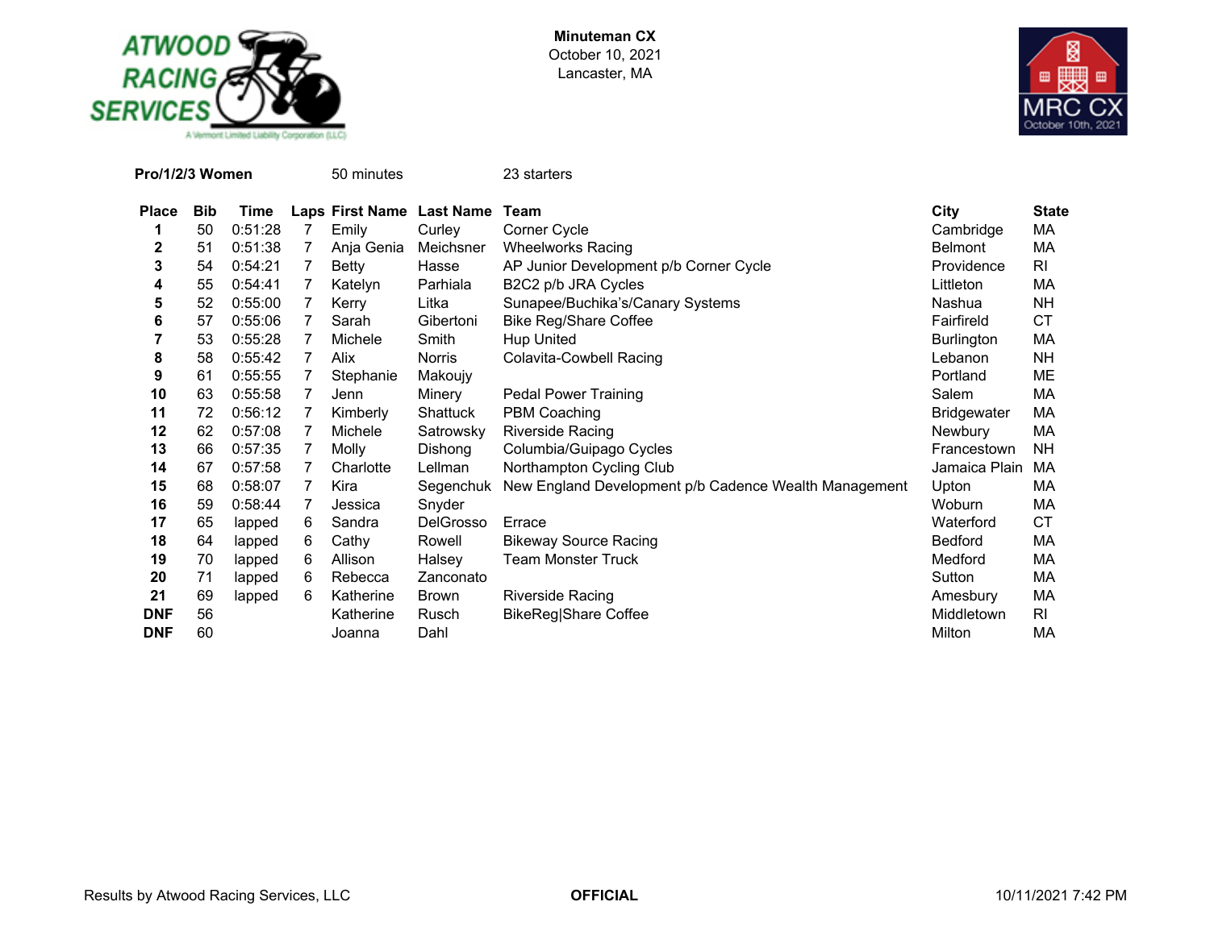**Minuteman CX**
October 10, 2021
Lancaster, MA

**Pro/1/2/3 Women** 50 minutes 23 starters

| Place | Bib | Time | Laps | First Name | Last Name | Team | City | State |
|---|---|---|---|---|---|---|---|---|
| 1 | 50 | 0:51:28 | 7 | Emily | Curley | Corner Cycle | Cambridge | MA |
| 2 | 51 | 0:51:38 | 7 | Anja Genia | Meichsner | Wheelworks Racing | Belmont | MA |
| 3 | 54 | 0:54:21 | 7 | Betty | Hasse | AP Junior Development p/b Corner Cycle | Providence | RI |
| 4 | 55 | 0:54:41 | 7 | Katelyn | Parhiala | B2C2 p/b JRA Cycles | Littleton | MA |
| 5 | 52 | 0:55:00 | 7 | Kerry | Litka | Sunapee/Buchika's/Canary Systems | Nashua | NH |
| 6 | 57 | 0:55:06 | 7 | Sarah | Gibertoni | Bike Reg/Share Coffee | Fairfireld | CT |
| 7 | 53 | 0:55:28 | 7 | Michele | Smith | Hup United | Burlington | MA |
| 8 | 58 | 0:55:42 | 7 | Alix | Norris | Colavita-Cowbell Racing | Lebanon | NH |
| 9 | 61 | 0:55:55 | 7 | Stephanie | Makoujy | | Portland | ME |
| 10 | 63 | 0:55:58 | 7 | Jenn | Minery | Pedal Power Training | Salem | MA |
| 11 | 72 | 0:56:12 | 7 | Kimberly | Shattuck | PBM Coaching | Bridgewater | MA |
| 12 | 62 | 0:57:08 | 7 | Michele | Satrowsky | Riverside Racing | Newbury | MA |
| 13 | 66 | 0:57:35 | 7 | Molly | Dishong | Columbia/Guipago Cycles | Francestown | NH |
| 14 | 67 | 0:57:58 | 7 | Charlotte | Lellman | Northampton Cycling Club | Jamaica Plain | MA |
| 15 | 68 | 0:58:07 | 7 | Kira | Segenchuk | New England Development p/b Cadence Wealth Management | Upton | MA |
| 16 | 59 | 0:58:44 | 7 | Jessica | Snyder | | Woburn | MA |
| 17 | 65 | lapped | 6 | Sandra | DelGrosso | Errace | Waterford | CT |
| 18 | 64 | lapped | 6 | Cathy | Rowell | Bikeway Source Racing | Bedford | MA |
| 19 | 70 | lapped | 6 | Allison | Halsey | Team Monster Truck | Medford | MA |
| 20 | 71 | lapped | 6 | Rebecca | Zanconato | | Sutton | MA |
| 21 | 69 | lapped | 6 | Katherine | Brown | Riverside Racing | Amesbury | MA |
| DNF | 56 | | | Katherine | Rusch | BikeReg\|Share Coffee | Middletown | RI |
| DNF | 60 | | | Joanna | Dahl | | Milton | MA |

Results by Atwood Racing Services, LLC **OFFICIAL** 10/11/2021 7:42 PM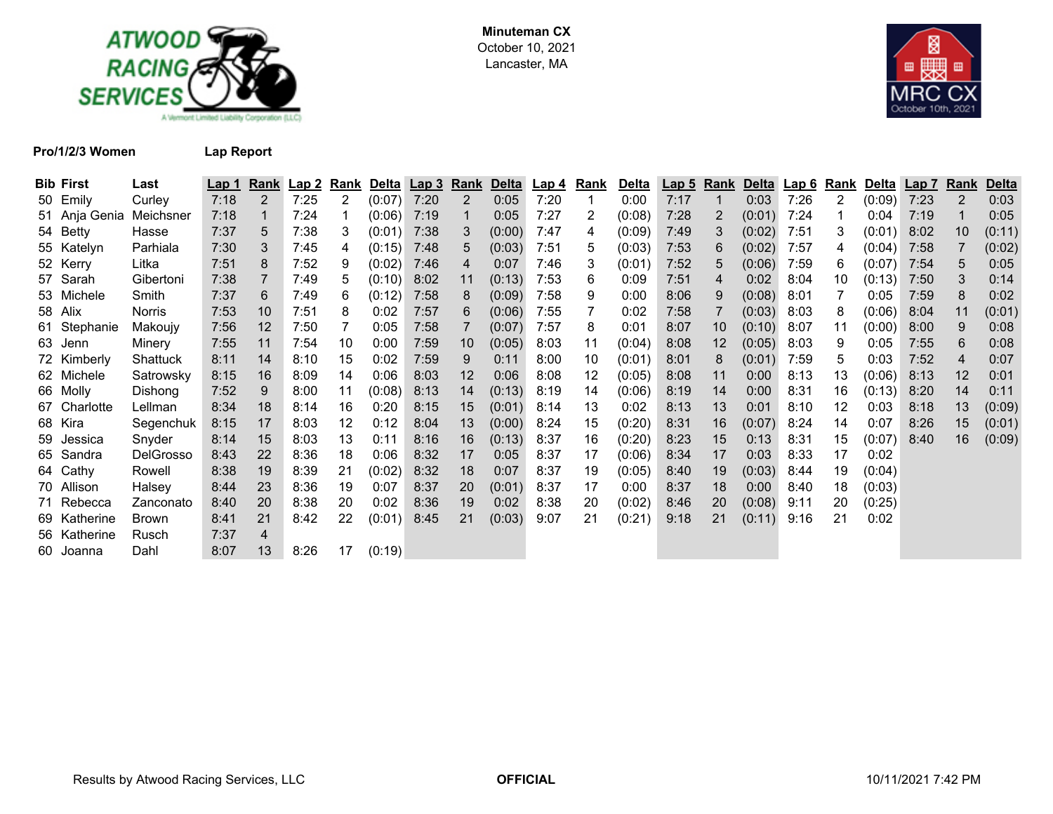**Minuteman CX**
October 10, 2021
Lancaster, MA

**Pro/1/2/3 Women** **Lap Report**

| Bib | First | Last | Lap 1 | Rank | Lap 2 | Rank | Delta | Lap 3 | Rank | Delta | Lap 4 | Rank | Delta | Lap 5 | Rank | Delta | Lap 6 | Rank | Delta | Lap 7 | Rank | Delta |
|---|---|---|---|---|---|---|---|---|---|---|---|---|---|---|---|---|---|---|---|---|---|---|
| 50 | Emily | Curley | 7:18 | 2 | 7:25 | 2 | (0:07) | 7:20 | 2 | 0:05 | 7:20 | 1 | 0:00 | 7:17 | 1 | 0:03 | 7:26 | 2 | (0:09) | 7:23 | 2 | 0:03 |
| 51 | Anja Genia | Meichsner | 7:18 | 1 | 7:24 | 1 | (0:06) | 7:19 | 1 | 0:05 | 7:27 | 2 | (0:08) | 7:28 | 2 | (0:01) | 7:24 | 1 | 0:04 | 7:19 | 1 | 0:05 |
| 54 | Betty | Hasse | 7:37 | 5 | 7:38 | 3 | (0:01) | 7:38 | 3 | (0:00) | 7:47 | 4 | (0:09) | 7:49 | 3 | (0:02) | 7:51 | 3 | (0:01) | 8:02 | 10 | (0:11) |
| 55 | Katelyn | Parhiala | 7:30 | 3 | 7:45 | 4 | (0:15) | 7:48 | 5 | (0:03) | 7:51 | 5 | (0:03) | 7:53 | 6 | (0:02) | 7:57 | 4 | (0:04) | 7:58 | 7 | (0:02) |
| 52 | Kerry | Litka | 7:51 | 8 | 7:52 | 9 | (0:02) | 7:46 | 4 | 0:07 | 7:46 | 3 | (0:01) | 7:52 | 5 | (0:06) | 7:59 | 6 | (0:07) | 7:54 | 5 | 0:05 |
| 57 | Sarah | Gibertoni | 7:38 | 7 | 7:49 | 5 | (0:10) | 8:02 | 11 | (0:13) | 7:53 | 6 | 0:09 | 7:51 | 4 | 0:02 | 8:04 | 10 | (0:13) | 7:50 | 3 | 0:14 |
| 53 | Michele | Smith | 7:37 | 6 | 7:49 | 6 | (0:12) | 7:58 | 8 | (0:09) | 7:58 | 9 | 0:00 | 8:06 | 9 | (0:08) | 8:01 | 7 | 0:05 | 7:59 | 8 | 0:02 |
| 58 | Alix | Norris | 7:53 | 10 | 7:51 | 8 | 0:02 | 7:57 | 6 | (0:06) | 7:55 | 7 | 0:02 | 7:58 | 7 | (0:03) | 8:03 | 8 | (0:06) | 8:04 | 11 | (0:01) |
| 61 | Stephanie | Makoujy | 7:56 | 12 | 7:50 | 7 | 0:05 | 7:58 | 7 | (0:07) | 7:57 | 8 | 0:01 | 8:07 | 10 | (0:10) | 8:07 | 11 | (0:00) | 8:00 | 9 | 0:08 |
| 63 | Jenn | Minery | 7:55 | 11 | 7:54 | 10 | 0:00 | 7:59 | 10 | (0:05) | 8:03 | 11 | (0:04) | 8:08 | 12 | (0:05) | 8:03 | 9 | 0:05 | 7:55 | 6 | 0:08 |
| 72 | Kimberly | Shattuck | 8:11 | 14 | 8:10 | 15 | 0:02 | 7:59 | 9 | 0:11 | 8:00 | 10 | (0:01) | 8:01 | 8 | (0:01) | 7:59 | 5 | 0:03 | 7:52 | 4 | 0:07 |
| 62 | Michele | Satrowsky | 8:15 | 16 | 8:09 | 14 | 0:06 | 8:03 | 12 | 0:06 | 8:08 | 12 | (0:05) | 8:08 | 11 | 0:00 | 8:13 | 13 | (0:06) | 8:13 | 12 | 0:01 |
| 66 | Molly | Dishong | 7:52 | 9 | 8:00 | 11 | (0:08) | 8:13 | 14 | (0:13) | 8:19 | 14 | (0:06) | 8:19 | 14 | 0:00 | 8:31 | 16 | (0:13) | 8:20 | 14 | 0:11 |
| 67 | Charlotte | Lellman | 8:34 | 18 | 8:14 | 16 | 0:20 | 8:15 | 15 | (0:01) | 8:14 | 13 | 0:02 | 8:13 | 13 | 0:01 | 8:10 | 12 | 0:03 | 8:18 | 13 | (0:09) |
| 68 | Kira | Segenchuk | 8:15 | 17 | 8:03 | 12 | 0:12 | 8:04 | 13 | (0:00) | 8:24 | 15 | (0:20) | 8:31 | 16 | (0:07) | 8:24 | 14 | 0:07 | 8:26 | 15 | (0:01) |
| 59 | Jessica | Snyder | 8:14 | 15 | 8:03 | 13 | 0:11 | 8:16 | 16 | (0:13) | 8:37 | 16 | (0:20) | 8:23 | 15 | 0:13 | 8:31 | 15 | (0:07) | 8:40 | 16 | (0:09) |
| 65 | Sandra | DelGrosso | 8:43 | 22 | 8:36 | 18 | 0:06 | 8:32 | 17 | 0:05 | 8:37 | 17 | (0:06) | 8:34 | 17 | 0:03 | 8:33 | 17 | 0:02 | | | |
| 64 | Cathy | Rowell | 8:38 | 19 | 8:39 | 21 | (0:02) | 8:32 | 18 | 0:07 | 8:37 | 19 | (0:05) | 8:40 | 19 | (0:03) | 8:44 | 19 | (0:04) | | | |
| 70 | Allison | Halsey | 8:44 | 23 | 8:36 | 19 | 0:07 | 8:37 | 20 | (0:01) | 8:37 | 17 | 0:00 | 8:37 | 18 | 0:00 | 8:40 | 18 | (0:03) | | | |
| 71 | Rebecca | Zanconato | 8:40 | 20 | 8:38 | 20 | 0:02 | 8:36 | 19 | 0:02 | 8:38 | 20 | (0:02) | 8:46 | 20 | (0:08) | 9:11 | 20 | (0:25) | | | |
| 69 | Katherine | Brown | 8:41 | 21 | 8:42 | 22 | (0:01) | 8:45 | 21 | (0:03) | 9:07 | 21 | (0:21) | 9:18 | 21 | (0:11) | 9:16 | 21 | 0:02 | | | |
| 56 | Katherine | Rusch | 7:37 | 4 | | | | | | | | | | | | | | | | | | |
| 60 | Joanna | Dahl | 8:07 | 13 | 8:26 | 17 | (0:19) | | | | | | | | | | | | | | | |

Results by Atwood Racing Services, LLC | **OFFICIAL** | 10/11/2021 7:42 PM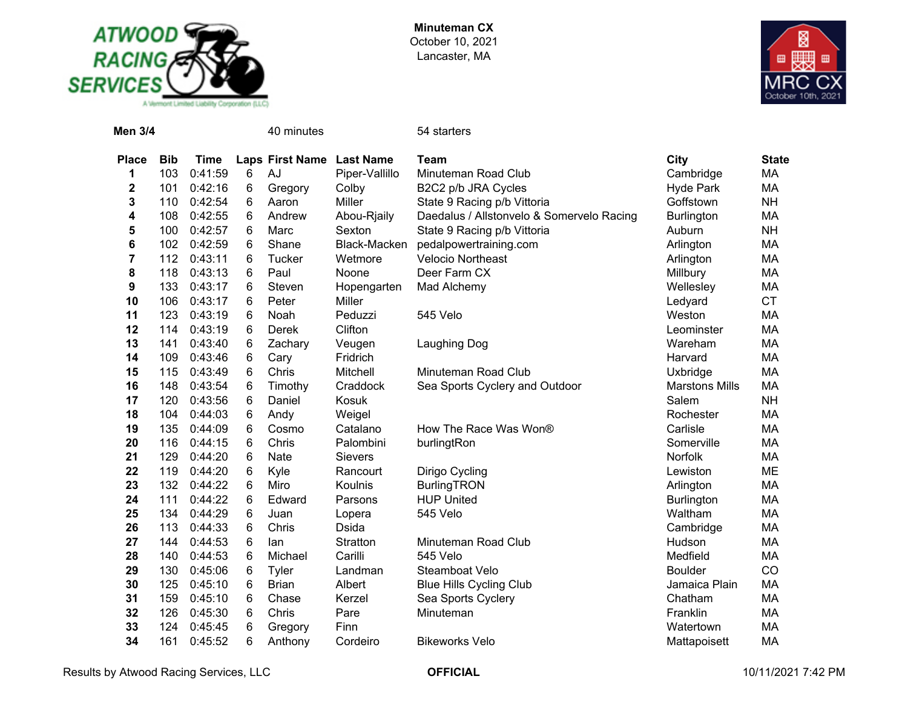**Minuteman CX**
October 10, 2021
Lancaster, MA

**Men 3/4** 40 minutes 54 starters

| Place | Bib | Time | Laps | First Name | Last Name | Team | City | State |
|---|---|---|---|---|---|---|---|---|
| 1 | 103 | 0:41:59 | 6 | AJ | Piper-Vallillo | Minuteman Road Club | Cambridge | MA |
| 2 | 101 | 0:42:16 | 6 | Gregory | Colby | B2C2 p/b JRA Cycles | Hyde Park | MA |
| 3 | 110 | 0:42:54 | 6 | Aaron | Miller | State 9 Racing p/b Vittoria | Goffstown | NH |
| 4 | 108 | 0:42:55 | 6 | Andrew | Abou-Rjaily | Daedalus / Allstonvelo & Somervelo Racing | Burlington | MA |
| 5 | 100 | 0:42:57 | 6 | Marc | Sexton | State 9 Racing p/b Vittoria | Auburn | NH |
| 6 | 102 | 0:42:59 | 6 | Shane | Black-Macken | pedalpowertraining.com | Arlington | MA |
| 7 | 112 | 0:43:11 | 6 | Tucker | Wetmore | Velocio Northeast | Arlington | MA |
| 8 | 118 | 0:43:13 | 6 | Paul | Noone | Deer Farm CX | Millbury | MA |
| 9 | 133 | 0:43:17 | 6 | Steven | Hopengarten | Mad Alchemy | Wellesley | MA |
| 10 | 106 | 0:43:17 | 6 | Peter | Miller | | Ledyard | CT |
| 11 | 123 | 0:43:19 | 6 | Noah | Peduzzi | 545 Velo | Weston | MA |
| 12 | 114 | 0:43:19 | 6 | Derek | Clifton | | Leominster | MA |
| 13 | 141 | 0:43:40 | 6 | Zachary | Veugen | Laughing Dog | Wareham | MA |
| 14 | 109 | 0:43:46 | 6 | Cary | Fridrich | | Harvard | MA |
| 15 | 115 | 0:43:49 | 6 | Chris | Mitchell | Minuteman Road Club | Uxbridge | MA |
| 16 | 148 | 0:43:54 | 6 | Timothy | Craddock | Sea Sports Cyclery and Outdoor | Marstons Mills | MA |
| 17 | 120 | 0:43:56 | 6 | Daniel | Kosuk | | Salem | NH |
| 18 | 104 | 0:44:03 | 6 | Andy | Weigel | | Rochester | MA |
| 19 | 135 | 0:44:09 | 6 | Cosmo | Catalano | How The Race Was Won® | Carlisle | MA |
| 20 | 116 | 0:44:15 | 6 | Chris | Palombini | burlingtRon | Somerville | MA |
| 21 | 129 | 0:44:20 | 6 | Nate | Sievers | | Norfolk | MA |
| 22 | 119 | 0:44:20 | 6 | Kyle | Rancourt | Dirigo Cycling | Lewiston | ME |
| 23 | 132 | 0:44:22 | 6 | Miro | Koulnis | BurlingTRON | Arlington | MA |
| 24 | 111 | 0:44:22 | 6 | Edward | Parsons | HUP United | Burlington | MA |
| 25 | 134 | 0:44:29 | 6 | Juan | Lopera | 545 Velo | Waltham | MA |
| 26 | 113 | 0:44:33 | 6 | Chris | Dsida | | Cambridge | MA |
| 27 | 144 | 0:44:53 | 6 | Ian | Stratton | Minuteman Road Club | Hudson | MA |
| 28 | 140 | 0:44:53 | 6 | Michael | Carilli | 545 Velo | Medfield | MA |
| 29 | 130 | 0:45:06 | 6 | Tyler | Landman | Steamboat Velo | Boulder | CO |
| 30 | 125 | 0:45:10 | 6 | Brian | Albert | Blue Hills Cycling Club | Jamaica Plain | MA |
| 31 | 159 | 0:45:10 | 6 | Chase | Kerzel | Sea Sports Cyclery | Chatham | MA |
| 32 | 126 | 0:45:30 | 6 | Chris | Pare | Minuteman | Franklin | MA |
| 33 | 124 | 0:45:45 | 6 | Gregory | Finn | | Watertown | MA |
| 34 | 161 | 0:45:52 | 6 | Anthony | Cordeiro | Bikeworks Velo | Mattapoisett | MA |

Results by Atwood Racing Services, LLC **OFFICIAL** 10/11/2021 7:42 PM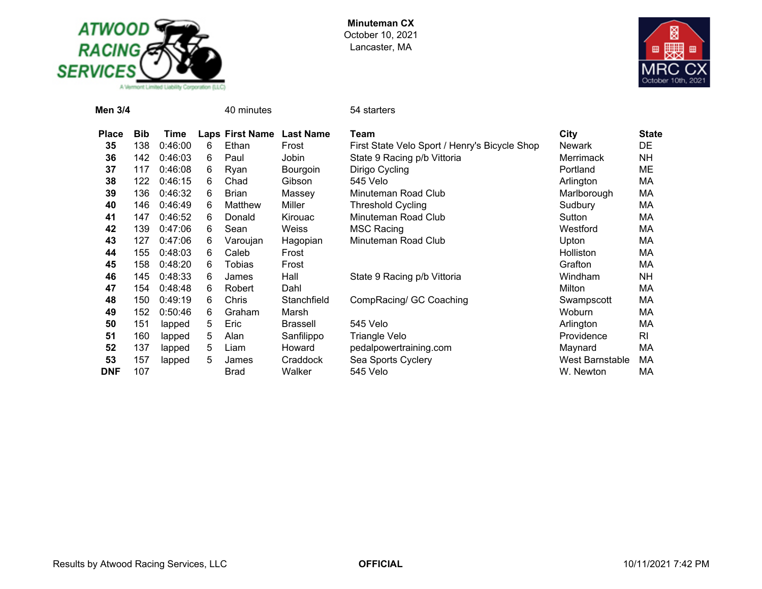**Minuteman CX**
October 10, 2021
Lancaster, MA

**Men 3/4** 40 minutes 54 starters

| Place | Bib | Time | Laps | First Name | Last Name | Team | City | State |
|---|---|---|---|---|---|---|---|---|
| **35** | 138 | 0:46:00 | 6 | Ethan | Frost | First State Velo Sport / Henry's Bicycle Shop | Newark | DE |
| **36** | 142 | 0:46:03 | 6 | Paul | Jobin | State 9 Racing p/b Vittoria | Merrimack | NH |
| **37** | 117 | 0:46:08 | 6 | Ryan | Bourgoin | Dirigo Cycling | Portland | ME |
| **38** | 122 | 0:46:15 | 6 | Chad | Gibson | 545 Velo | Arlington | MA |
| **39** | 136 | 0:46:32 | 6 | Brian | Massey | Minuteman Road Club | Marlborough | MA |
| **40** | 146 | 0:46:49 | 6 | Matthew | Miller | Threshold Cycling | Sudbury | MA |
| **41** | 147 | 0:46:52 | 6 | Donald | Kirouac | Minuteman Road Club | Sutton | MA |
| **42** | 139 | 0:47:06 | 6 | Sean | Weiss | MSC Racing | Westford | MA |
| **43** | 127 | 0:47:06 | 6 | Varoujan | Hagopian | Minuteman Road Club | Upton | MA |
| **44** | 155 | 0:48:03 | 6 | Caleb | Frost | | Holliston | MA |
| **45** | 158 | 0:48:20 | 6 | Tobias | Frost | | Grafton | MA |
| **46** | 145 | 0:48:33 | 6 | James | Hall | State 9 Racing p/b Vittoria | Windham | NH |
| **47** | 154 | 0:48:48 | 6 | Robert | Dahl | | Milton | MA |
| **48** | 150 | 0:49:19 | 6 | Chris | Stanchfield | CompRacing/ GC Coaching | Swampscott | MA |
| **49** | 152 | 0:50:46 | 6 | Graham | Marsh | | Woburn | MA |
| **50** | 151 | lapped | 5 | Eric | Brassell | 545 Velo | Arlington | MA |
| **51** | 160 | lapped | 5 | Alan | Sanfilippo | Triangle Velo | Providence | RI |
| **52** | 137 | lapped | 5 | Liam | Howard | pedalpowertraining.com | Maynard | MA |
| **53** | 157 | lapped | 5 | James | Craddock | Sea Sports Cyclery | West Barnstable | MA |
| **DNF** | 107 | | | Brad | Walker | 545 Velo | W. Newton | MA |

Results by Atwood Racing Services, LLC **OFFICIAL** 10/11/2021 7:42 PM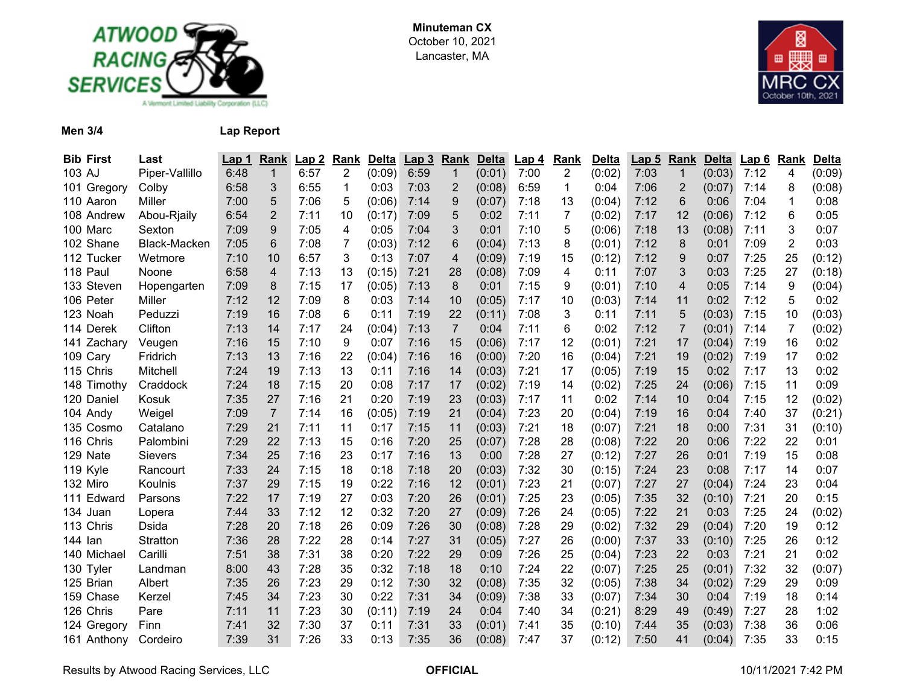**Minuteman CX**
October 10, 2021
Lancaster, MA

**Men 3/4** **Lap Report**

| Bib | First | Last | Lap 1 | Rank | Lap 2 | Rank | Delta | Lap 3 | Rank | Delta | Lap 4 | Rank | Delta | Lap 5 | Rank | Delta | Lap 6 | Rank | Delta |
|---|---|---|---|---|---|---|---|---|---|---|---|---|---|---|---|---|---|---|---|
| 103 | AJ | Piper-Vallillo | 6:48 | 1 | 6:57 | 2 | (0:09) | 6:59 | 1 | (0:01) | 7:00 | 2 | (0:02) | 7:03 | 1 | (0:03) | 7:12 | 4 | (0:09) |
| 101 | Gregory | Colby | 6:58 | 3 | 6:55 | 1 | 0:03 | 7:03 | 2 | (0:08) | 6:59 | 1 | 0:04 | 7:06 | 2 | (0:07) | 7:14 | 8 | (0:08) |
| 110 | Aaron | Miller | 7:00 | 5 | 7:06 | 5 | (0:06) | 7:14 | 9 | (0:07) | 7:18 | 13 | (0:04) | 7:12 | 6 | 0:06 | 7:04 | 1 | 0:08 |
| 108 | Andrew | Abou-Rjaily | 6:54 | 2 | 7:11 | 10 | (0:17) | 7:09 | 5 | 0:02 | 7:11 | 7 | (0:02) | 7:17 | 12 | (0:06) | 7:12 | 6 | 0:05 |
| 100 | Marc | Sexton | 7:09 | 9 | 7:05 | 4 | 0:05 | 7:04 | 3 | 0:01 | 7:10 | 5 | (0:06) | 7:18 | 13 | (0:08) | 7:11 | 3 | 0:07 |
| 102 | Shane | Black-Macken | 7:05 | 6 | 7:08 | 7 | (0:03) | 7:12 | 6 | (0:04) | 7:13 | 8 | (0:01) | 7:12 | 8 | 0:01 | 7:09 | 2 | 0:03 |
| 112 | Tucker | Wetmore | 7:10 | 10 | 6:57 | 3 | 0:13 | 7:07 | 4 | (0:09) | 7:19 | 15 | (0:12) | 7:12 | 9 | 0:07 | 7:25 | 25 | (0:12) |
| 118 | Paul | Noone | 6:58 | 4 | 7:13 | 13 | (0:15) | 7:21 | 28 | (0:08) | 7:09 | 4 | 0:11 | 7:07 | 3 | 0:03 | 7:25 | 27 | (0:18) |
| 133 | Steven | Hopengarten | 7:09 | 8 | 7:15 | 17 | (0:05) | 7:13 | 8 | 0:01 | 7:15 | 9 | (0:01) | 7:10 | 4 | 0:05 | 7:14 | 9 | (0:04) |
| 106 | Peter | Miller | 7:12 | 12 | 7:09 | 8 | 0:03 | 7:14 | 10 | (0:05) | 7:17 | 10 | (0:03) | 7:14 | 11 | 0:02 | 7:12 | 5 | 0:02 |
| 123 | Noah | Peduzzi | 7:19 | 16 | 7:08 | 6 | 0:11 | 7:19 | 22 | (0:11) | 7:08 | 3 | 0:11 | 7:11 | 5 | (0:03) | 7:15 | 10 | (0:03) |
| 114 | Derek | Clifton | 7:13 | 14 | 7:17 | 24 | (0:04) | 7:13 | 7 | 0:04 | 7:11 | 6 | 0:02 | 7:12 | 7 | (0:01) | 7:14 | 7 | (0:02) |
| 141 | Zachary | Veugen | 7:16 | 15 | 7:10 | 9 | 0:07 | 7:16 | 15 | (0:06) | 7:17 | 12 | (0:01) | 7:21 | 17 | (0:04) | 7:19 | 16 | 0:02 |
| 109 | Cary | Fridrich | 7:13 | 13 | 7:16 | 22 | (0:04) | 7:16 | 16 | (0:00) | 7:20 | 16 | (0:04) | 7:21 | 19 | (0:02) | 7:19 | 17 | 0:02 |
| 115 | Chris | Mitchell | 7:24 | 19 | 7:13 | 13 | 0:11 | 7:16 | 14 | (0:03) | 7:21 | 17 | (0:05) | 7:19 | 15 | 0:02 | 7:17 | 13 | 0:02 |
| 148 | Timothy | Craddock | 7:24 | 18 | 7:15 | 20 | 0:08 | 7:17 | 17 | (0:02) | 7:19 | 14 | (0:02) | 7:25 | 24 | (0:06) | 7:15 | 11 | 0:09 |
| 120 | Daniel | Kosuk | 7:35 | 27 | 7:16 | 21 | 0:20 | 7:19 | 23 | (0:03) | 7:17 | 11 | 0:02 | 7:14 | 10 | 0:04 | 7:15 | 12 | (0:02) |
| 104 | Andy | Weigel | 7:09 | 7 | 7:14 | 16 | (0:05) | 7:19 | 21 | (0:04) | 7:23 | 20 | (0:04) | 7:19 | 16 | 0:04 | 7:40 | 37 | (0:21) |
| 135 | Cosmo | Catalano | 7:29 | 21 | 7:11 | 11 | 0:17 | 7:15 | 11 | (0:03) | 7:21 | 18 | (0:07) | 7:21 | 18 | 0:00 | 7:31 | 31 | (0:10) |
| 116 | Chris | Palombini | 7:29 | 22 | 7:13 | 15 | 0:16 | 7:20 | 25 | (0:07) | 7:28 | 28 | (0:08) | 7:22 | 20 | 0:06 | 7:22 | 22 | 0:01 |
| 129 | Nate | Sievers | 7:34 | 25 | 7:16 | 23 | 0:17 | 7:16 | 13 | 0:00 | 7:28 | 27 | (0:12) | 7:27 | 26 | 0:01 | 7:19 | 15 | 0:08 |
| 119 | Kyle | Rancourt | 7:33 | 24 | 7:15 | 18 | 0:18 | 7:18 | 20 | (0:03) | 7:32 | 30 | (0:15) | 7:24 | 23 | 0:08 | 7:17 | 14 | 0:07 |
| 132 | Miro | Koulnis | 7:37 | 29 | 7:15 | 19 | 0:22 | 7:16 | 12 | (0:01) | 7:23 | 21 | (0:07) | 7:27 | 27 | (0:04) | 7:24 | 23 | 0:04 |
| 111 | Edward | Parsons | 7:22 | 17 | 7:19 | 27 | 0:03 | 7:20 | 26 | (0:01) | 7:25 | 23 | (0:05) | 7:35 | 32 | (0:10) | 7:21 | 20 | 0:15 |
| 134 | Juan | Lopera | 7:44 | 33 | 7:12 | 12 | 0:32 | 7:20 | 27 | (0:09) | 7:26 | 24 | (0:05) | 7:22 | 21 | 0:03 | 7:25 | 24 | (0:02) |
| 113 | Chris | Dsida | 7:28 | 20 | 7:18 | 26 | 0:09 | 7:26 | 30 | (0:08) | 7:28 | 29 | (0:02) | 7:32 | 29 | (0:04) | 7:20 | 19 | 0:12 |
| 144 | Ian | Stratton | 7:36 | 28 | 7:22 | 28 | 0:14 | 7:27 | 31 | (0:05) | 7:27 | 26 | (0:00) | 7:37 | 33 | (0:10) | 7:25 | 26 | 0:12 |
| 140 | Michael | Carilli | 7:51 | 38 | 7:31 | 38 | 0:20 | 7:22 | 29 | 0:09 | 7:26 | 25 | (0:04) | 7:23 | 22 | 0:03 | 7:21 | 21 | 0:02 |
| 130 | Tyler | Landman | 8:00 | 43 | 7:28 | 35 | 0:32 | 7:18 | 18 | 0:10 | 7:24 | 22 | (0:07) | 7:25 | 25 | (0:01) | 7:32 | 32 | (0:07) |
| 125 | Brian | Albert | 7:35 | 26 | 7:23 | 29 | 0:12 | 7:30 | 32 | (0:08) | 7:35 | 32 | (0:05) | 7:38 | 34 | (0:02) | 7:29 | 29 | 0:09 |
| 159 | Chase | Kerzel | 7:45 | 34 | 7:23 | 30 | 0:22 | 7:31 | 34 | (0:09) | 7:38 | 33 | (0:07) | 7:34 | 30 | 0:04 | 7:19 | 18 | 0:14 |
| 126 | Chris | Pare | 7:11 | 11 | 7:23 | 30 | (0:11) | 7:19 | 24 | 0:04 | 7:40 | 34 | (0:21) | 8:29 | 49 | (0:49) | 7:27 | 28 | 1:02 |
| 124 | Gregory | Finn | 7:41 | 32 | 7:30 | 37 | 0:11 | 7:31 | 33 | (0:01) | 7:41 | 35 | (0:10) | 7:44 | 35 | (0:03) | 7:38 | 36 | 0:06 |
| 161 | Anthony | Cordeiro | 7:39 | 31 | 7:26 | 33 | 0:13 | 7:35 | 36 | (0:08) | 7:47 | 37 | (0:12) | 7:50 | 41 | (0:04) | 7:35 | 33 | 0:15 |

Results by Atwood Racing Services, LLC **OFFICIAL** 10/11/2021 7:42 PM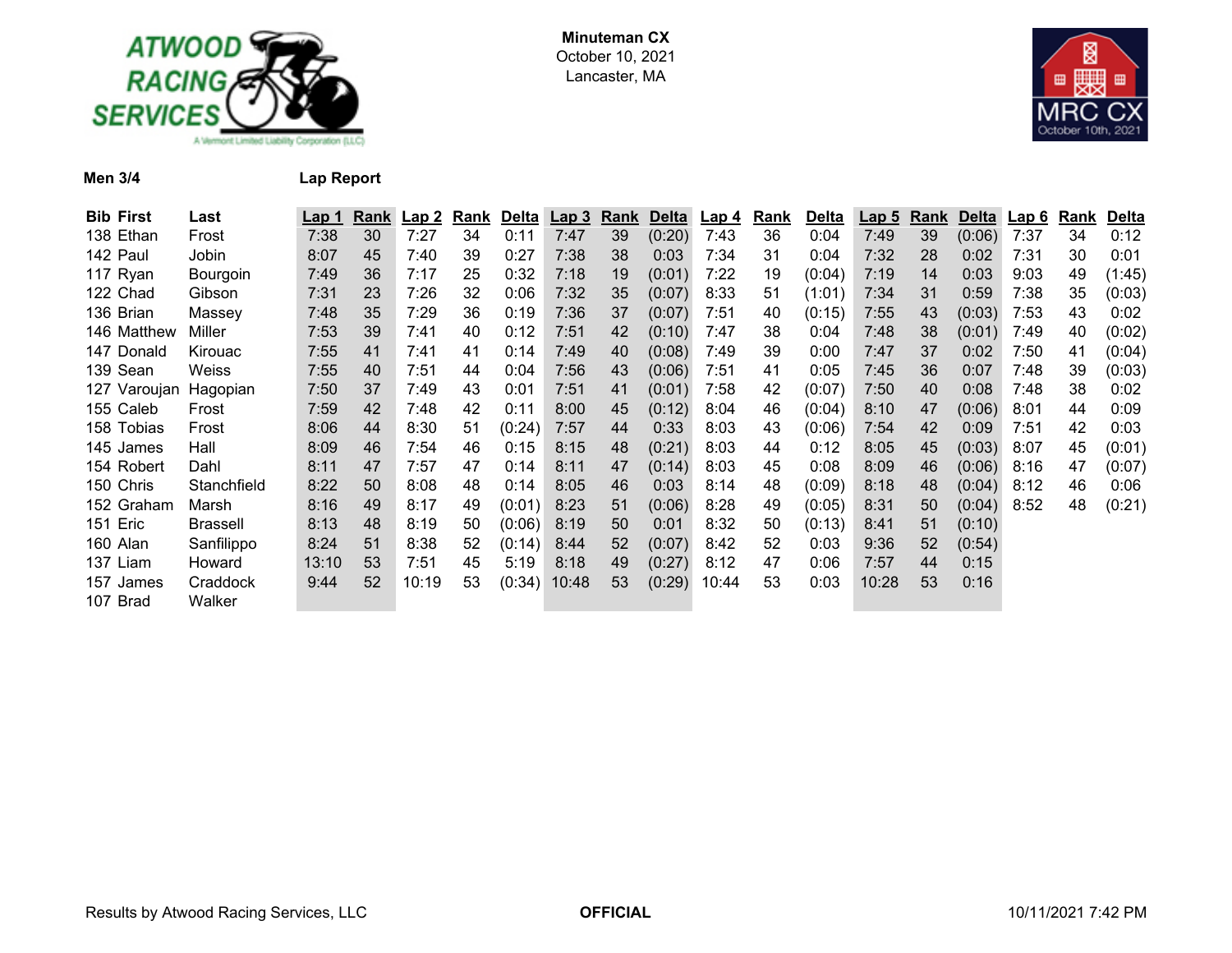**Minuteman CX**
October 10, 2021
Lancaster, MA

**Men 3/4** **Lap Report**

| Bib | First | Last | Lap 1 | Rank | Lap 2 | Rank | Delta | Lap 3 | Rank | Delta | Lap 4 | Rank | Delta | Lap 5 | Rank | Delta | Lap 6 | Rank | Delta |
|---|---|---|---|---|---|---|---|---|---|---|---|---|---|---|---|---|---|---|---|
| 138 | Ethan | Frost | 7:38 | 30 | 7:27 | 34 | 0:11 | 7:47 | 39 | (0:20) | 7:43 | 36 | 0:04 | 7:49 | 39 | (0:06) | 7:37 | 34 | 0:12 |
| 142 | Paul | Jobin | 8:07 | 45 | 7:40 | 39 | 0:27 | 7:38 | 38 | 0:03 | 7:34 | 31 | 0:04 | 7:32 | 28 | 0:02 | 7:31 | 30 | 0:01 |
| 117 | Ryan | Bourgoin | 7:49 | 36 | 7:17 | 25 | 0:32 | 7:18 | 19 | (0:01) | 7:22 | 19 | (0:04) | 7:19 | 14 | 0:03 | 9:03 | 49 | (1:45) |
| 122 | Chad | Gibson | 7:31 | 23 | 7:26 | 32 | 0:06 | 7:32 | 35 | (0:07) | 8:33 | 51 | (1:01) | 7:34 | 31 | 0:59 | 7:38 | 35 | (0:03) |
| 136 | Brian | Massey | 7:48 | 35 | 7:29 | 36 | 0:19 | 7:36 | 37 | (0:07) | 7:51 | 40 | (0:15) | 7:55 | 43 | (0:03) | 7:53 | 43 | 0:02 |
| 146 | Matthew | Miller | 7:53 | 39 | 7:41 | 40 | 0:12 | 7:51 | 42 | (0:10) | 7:47 | 38 | 0:04 | 7:48 | 38 | (0:01) | 7:49 | 40 | (0:02) |
| 147 | Donald | Kirouac | 7:55 | 41 | 7:41 | 41 | 0:14 | 7:49 | 40 | (0:08) | 7:49 | 39 | 0:00 | 7:47 | 37 | 0:02 | 7:50 | 41 | (0:04) |
| 139 | Sean | Weiss | 7:55 | 40 | 7:51 | 44 | 0:04 | 7:56 | 43 | (0:06) | 7:51 | 41 | 0:05 | 7:45 | 36 | 0:07 | 7:48 | 39 | (0:03) |
| 127 | Varoujan | Hagopian | 7:50 | 37 | 7:49 | 43 | 0:01 | 7:51 | 41 | (0:01) | 7:58 | 42 | (0:07) | 7:50 | 40 | 0:08 | 7:48 | 38 | 0:02 |
| 155 | Caleb | Frost | 7:59 | 42 | 7:48 | 42 | 0:11 | 8:00 | 45 | (0:12) | 8:04 | 46 | (0:04) | 8:10 | 47 | (0:06) | 8:01 | 44 | 0:09 |
| 158 | Tobias | Frost | 8:06 | 44 | 8:30 | 51 | (0:24) | 7:57 | 44 | 0:33 | 8:03 | 43 | (0:06) | 7:54 | 42 | 0:09 | 7:51 | 42 | 0:03 |
| 145 | James | Hall | 8:09 | 46 | 7:54 | 46 | 0:15 | 8:15 | 48 | (0:21) | 8:03 | 44 | 0:12 | 8:05 | 45 | (0:03) | 8:07 | 45 | (0:01) |
| 154 | Robert | Dahl | 8:11 | 47 | 7:57 | 47 | 0:14 | 8:11 | 47 | (0:14) | 8:03 | 45 | 0:08 | 8:09 | 46 | (0:06) | 8:16 | 47 | (0:07) |
| 150 | Chris | Stanchfield | 8:22 | 50 | 8:08 | 48 | 0:14 | 8:05 | 46 | 0:03 | 8:14 | 48 | (0:09) | 8:18 | 48 | (0:04) | 8:12 | 46 | 0:06 |
| 152 | Graham | Marsh | 8:16 | 49 | 8:17 | 49 | (0:01) | 8:23 | 51 | (0:06) | 8:28 | 49 | (0:05) | 8:31 | 50 | (0:04) | 8:52 | 48 | (0:21) |
| 151 | Eric | Brassell | 8:13 | 48 | 8:19 | 50 | (0:06) | 8:19 | 50 | 0:01 | 8:32 | 50 | (0:13) | 8:41 | 51 | (0:10) | | | |
| 160 | Alan | Sanfilippo | 8:24 | 51 | 8:38 | 52 | (0:14) | 8:44 | 52 | (0:07) | 8:42 | 52 | 0:03 | 9:36 | 52 | (0:54) | | | |
| 137 | Liam | Howard | 13:10 | 53 | 7:51 | 45 | 5:19 | 8:18 | 49 | (0:27) | 8:12 | 47 | 0:06 | 7:57 | 44 | 0:15 | | | |
| 157 | James | Craddock | 9:44 | 52 | 10:19 | 53 | (0:34) | 10:48 | 53 | (0:29) | 10:44 | 53 | 0:03 | 10:28 | 53 | 0:16 | | | |
| 107 | Brad | Walker | | | | | | | | | | | | | | | | | |

Results by Atwood Racing Services, LLC **OFFICIAL** 10/11/2021 7:42 PM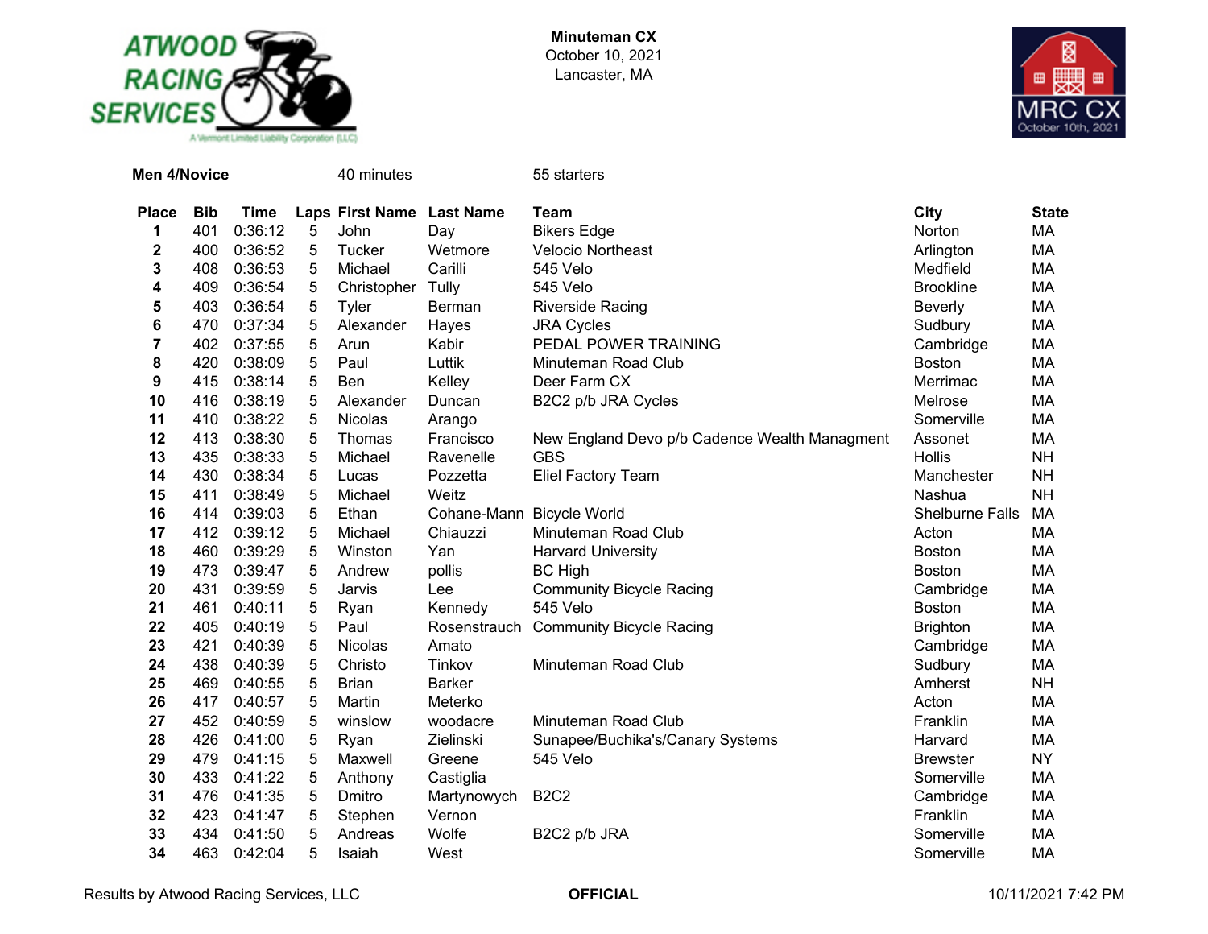**Minuteman CX**
October 10, 2021
Lancaster, MA

**Men 4/Novice** 40 minutes 55 starters

| Place | Bib | Time | Laps | First Name | Last Name | Team | City | State |
|---|---|---|---|---|---|---|---|---|
| **1** | 401 | 0:36:12 | 5 | John | Day | Bikers Edge | Norton | MA |
| **2** | 400 | 0:36:52 | 5 | Tucker | Wetmore | Velocio Northeast | Arlington | MA |
| **3** | 408 | 0:36:53 | 5 | Michael | Carilli | 545 Velo | Medfield | MA |
| **4** | 409 | 0:36:54 | 5 | Christopher | Tully | 545 Velo | Brookline | MA |
| **5** | 403 | 0:36:54 | 5 | Tyler | Berman | Riverside Racing | Beverly | MA |
| **6** | 470 | 0:37:34 | 5 | Alexander | Hayes | JRA Cycles | Sudbury | MA |
| **7** | 402 | 0:37:55 | 5 | Arun | Kabir | PEDAL POWER TRAINING | Cambridge | MA |
| **8** | 420 | 0:38:09 | 5 | Paul | Luttik | Minuteman Road Club | Boston | MA |
| **9** | 415 | 0:38:14 | 5 | Ben | Kelley | Deer Farm CX | Merrimac | MA |
| **10** | 416 | 0:38:19 | 5 | Alexander | Duncan | B2C2 p/b JRA Cycles | Melrose | MA |
| **11** | 410 | 0:38:22 | 5 | Nicolas | Arango | | Somerville | MA |
| **12** | 413 | 0:38:30 | 5 | Thomas | Francisco | New England Devo p/b Cadence Wealth Managment | Assonet | MA |
| **13** | 435 | 0:38:33 | 5 | Michael | Ravenelle | GBS | Hollis | NH |
| **14** | 430 | 0:38:34 | 5 | Lucas | Pozzetta | Eliel Factory Team | Manchester | NH |
| **15** | 411 | 0:38:49 | 5 | Michael | Weitz | | Nashua | NH |
| **16** | 414 | 0:39:03 | 5 | Ethan | Cohane-Mann | Bicycle World | Shelburne Falls | MA |
| **17** | 412 | 0:39:12 | 5 | Michael | Chiauzzi | Minuteman Road Club | Acton | MA |
| **18** | 460 | 0:39:29 | 5 | Winston | Yan | Harvard University | Boston | MA |
| **19** | 473 | 0:39:47 | 5 | Andrew | pollis | BC High | Boston | MA |
| **20** | 431 | 0:39:59 | 5 | Jarvis | Lee | Community Bicycle Racing | Cambridge | MA |
| **21** | 461 | 0:40:11 | 5 | Ryan | Kennedy | 545 Velo | Boston | MA |
| **22** | 405 | 0:40:19 | 5 | Paul | Rosenstrauch | Community Bicycle Racing | Brighton | MA |
| **23** | 421 | 0:40:39 | 5 | Nicolas | Amato | | Cambridge | MA |
| **24** | 438 | 0:40:39 | 5 | Christo | Tinkov | Minuteman Road Club | Sudbury | MA |
| **25** | 469 | 0:40:55 | 5 | Brian | Barker | | Amherst | NH |
| **26** | 417 | 0:40:57 | 5 | Martin | Meterko | | Acton | MA |
| **27** | 452 | 0:40:59 | 5 | winslow | woodacre | Minuteman Road Club | Franklin | MA |
| **28** | 426 | 0:41:00 | 5 | Ryan | Zielinski | Sunapee/Buchika's/Canary Systems | Harvard | MA |
| **29** | 479 | 0:41:15 | 5 | Maxwell | Greene | 545 Velo | Brewster | NY |
| **30** | 433 | 0:41:22 | 5 | Anthony | Castiglia | | Somerville | MA |
| **31** | 476 | 0:41:35 | 5 | Dmitro | Martynowych | B2C2 | Cambridge | MA |
| **32** | 423 | 0:41:47 | 5 | Stephen | Vernon | | Franklin | MA |
| **33** | 434 | 0:41:50 | 5 | Andreas | Wolfe | B2C2 p/b JRA | Somerville | MA |
| **34** | 463 | 0:42:04 | 5 | Isaiah | West | | Somerville | MA |

Results by Atwood Racing Services, LLC **OFFICIAL** 10/11/2021 7:42 PM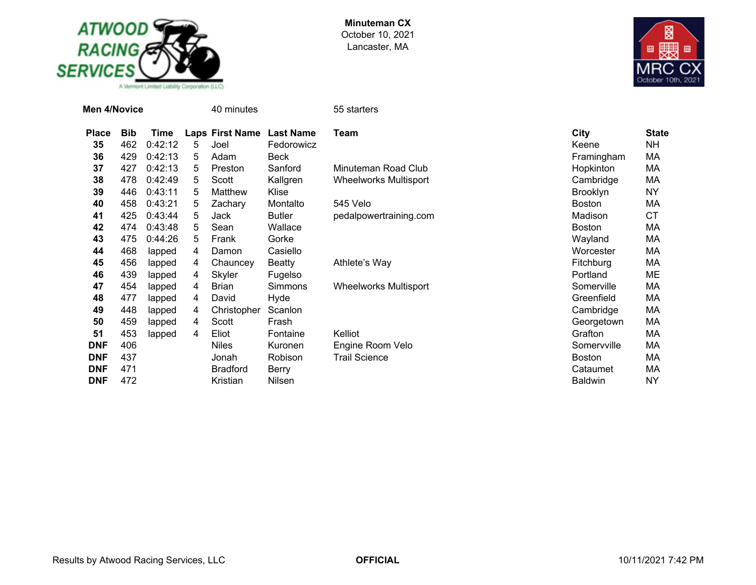**Minuteman CX**
October 10, 2021
Lancaster, MA

**Men 4/Novice** 40 minutes 55 starters

| Place | Bib | Time | Laps | First Name | Last Name | Team | City | State |
|---|---|---|---|---|---|---|---|---|
| **35** | 462 | 0:42:12 | 5 | Joel | Fedorowicz | | Keene | NH |
| **36** | 429 | 0:42:13 | 5 | Adam | Beck | | Framingham | MA |
| **37** | 427 | 0:42:13 | 5 | Preston | Sanford | Minuteman Road Club | Hopkinton | MA |
| **38** | 478 | 0:42:49 | 5 | Scott | Kallgren | Wheelworks Multisport | Cambridge | MA |
| **39** | 446 | 0:43:11 | 5 | Matthew | Klise | | Brooklyn | NY |
| **40** | 458 | 0:43:21 | 5 | Zachary | Montalto | 545 Velo | Boston | MA |
| **41** | 425 | 0:43:44 | 5 | Jack | Butler | pedalpowertraining.com | Madison | CT |
| **42** | 474 | 0:43:48 | 5 | Sean | Wallace | | Boston | MA |
| **43** | 475 | 0:44:26 | 5 | Frank | Gorke | | Wayland | MA |
| **44** | 468 | lapped | 4 | Damon | Casiello | | Worcester | MA |
| **45** | 456 | lapped | 4 | Chauncey | Beatty | Athlete’s Way | Fitchburg | MA |
| **46** | 439 | lapped | 4 | Skyler | Fugelso | | Portland | ME |
| **47** | 454 | lapped | 4 | Brian | Simmons | Wheelworks Multisport | Somerville | MA |
| **48** | 477 | lapped | 4 | David | Hyde | | Greenfield | MA |
| **49** | 448 | lapped | 4 | Christopher | Scanlon | | Cambridge | MA |
| **50** | 459 | lapped | 4 | Scott | Frash | | Georgetown | MA |
| **51** | 453 | lapped | 4 | Eliot | Fontaine | Kelliot | Grafton | MA |
| **DNF** | 406 | | | Niles | Kuronen | Engine Room Velo | Somervville | MA |
| **DNF** | 437 | | | Jonah | Robison | Trail Science | Boston | MA |
| **DNF** | 471 | | | Bradford | Berry | | Cataumet | MA |
| **DNF** | 472 | | | Kristian | Nilsen | | Baldwin | NY |

Results by Atwood Racing Services, LLC **OFFICIAL** 10/11/2021 7:42 PM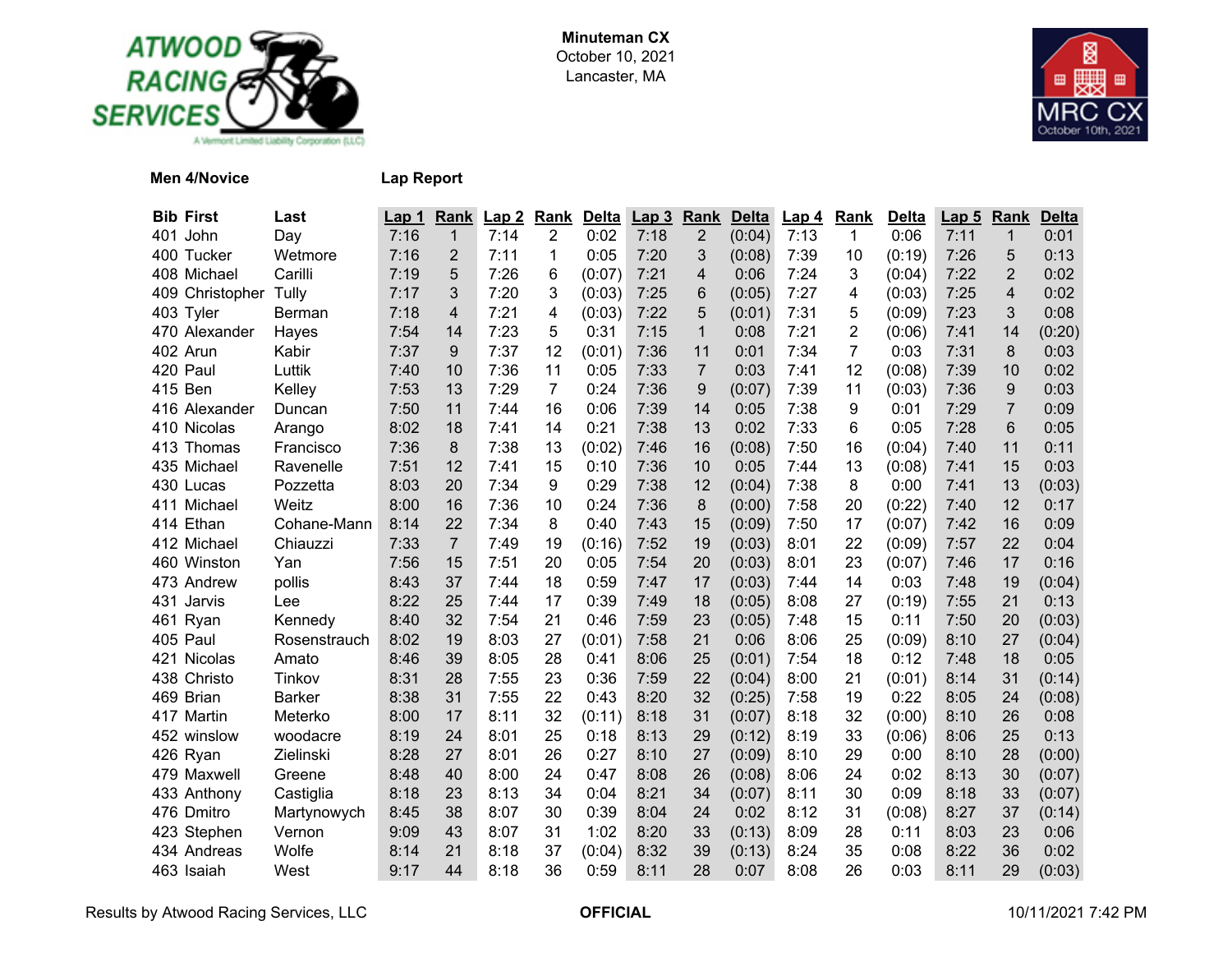**Minuteman CX**
October 10, 2021
Lancaster, MA

**Men 4/Novice** **Lap Report**

| Bib | First | Last | Lap 1 | Rank | Lap 2 | Rank | Delta | Lap 3 | Rank | Delta | Lap 4 | Rank | Delta | Lap 5 | Rank | Delta |
|---|---|---|---|---|---|---|---|---|---|---|---|---|---|---|---|---|
| 401 | John | Day | 7:16 | 1 | 7:14 | 2 | 0:02 | 7:18 | 2 | (0:04) | 7:13 | 1 | 0:06 | 7:11 | 1 | 0:01 |
| 400 | Tucker | Wetmore | 7:16 | 2 | 7:11 | 1 | 0:05 | 7:20 | 3 | (0:08) | 7:39 | 10 | (0:19) | 7:26 | 5 | 0:13 |
| 408 | Michael | Carilli | 7:19 | 5 | 7:26 | 6 | (0:07) | 7:21 | 4 | 0:06 | 7:24 | 3 | (0:04) | 7:22 | 2 | 0:02 |
| 409 | Christopher | Tully | 7:17 | 3 | 7:20 | 3 | (0:03) | 7:25 | 6 | (0:05) | 7:27 | 4 | (0:03) | 7:25 | 4 | 0:02 |
| 403 | Tyler | Berman | 7:18 | 4 | 7:21 | 4 | (0:03) | 7:22 | 5 | (0:01) | 7:31 | 5 | (0:09) | 7:23 | 3 | 0:08 |
| 470 | Alexander | Hayes | 7:54 | 14 | 7:23 | 5 | 0:31 | 7:15 | 1 | 0:08 | 7:21 | 2 | (0:06) | 7:41 | 14 | (0:20) |
| 402 | Arun | Kabir | 7:37 | 9 | 7:37 | 12 | (0:01) | 7:36 | 11 | 0:01 | 7:34 | 7 | 0:03 | 7:31 | 8 | 0:03 |
| 420 | Paul | Luttik | 7:40 | 10 | 7:36 | 11 | 0:05 | 7:33 | 7 | 0:03 | 7:41 | 12 | (0:08) | 7:39 | 10 | 0:02 |
| 415 | Ben | Kelley | 7:53 | 13 | 7:29 | 7 | 0:24 | 7:36 | 9 | (0:07) | 7:39 | 11 | (0:03) | 7:36 | 9 | 0:03 |
| 416 | Alexander | Duncan | 7:50 | 11 | 7:44 | 16 | 0:06 | 7:39 | 14 | 0:05 | 7:38 | 9 | 0:01 | 7:29 | 7 | 0:09 |
| 410 | Nicolas | Arango | 8:02 | 18 | 7:41 | 14 | 0:21 | 7:38 | 13 | 0:02 | 7:33 | 6 | 0:05 | 7:28 | 6 | 0:05 |
| 413 | Thomas | Francisco | 7:36 | 8 | 7:38 | 13 | (0:02) | 7:46 | 16 | (0:08) | 7:50 | 16 | (0:04) | 7:40 | 11 | 0:11 |
| 435 | Michael | Ravenelle | 7:51 | 12 | 7:41 | 15 | 0:10 | 7:36 | 10 | 0:05 | 7:44 | 13 | (0:08) | 7:41 | 15 | 0:03 |
| 430 | Lucas | Pozzetta | 8:03 | 20 | 7:34 | 9 | 0:29 | 7:38 | 12 | (0:04) | 7:38 | 8 | 0:00 | 7:41 | 13 | (0:03) |
| 411 | Michael | Weitz | 8:00 | 16 | 7:36 | 10 | 0:24 | 7:36 | 8 | (0:00) | 7:58 | 20 | (0:22) | 7:40 | 12 | 0:17 |
| 414 | Ethan | Cohane-Mann | 8:14 | 22 | 7:34 | 8 | 0:40 | 7:43 | 15 | (0:09) | 7:50 | 17 | (0:07) | 7:42 | 16 | 0:09 |
| 412 | Michael | Chiauzzi | 7:33 | 7 | 7:49 | 19 | (0:16) | 7:52 | 19 | (0:03) | 8:01 | 22 | (0:09) | 7:57 | 22 | 0:04 |
| 460 | Winston | Yan | 7:56 | 15 | 7:51 | 20 | 0:05 | 7:54 | 20 | (0:03) | 8:01 | 23 | (0:07) | 7:46 | 17 | 0:16 |
| 473 | Andrew | pollis | 8:43 | 37 | 7:44 | 18 | 0:59 | 7:47 | 17 | (0:03) | 7:44 | 14 | 0:03 | 7:48 | 19 | (0:04) |
| 431 | Jarvis | Lee | 8:22 | 25 | 7:44 | 17 | 0:39 | 7:49 | 18 | (0:05) | 8:08 | 27 | (0:19) | 7:55 | 21 | 0:13 |
| 461 | Ryan | Kennedy | 8:40 | 32 | 7:54 | 21 | 0:46 | 7:59 | 23 | (0:05) | 7:48 | 15 | 0:11 | 7:50 | 20 | (0:03) |
| 405 | Paul | Rosenstrauch | 8:02 | 19 | 8:03 | 27 | (0:01) | 7:58 | 21 | 0:06 | 8:06 | 25 | (0:09) | 8:10 | 27 | (0:04) |
| 421 | Nicolas | Amato | 8:46 | 39 | 8:05 | 28 | 0:41 | 8:06 | 25 | (0:01) | 7:54 | 18 | 0:12 | 7:48 | 18 | 0:05 |
| 438 | Christo | Tinkov | 8:31 | 28 | 7:55 | 23 | 0:36 | 7:59 | 22 | (0:04) | 8:00 | 21 | (0:01) | 8:14 | 31 | (0:14) |
| 469 | Brian | Barker | 8:38 | 31 | 7:55 | 22 | 0:43 | 8:20 | 32 | (0:25) | 7:58 | 19 | 0:22 | 8:05 | 24 | (0:08) |
| 417 | Martin | Meterko | 8:00 | 17 | 8:11 | 32 | (0:11) | 8:18 | 31 | (0:07) | 8:18 | 32 | (0:00) | 8:10 | 26 | 0:08 |
| 452 | winslow | woodacre | 8:19 | 24 | 8:01 | 25 | 0:18 | 8:13 | 29 | (0:12) | 8:19 | 33 | (0:06) | 8:06 | 25 | 0:13 |
| 426 | Ryan | Zielinski | 8:28 | 27 | 8:01 | 26 | 0:27 | 8:10 | 27 | (0:09) | 8:10 | 29 | 0:00 | 8:10 | 28 | (0:00) |
| 479 | Maxwell | Greene | 8:48 | 40 | 8:00 | 24 | 0:47 | 8:08 | 26 | (0:08) | 8:06 | 24 | 0:02 | 8:13 | 30 | (0:07) |
| 433 | Anthony | Castiglia | 8:18 | 23 | 8:13 | 34 | 0:04 | 8:21 | 34 | (0:07) | 8:11 | 30 | 0:09 | 8:18 | 33 | (0:07) |
| 476 | Dmitro | Martynowych | 8:45 | 38 | 8:07 | 30 | 0:39 | 8:04 | 24 | 0:02 | 8:12 | 31 | (0:08) | 8:27 | 37 | (0:14) |
| 423 | Stephen | Vernon | 9:09 | 43 | 8:07 | 31 | 1:02 | 8:20 | 33 | (0:13) | 8:09 | 28 | 0:11 | 8:03 | 23 | 0:06 |
| 434 | Andreas | Wolfe | 8:14 | 21 | 8:18 | 37 | (0:04) | 8:32 | 39 | (0:13) | 8:24 | 35 | 0:08 | 8:22 | 36 | 0:02 |
| 463 | Isaiah | West | 9:17 | 44 | 8:18 | 36 | 0:59 | 8:11 | 28 | 0:07 | 8:08 | 26 | 0:03 | 8:11 | 29 | (0:03) |

Results by Atwood Racing Services, LLC **OFFICIAL** 10/11/2021 7:42 PM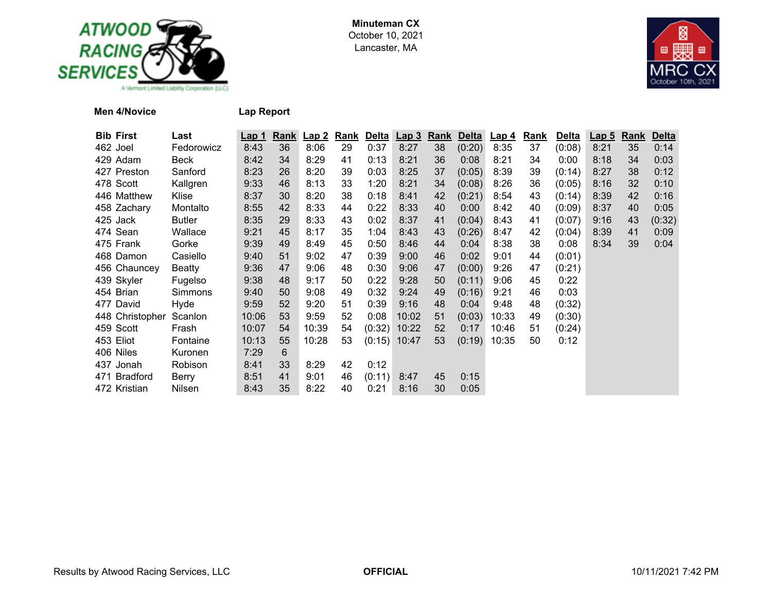**Minuteman CX**
October 10, 2021
Lancaster, MA

**Men 4/Novice** **Lap Report**

| Bib | First | Last | Lap 1 | Rank | Lap 2 | Rank | Delta | Lap 3 | Rank | Delta | Lap 4 | Rank | Delta | Lap 5 | Rank | Delta |
|---|---|---|---|---|---|---|---|---|---|---|---|---|---|---|---|---|
| 462 | Joel | Fedorowicz | 8:43 | 36 | 8:06 | 29 | 0:37 | 8:27 | 38 | (0:20) | 8:35 | 37 | (0:08) | 8:21 | 35 | 0:14 |
| 429 | Adam | Beck | 8:42 | 34 | 8:29 | 41 | 0:13 | 8:21 | 36 | 0:08 | 8:21 | 34 | 0:00 | 8:18 | 34 | 0:03 |
| 427 | Preston | Sanford | 8:23 | 26 | 8:20 | 39 | 0:03 | 8:25 | 37 | (0:05) | 8:39 | 39 | (0:14) | 8:27 | 38 | 0:12 |
| 478 | Scott | Kallgren | 9:33 | 46 | 8:13 | 33 | 1:20 | 8:21 | 34 | (0:08) | 8:26 | 36 | (0:05) | 8:16 | 32 | 0:10 |
| 446 | Matthew | Klise | 8:37 | 30 | 8:20 | 38 | 0:18 | 8:41 | 42 | (0:21) | 8:54 | 43 | (0:14) | 8:39 | 42 | 0:16 |
| 458 | Zachary | Montalto | 8:55 | 42 | 8:33 | 44 | 0:22 | 8:33 | 40 | 0:00 | 8:42 | 40 | (0:09) | 8:37 | 40 | 0:05 |
| 425 | Jack | Butler | 8:35 | 29 | 8:33 | 43 | 0:02 | 8:37 | 41 | (0:04) | 8:43 | 41 | (0:07) | 9:16 | 43 | (0:32) |
| 474 | Sean | Wallace | 9:21 | 45 | 8:17 | 35 | 1:04 | 8:43 | 43 | (0:26) | 8:47 | 42 | (0:04) | 8:39 | 41 | 0:09 |
| 475 | Frank | Gorke | 9:39 | 49 | 8:49 | 45 | 0:50 | 8:46 | 44 | 0:04 | 8:38 | 38 | 0:08 | 8:34 | 39 | 0:04 |
| 468 | Damon | Casiello | 9:40 | 51 | 9:02 | 47 | 0:39 | 9:00 | 46 | 0:02 | 9:01 | 44 | (0:01) | | | |
| 456 | Chauncey | Beatty | 9:36 | 47 | 9:06 | 48 | 0:30 | 9:06 | 47 | (0:00) | 9:26 | 47 | (0:21) | | | |
| 439 | Skyler | Fugelso | 9:38 | 48 | 9:17 | 50 | 0:22 | 9:28 | 50 | (0:11) | 9:06 | 45 | 0:22 | | | |
| 454 | Brian | Simmons | 9:40 | 50 | 9:08 | 49 | 0:32 | 9:24 | 49 | (0:16) | 9:21 | 46 | 0:03 | | | |
| 477 | David | Hyde | 9:59 | 52 | 9:20 | 51 | 0:39 | 9:16 | 48 | 0:04 | 9:48 | 48 | (0:32) | | | |
| 448 | Christopher | Scanlon | 10:06 | 53 | 9:59 | 52 | 0:08 | 10:02 | 51 | (0:03) | 10:33 | 49 | (0:30) | | | |
| 459 | Scott | Frash | 10:07 | 54 | 10:39 | 54 | (0:32) | 10:22 | 52 | 0:17 | 10:46 | 51 | (0:24) | | | |
| 453 | Eliot | Fontaine | 10:13 | 55 | 10:28 | 53 | (0:15) | 10:47 | 53 | (0:19) | 10:35 | 50 | 0:12 | | | |
| 406 | Niles | Kuronen | 7:29 | 6 | | | | | | | | | | | | |
| 437 | Jonah | Robison | 8:41 | 33 | 8:29 | 42 | 0:12 | | | | | | | | | |
| 471 | Bradford | Berry | 8:51 | 41 | 9:01 | 46 | (0:11) | 8:47 | 45 | 0:15 | | | | | | |
| 472 | Kristian | Nilsen | 8:43 | 35 | 8:22 | 40 | 0:21 | 8:16 | 30 | 0:05 | | | | | | |

Results by Atwood Racing Services, LLC **OFFICIAL** 10/11/2021 7:42 PM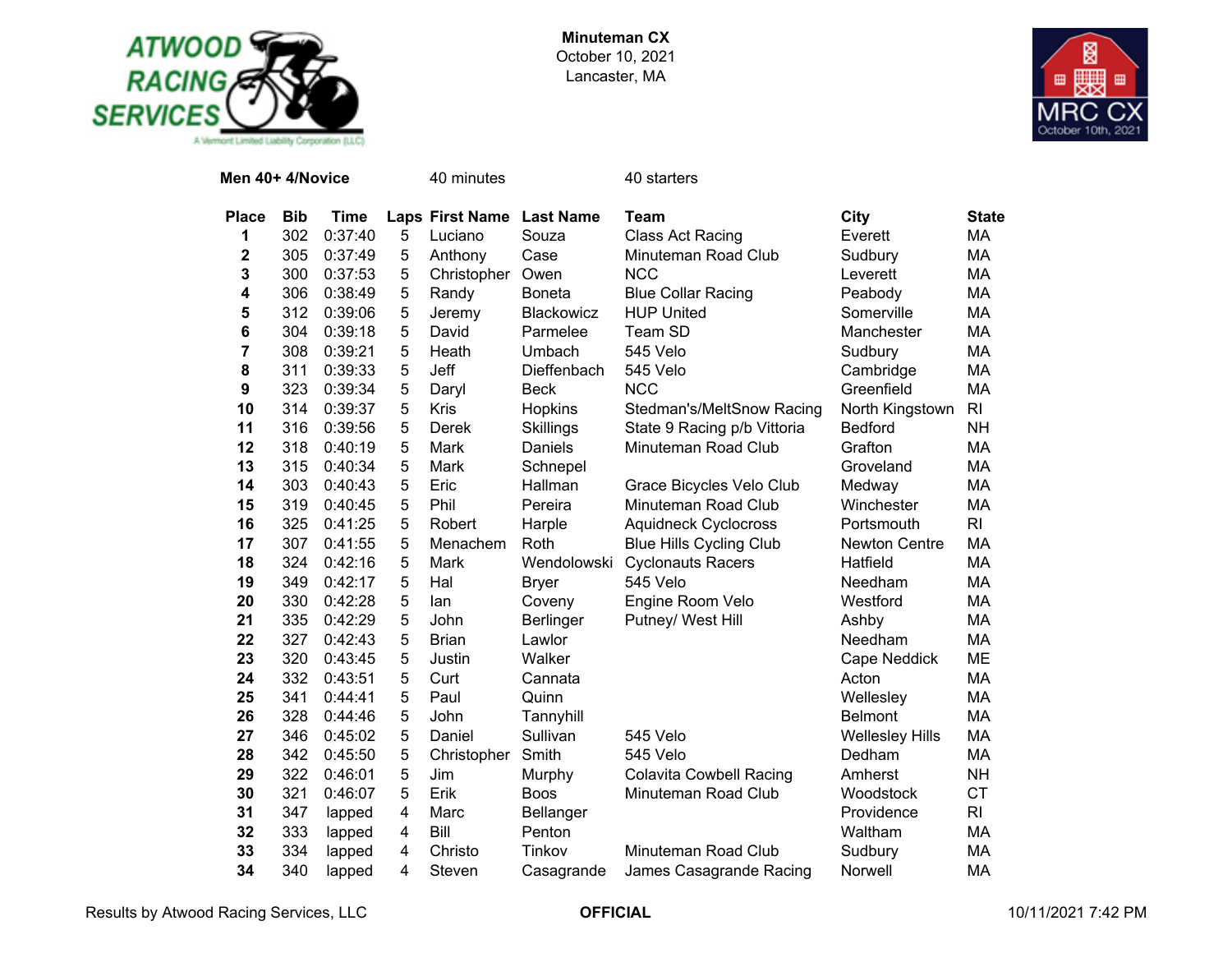**Minuteman CX**
October 10, 2021
Lancaster, MA

**Men 40+ 4/Novice** 40 minutes 40 starters

| Place | Bib | Time | Laps | First Name | Last Name | Team | City | State |
|---|---|---|---|---|---|---|---|---|
| 1 | 302 | 0:37:40 | 5 | Luciano | Souza | Class Act Racing | Everett | MA |
| 2 | 305 | 0:37:49 | 5 | Anthony | Case | Minuteman Road Club | Sudbury | MA |
| 3 | 300 | 0:37:53 | 5 | Christopher | Owen | NCC | Leverett | MA |
| 4 | 306 | 0:38:49 | 5 | Randy | Boneta | Blue Collar Racing | Peabody | MA |
| 5 | 312 | 0:39:06 | 5 | Jeremy | Blackowicz | HUP United | Somerville | MA |
| 6 | 304 | 0:39:18 | 5 | David | Parmelee | Team SD | Manchester | MA |
| 7 | 308 | 0:39:21 | 5 | Heath | Umbach | 545 Velo | Sudbury | MA |
| 8 | 311 | 0:39:33 | 5 | Jeff | Dieffenbach | 545 Velo | Cambridge | MA |
| 9 | 323 | 0:39:34 | 5 | Daryl | Beck | NCC | Greenfield | MA |
| 10 | 314 | 0:39:37 | 5 | Kris | Hopkins | Stedman's/MeltSnow Racing | North Kingstown | RI |
| 11 | 316 | 0:39:56 | 5 | Derek | Skillings | State 9 Racing p/b Vittoria | Bedford | NH |
| 12 | 318 | 0:40:19 | 5 | Mark | Daniels | Minuteman Road Club | Grafton | MA |
| 13 | 315 | 0:40:34 | 5 | Mark | Schnepel | | Groveland | MA |
| 14 | 303 | 0:40:43 | 5 | Eric | Hallman | Grace Bicycles Velo Club | Medway | MA |
| 15 | 319 | 0:40:45 | 5 | Phil | Pereira | Minuteman Road Club | Winchester | MA |
| 16 | 325 | 0:41:25 | 5 | Robert | Harple | Aquidneck Cyclocross | Portsmouth | RI |
| 17 | 307 | 0:41:55 | 5 | Menachem | Roth | Blue Hills Cycling Club | Newton Centre | MA |
| 18 | 324 | 0:42:16 | 5 | Mark | Wendolowski | Cyclonauts Racers | Hatfield | MA |
| 19 | 349 | 0:42:17 | 5 | Hal | Bryer | 545 Velo | Needham | MA |
| 20 | 330 | 0:42:28 | 5 | Ian | Coveny | Engine Room Velo | Westford | MA |
| 21 | 335 | 0:42:29 | 5 | John | Berlinger | Putney/ West Hill | Ashby | MA |
| 22 | 327 | 0:42:43 | 5 | Brian | Lawlor | | Needham | MA |
| 23 | 320 | 0:43:45 | 5 | Justin | Walker | | Cape Neddick | ME |
| 24 | 332 | 0:43:51 | 5 | Curt | Cannata | | Acton | MA |
| 25 | 341 | 0:44:41 | 5 | Paul | Quinn | | Wellesley | MA |
| 26 | 328 | 0:44:46 | 5 | John | Tannyhill | | Belmont | MA |
| 27 | 346 | 0:45:02 | 5 | Daniel | Sullivan | 545 Velo | Wellesley Hills | MA |
| 28 | 342 | 0:45:50 | 5 | Christopher | Smith | 545 Velo | Dedham | MA |
| 29 | 322 | 0:46:01 | 5 | Jim | Murphy | Colavita Cowbell Racing | Amherst | NH |
| 30 | 321 | 0:46:07 | 5 | Erik | Boos | Minuteman Road Club | Woodstock | CT |
| 31 | 347 | lapped | 4 | Marc | Bellanger | | Providence | RI |
| 32 | 333 | lapped | 4 | Bill | Penton | | Waltham | MA |
| 33 | 334 | lapped | 4 | Christo | Tinkov | Minuteman Road Club | Sudbury | MA |
| 34 | 340 | lapped | 4 | Steven | Casagrande | James Casagrande Racing | Norwell | MA |

Results by Atwood Racing Services, LLC **OFFICIAL** 10/11/2021 7:42 PM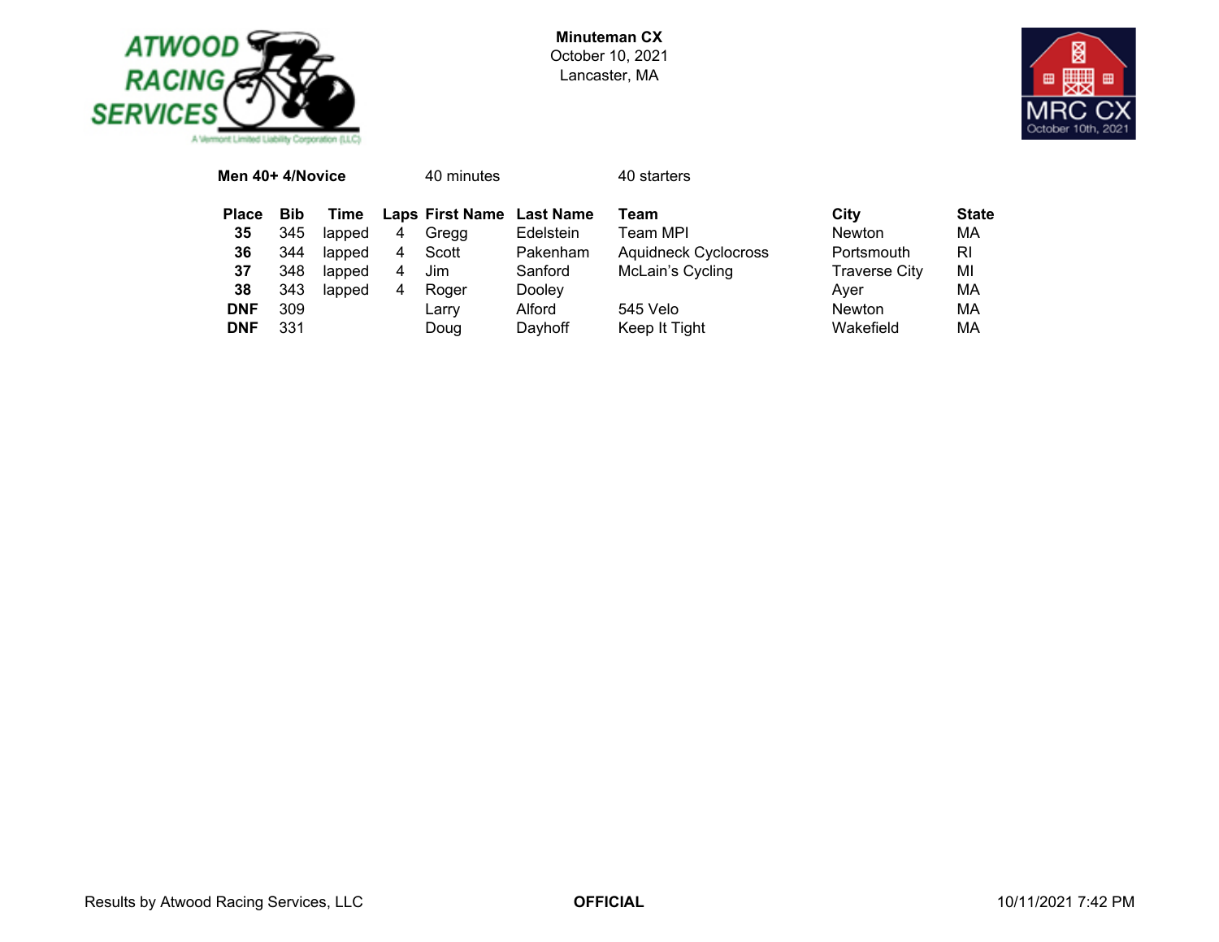**Minuteman CX**
October 10, 2021
Lancaster, MA

**Men 40+ 4/Novice** 40 minutes 40 starters

| Place | Bib | Time | Laps | First Name | Last Name | Team | City | State |
|---|---|---|---|---|---|---|---|---|
| **35** | 345 | lapped | 4 | Gregg | Edelstein | Team MPI | Newton | MA |
| **36** | 344 | lapped | 4 | Scott | Pakenham | Aquidneck Cyclocross | Portsmouth | RI |
| **37** | 348 | lapped | 4 | Jim | Sanford | McLain's Cycling | Traverse City | MI |
| **38** | 343 | lapped | 4 | Roger | Dooley | | Ayer | MA |
| **DNF** | 309 | | | Larry | Alford | 545 Velo | Newton | MA |
| **DNF** | 331 | | | Doug | Dayhoff | Keep It Tight | Wakefield | MA |

Results by Atwood Racing Services, LLC **OFFICIAL** 10/11/2021 7:42 PM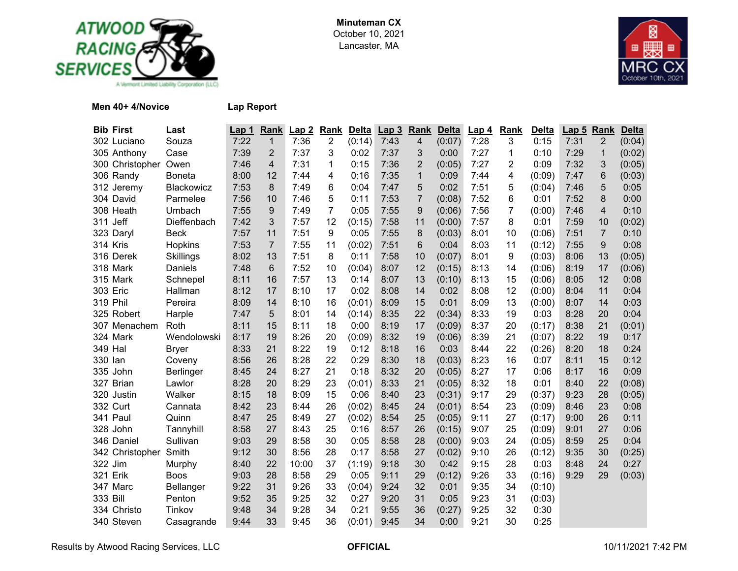**Minuteman CX**
October 10, 2021
Lancaster, MA

**Men 40+ 4/Novice** **Lap Report**

| Bib | First | Last | Lap 1 | Rank | Lap 2 | Rank | Delta | Lap 3 | Rank | Delta | Lap 4 | Rank | Delta | Lap 5 | Rank | Delta |
|---|---|---|---|---|---|---|---|---|---|---|---|---|---|---|---|---|
| 302 | Luciano | Souza | 7:22 | 1 | 7:36 | 2 | (0:14) | 7:43 | 4 | (0:07) | 7:28 | 3 | 0:15 | 7:31 | 2 | (0:04) |
| 305 | Anthony | Case | 7:39 | 2 | 7:37 | 3 | 0:02 | 7:37 | 3 | 0:00 | 7:27 | 1 | 0:10 | 7:29 | 1 | (0:02) |
| 300 | Christopher | Owen | 7:46 | 4 | 7:31 | 1 | 0:15 | 7:36 | 2 | (0:05) | 7:27 | 2 | 0:09 | 7:32 | 3 | (0:05) |
| 306 | Randy | Boneta | 8:00 | 12 | 7:44 | 4 | 0:16 | 7:35 | 1 | 0:09 | 7:44 | 4 | (0:09) | 7:47 | 6 | (0:03) |
| 312 | Jeremy | Blackowicz | 7:53 | 8 | 7:49 | 6 | 0:04 | 7:47 | 5 | 0:02 | 7:51 | 5 | (0:04) | 7:46 | 5 | 0:05 |
| 304 | David | Parmelee | 7:56 | 10 | 7:46 | 5 | 0:11 | 7:53 | 7 | (0:08) | 7:52 | 6 | 0:01 | 7:52 | 8 | 0:00 |
| 308 | Heath | Umbach | 7:55 | 9 | 7:49 | 7 | 0:05 | 7:55 | 9 | (0:06) | 7:56 | 7 | (0:00) | 7:46 | 4 | 0:10 |
| 311 | Jeff | Dieffenbach | 7:42 | 3 | 7:57 | 12 | (0:15) | 7:58 | 11 | (0:00) | 7:57 | 8 | 0:01 | 7:59 | 10 | (0:02) |
| 323 | Daryl | Beck | 7:57 | 11 | 7:51 | 9 | 0:05 | 7:55 | 8 | (0:03) | 8:01 | 10 | (0:06) | 7:51 | 7 | 0:10 |
| 314 | Kris | Hopkins | 7:53 | 7 | 7:55 | 11 | (0:02) | 7:51 | 6 | 0:04 | 8:03 | 11 | (0:12) | 7:55 | 9 | 0:08 |
| 316 | Derek | Skillings | 8:02 | 13 | 7:51 | 8 | 0:11 | 7:58 | 10 | (0:07) | 8:01 | 9 | (0:03) | 8:06 | 13 | (0:05) |
| 318 | Mark | Daniels | 7:48 | 6 | 7:52 | 10 | (0:04) | 8:07 | 12 | (0:15) | 8:13 | 14 | (0:06) | 8:19 | 17 | (0:06) |
| 315 | Mark | Schnepel | 8:11 | 16 | 7:57 | 13 | 0:14 | 8:07 | 13 | (0:10) | 8:13 | 15 | (0:06) | 8:05 | 12 | 0:08 |
| 303 | Eric | Hallman | 8:12 | 17 | 8:10 | 17 | 0:02 | 8:08 | 14 | 0:02 | 8:08 | 12 | (0:00) | 8:04 | 11 | 0:04 |
| 319 | Phil | Pereira | 8:09 | 14 | 8:10 | 16 | (0:01) | 8:09 | 15 | 0:01 | 8:09 | 13 | (0:00) | 8:07 | 14 | 0:03 |
| 325 | Robert | Harple | 7:47 | 5 | 8:01 | 14 | (0:14) | 8:35 | 22 | (0:34) | 8:33 | 19 | 0:03 | 8:28 | 20 | 0:04 |
| 307 | Menachem | Roth | 8:11 | 15 | 8:11 | 18 | 0:00 | 8:19 | 17 | (0:09) | 8:37 | 20 | (0:17) | 8:38 | 21 | (0:01) |
| 324 | Mark | Wendolowski | 8:17 | 19 | 8:26 | 20 | (0:09) | 8:32 | 19 | (0:06) | 8:39 | 21 | (0:07) | 8:22 | 19 | 0:17 |
| 349 | Hal | Bryer | 8:33 | 21 | 8:22 | 19 | 0:12 | 8:18 | 16 | 0:03 | 8:44 | 22 | (0:26) | 8:20 | 18 | 0:24 |
| 330 | Ian | Coveny | 8:56 | 26 | 8:28 | 22 | 0:29 | 8:30 | 18 | (0:03) | 8:23 | 16 | 0:07 | 8:11 | 15 | 0:12 |
| 335 | John | Berlinger | 8:45 | 24 | 8:27 | 21 | 0:18 | 8:32 | 20 | (0:05) | 8:27 | 17 | 0:06 | 8:17 | 16 | 0:09 |
| 327 | Brian | Lawlor | 8:28 | 20 | 8:29 | 23 | (0:01) | 8:33 | 21 | (0:05) | 8:32 | 18 | 0:01 | 8:40 | 22 | (0:08) |
| 320 | Justin | Walker | 8:15 | 18 | 8:09 | 15 | 0:06 | 8:40 | 23 | (0:31) | 9:17 | 29 | (0:37) | 9:23 | 28 | (0:05) |
| 332 | Curt | Cannata | 8:42 | 23 | 8:44 | 26 | (0:02) | 8:45 | 24 | (0:01) | 8:54 | 23 | (0:09) | 8:46 | 23 | 0:08 |
| 341 | Paul | Quinn | 8:47 | 25 | 8:49 | 27 | (0:02) | 8:54 | 25 | (0:05) | 9:11 | 27 | (0:17) | 9:00 | 26 | 0:11 |
| 328 | John | Tannyhill | 8:58 | 27 | 8:43 | 25 | 0:16 | 8:57 | 26 | (0:15) | 9:07 | 25 | (0:09) | 9:01 | 27 | 0:06 |
| 346 | Daniel | Sullivan | 9:03 | 29 | 8:58 | 30 | 0:05 | 8:58 | 28 | (0:00) | 9:03 | 24 | (0:05) | 8:59 | 25 | 0:04 |
| 342 | Christopher | Smith | 9:12 | 30 | 8:56 | 28 | 0:17 | 8:58 | 27 | (0:02) | 9:10 | 26 | (0:12) | 9:35 | 30 | (0:25) |
| 322 | Jim | Murphy | 8:40 | 22 | 10:00 | 37 | (1:19) | 9:18 | 30 | 0:42 | 9:15 | 28 | 0:03 | 8:48 | 24 | 0:27 |
| 321 | Erik | Boos | 9:03 | 28 | 8:58 | 29 | 0:05 | 9:11 | 29 | (0:12) | 9:26 | 33 | (0:16) | 9:29 | 29 | (0:03) |
| 347 | Marc | Bellanger | 9:22 | 31 | 9:26 | 33 | (0:04) | 9:24 | 32 | 0:01 | 9:35 | 34 | (0:10) | | | |
| 333 | Bill | Penton | 9:52 | 35 | 9:25 | 32 | 0:27 | 9:20 | 31 | 0:05 | 9:23 | 31 | (0:03) | | | |
| 334 | Christo | Tinkov | 9:48 | 34 | 9:28 | 34 | 0:21 | 9:55 | 36 | (0:27) | 9:25 | 32 | 0:30 | | | |
| 340 | Steven | Casagrande | 9:44 | 33 | 9:45 | 36 | (0:01) | 9:45 | 34 | 0:00 | 9:21 | 30 | 0:25 | | | |

Results by Atwood Racing Services, LLC **OFFICIAL** 10/11/2021 7:42 PM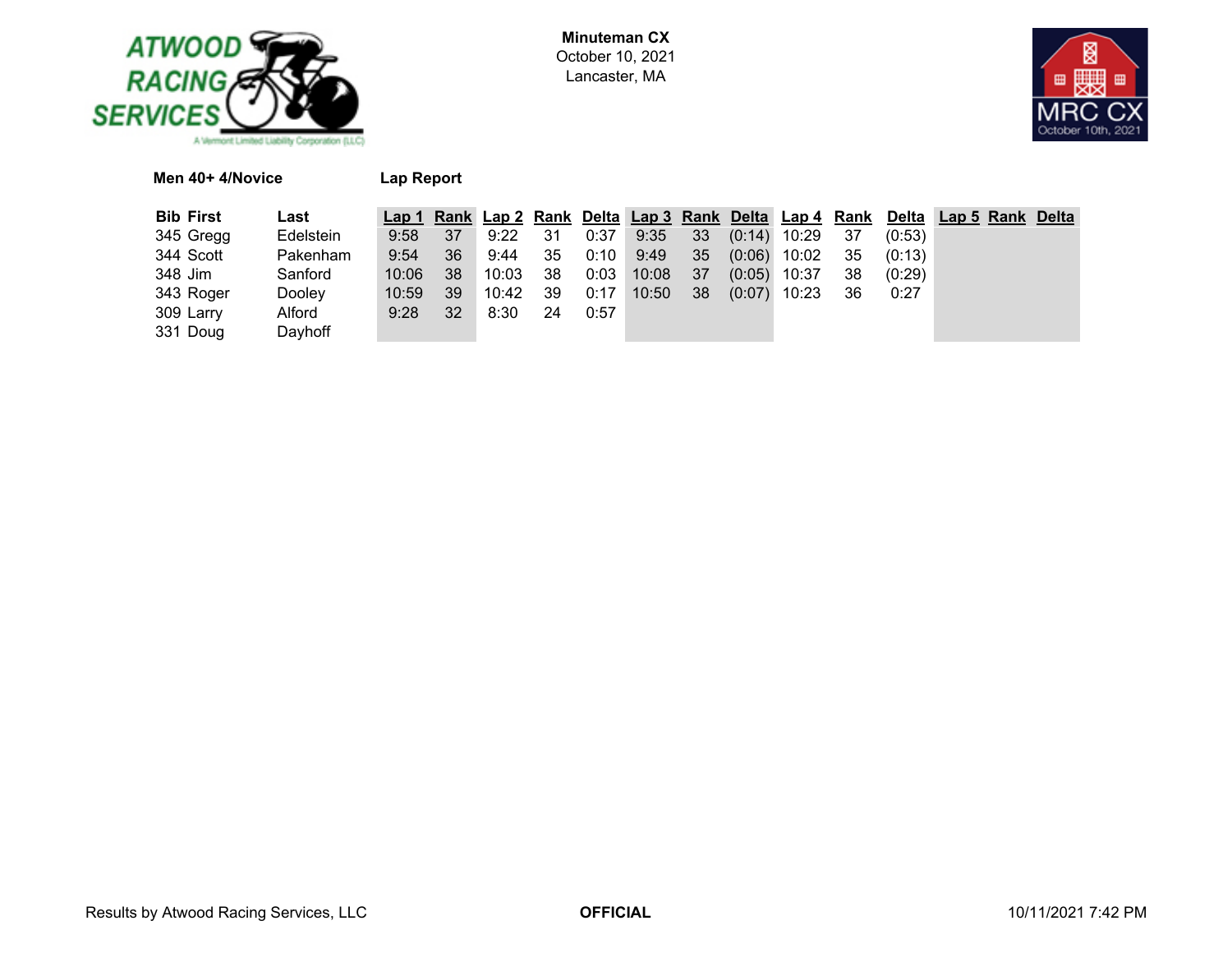**Minuteman CX**
October 10, 2021
Lancaster, MA

**Men 40+ 4/Novice** **Lap Report**

| Bib | First | Last | Lap 1 | Rank | Lap 2 | Rank | Delta | Lap 3 | Rank | Delta | Lap 4 | Rank | Delta | Lap 5 | Rank | Delta |
|---|---|---|---|---|---|---|---|---|---|---|---|---|---|---|---|---|
| 345 | Gregg | Edelstein | 9:58 | 37 | 9:22 | 31 | 0:37 | 9:35 | 33 | (0:14) | 10:29 | 37 | (0:53) | | | |
| 344 | Scott | Pakenham | 9:54 | 36 | 9:44 | 35 | 0:10 | 9:49 | 35 | (0:06) | 10:02 | 35 | (0:13) | | | |
| 348 | Jim | Sanford | 10:06 | 38 | 10:03 | 38 | 0:03 | 10:08 | 37 | (0:05) | 10:37 | 38 | (0:29) | | | |
| 343 | Roger | Dooley | 10:59 | 39 | 10:42 | 39 | 0:17 | 10:50 | 38 | (0:07) | 10:23 | 36 | 0:27 | | | |
| 309 | Larry | Alford | 9:28 | 32 | 8:30 | 24 | 0:57 | | | | | | | | | |
| 331 | Doug | Dayhoff | | | | | | | | | | | | | | |

Results by Atwood Racing Services, LLC **OFFICIAL** 10/11/2021 7:42 PM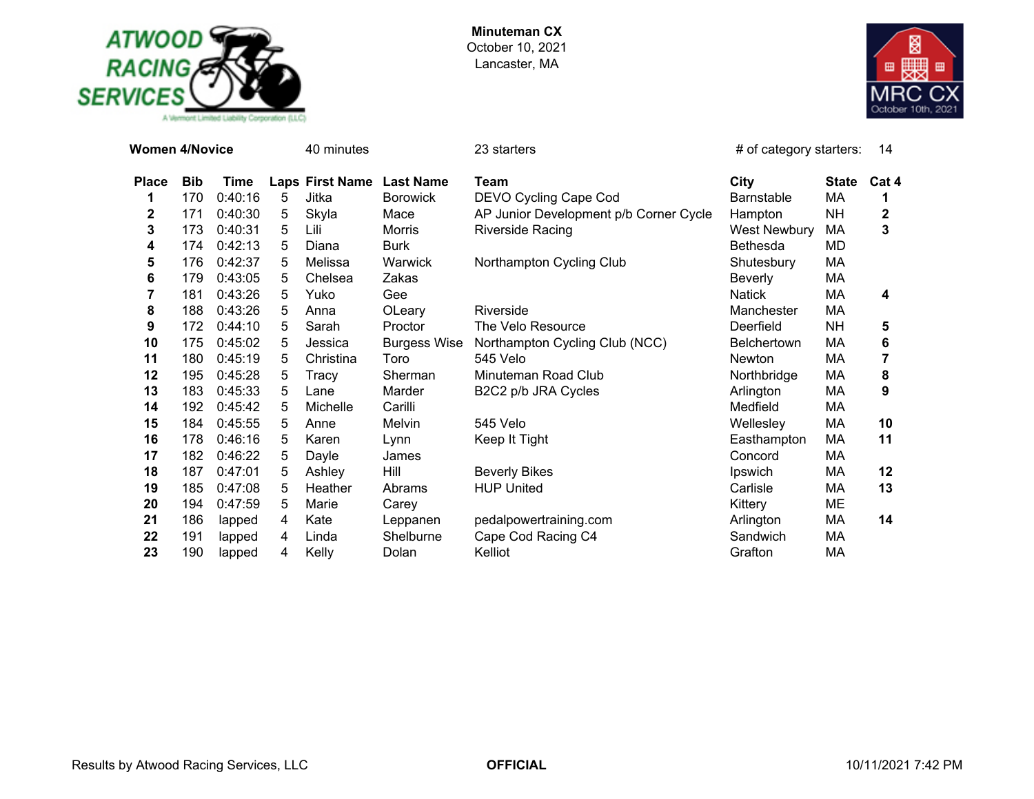**Minuteman CX**
October 10, 2021
Lancaster, MA

**Women 4/Novice** 40 minutes 23 starters # of category starters: 14

| Place | Bib | Time | Laps | First Name | Last Name | Team | City | State | Cat 4 |
|---|---|---|---|---|---|---|---|---|---|
| 1 | 170 | 0:40:16 | 5 | Jitka | Borowick | DEVO Cycling Cape Cod | Barnstable | MA | 1 |
| 2 | 171 | 0:40:30 | 5 | Skyla | Mace | AP Junior Development p/b Corner Cycle | Hampton | NH | 2 |
| 3 | 173 | 0:40:31 | 5 | Lili | Morris | Riverside Racing | West Newbury | MA | 3 |
| 4 | 174 | 0:42:13 | 5 | Diana | Burk | | Bethesda | MD | |
| 5 | 176 | 0:42:37 | 5 | Melissa | Warwick | Northampton Cycling Club | Shutesbury | MA | |
| 6 | 179 | 0:43:05 | 5 | Chelsea | Zakas | | Beverly | MA | |
| 7 | 181 | 0:43:26 | 5 | Yuko | Gee | | Natick | MA | 4 |
| 8 | 188 | 0:43:26 | 5 | Anna | OLeary | Riverside | Manchester | MA | |
| 9 | 172 | 0:44:10 | 5 | Sarah | Proctor | The Velo Resource | Deerfield | NH | 5 |
| 10 | 175 | 0:45:02 | 5 | Jessica | Burgess Wise | Northampton Cycling Club (NCC) | Belchertown | MA | 6 |
| 11 | 180 | 0:45:19 | 5 | Christina | Toro | 545 Velo | Newton | MA | 7 |
| 12 | 195 | 0:45:28 | 5 | Tracy | Sherman | Minuteman Road Club | Northbridge | MA | 8 |
| 13 | 183 | 0:45:33 | 5 | Lane | Marder | B2C2 p/b JRA Cycles | Arlington | MA | 9 |
| 14 | 192 | 0:45:42 | 5 | Michelle | Carilli | | Medfield | MA | |
| 15 | 184 | 0:45:55 | 5 | Anne | Melvin | 545 Velo | Wellesley | MA | 10 |
| 16 | 178 | 0:46:16 | 5 | Karen | Lynn | Keep It Tight | Easthampton | MA | 11 |
| 17 | 182 | 0:46:22 | 5 | Dayle | James | | Concord | MA | |
| 18 | 187 | 0:47:01 | 5 | Ashley | Hill | Beverly Bikes | Ipswich | MA | 12 |
| 19 | 185 | 0:47:08 | 5 | Heather | Abrams | HUP United | Carlisle | MA | 13 |
| 20 | 194 | 0:47:59 | 5 | Marie | Carey | | Kittery | ME | |
| 21 | 186 | lapped | 4 | Kate | Leppanen | pedalpowertraining.com | Arlington | MA | 14 |
| 22 | 191 | lapped | 4 | Linda | Shelburne | Cape Cod Racing C4 | Sandwich | MA | |
| 23 | 190 | lapped | 4 | Kelly | Dolan | Kelliot | Grafton | MA | |

Results by Atwood Racing Services, LLC **OFFICIAL** 10/11/2021 7:42 PM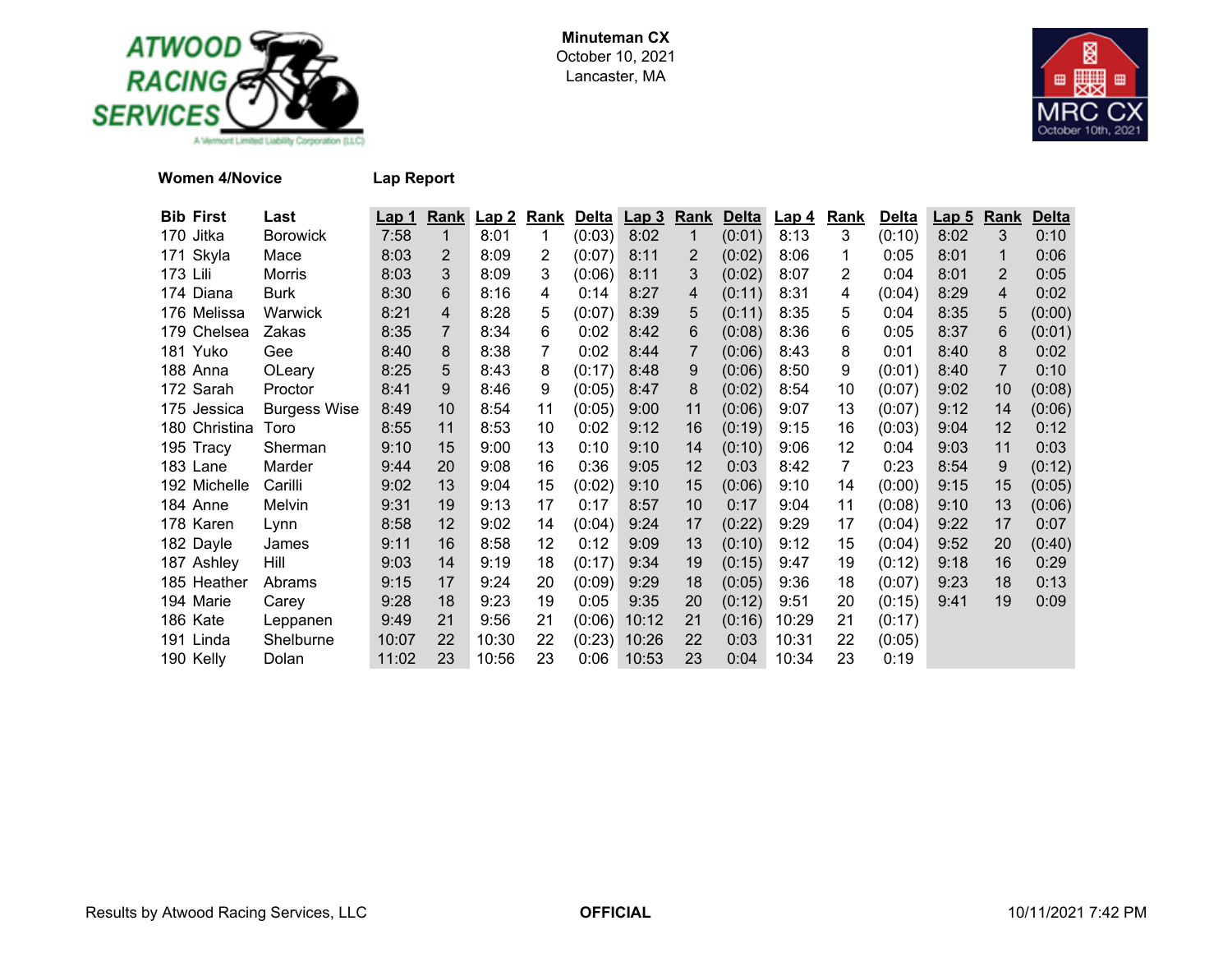**Minuteman CX**
October 10, 2021
Lancaster, MA

**Women 4/Novice** **Lap Report**

| Bib | First | Last | Lap 1 | Rank | Lap 2 | Rank | Delta | Lap 3 | Rank | Delta | Lap 4 | Rank | Delta | Lap 5 | Rank | Delta |
|---|---|---|---|---|---|---|---|---|---|---|---|---|---|---|---|---|
| 170 | Jitka | Borowick | 7:58 | 1 | 8:01 | 1 | (0:03) | 8:02 | 1 | (0:01) | 8:13 | 3 | (0:10) | 8:02 | 3 | 0:10 |
| 171 | Skyla | Mace | 8:03 | 2 | 8:09 | 2 | (0:07) | 8:11 | 2 | (0:02) | 8:06 | 1 | 0:05 | 8:01 | 1 | 0:06 |
| 173 | Lili | Morris | 8:03 | 3 | 8:09 | 3 | (0:06) | 8:11 | 3 | (0:02) | 8:07 | 2 | 0:04 | 8:01 | 2 | 0:05 |
| 174 | Diana | Burk | 8:30 | 6 | 8:16 | 4 | 0:14 | 8:27 | 4 | (0:11) | 8:31 | 4 | (0:04) | 8:29 | 4 | 0:02 |
| 176 | Melissa | Warwick | 8:21 | 4 | 8:28 | 5 | (0:07) | 8:39 | 5 | (0:11) | 8:35 | 5 | 0:04 | 8:35 | 5 | (0:00) |
| 179 | Chelsea | Zakas | 8:35 | 7 | 8:34 | 6 | 0:02 | 8:42 | 6 | (0:08) | 8:36 | 6 | 0:05 | 8:37 | 6 | (0:01) |
| 181 | Yuko | Gee | 8:40 | 8 | 8:38 | 7 | 0:02 | 8:44 | 7 | (0:06) | 8:43 | 8 | 0:01 | 8:40 | 8 | 0:02 |
| 188 | Anna | OLeary | 8:25 | 5 | 8:43 | 8 | (0:17) | 8:48 | 9 | (0:06) | 8:50 | 9 | (0:01) | 8:40 | 7 | 0:10 |
| 172 | Sarah | Proctor | 8:41 | 9 | 8:46 | 9 | (0:05) | 8:47 | 8 | (0:02) | 8:54 | 10 | (0:07) | 9:02 | 10 | (0:08) |
| 175 | Jessica | Burgess Wise | 8:49 | 10 | 8:54 | 11 | (0:05) | 9:00 | 11 | (0:06) | 9:07 | 13 | (0:07) | 9:12 | 14 | (0:06) |
| 180 | Christina | Toro | 8:55 | 11 | 8:53 | 10 | 0:02 | 9:12 | 16 | (0:19) | 9:15 | 16 | (0:03) | 9:04 | 12 | 0:12 |
| 195 | Tracy | Sherman | 9:10 | 15 | 9:00 | 13 | 0:10 | 9:10 | 14 | (0:10) | 9:06 | 12 | 0:04 | 9:03 | 11 | 0:03 |
| 183 | Lane | Marder | 9:44 | 20 | 9:08 | 16 | 0:36 | 9:05 | 12 | 0:03 | 8:42 | 7 | 0:23 | 8:54 | 9 | (0:12) |
| 192 | Michelle | Carilli | 9:02 | 13 | 9:04 | 15 | (0:02) | 9:10 | 15 | (0:06) | 9:10 | 14 | (0:00) | 9:15 | 15 | (0:05) |
| 184 | Anne | Melvin | 9:31 | 19 | 9:13 | 17 | 0:17 | 8:57 | 10 | 0:17 | 9:04 | 11 | (0:08) | 9:10 | 13 | (0:06) |
| 178 | Karen | Lynn | 8:58 | 12 | 9:02 | 14 | (0:04) | 9:24 | 17 | (0:22) | 9:29 | 17 | (0:04) | 9:22 | 17 | 0:07 |
| 182 | Dayle | James | 9:11 | 16 | 8:58 | 12 | 0:12 | 9:09 | 13 | (0:10) | 9:12 | 15 | (0:04) | 9:52 | 20 | (0:40) |
| 187 | Ashley | Hill | 9:03 | 14 | 9:19 | 18 | (0:17) | 9:34 | 19 | (0:15) | 9:47 | 19 | (0:12) | 9:18 | 16 | 0:29 |
| 185 | Heather | Abrams | 9:15 | 17 | 9:24 | 20 | (0:09) | 9:29 | 18 | (0:05) | 9:36 | 18 | (0:07) | 9:23 | 18 | 0:13 |
| 194 | Marie | Carey | 9:28 | 18 | 9:23 | 19 | 0:05 | 9:35 | 20 | (0:12) | 9:51 | 20 | (0:15) | 9:41 | 19 | 0:09 |
| 186 | Kate | Leppanen | 9:49 | 21 | 9:56 | 21 | (0:06) | 10:12 | 21 | (0:16) | 10:29 | 21 | (0:17) | | | |
| 191 | Linda | Shelburne | 10:07 | 22 | 10:30 | 22 | (0:23) | 10:26 | 22 | 0:03 | 10:31 | 22 | (0:05) | | | |
| 190 | Kelly | Dolan | 11:02 | 23 | 10:56 | 23 | 0:06 | 10:53 | 23 | 0:04 | 10:34 | 23 | 0:19 | | | |

Results by Atwood Racing Services, LLC **OFFICIAL** 10/11/2021 7:42 PM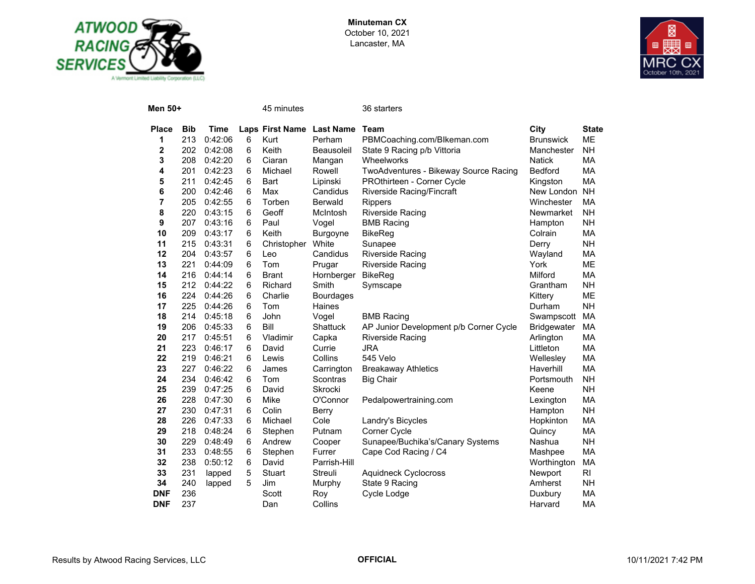**Minuteman CX**
October 10, 2021
Lancaster, MA

**Men 50+** 45 minutes 36 starters

| Place | Bib | Time | Laps | First Name | Last Name | Team | City | State |
|---|---|---|---|---|---|---|---|---|
| 1 | 213 | 0:42:06 | 6 | Kurt | Perham | PBMCoaching.com/BIkeman.com | Brunswick | ME |
| 2 | 202 | 0:42:08 | 6 | Keith | Beausoleil | State 9 Racing p/b Vittoria | Manchester | NH |
| 3 | 208 | 0:42:20 | 6 | Ciaran | Mangan | Wheelworks | Natick | MA |
| 4 | 201 | 0:42:23 | 6 | Michael | Rowell | TwoAdventures - Bikeway Source Racing | Bedford | MA |
| 5 | 211 | 0:42:45 | 6 | Bart | Lipinski | PROthirteen - Corner Cycle | Kingston | MA |
| 6 | 200 | 0:42:46 | 6 | Max | Candidus | Riverside Racing/Fincraft | New London | NH |
| 7 | 205 | 0:42:55 | 6 | Torben | Berwald | Rippers | Winchester | MA |
| 8 | 220 | 0:43:15 | 6 | Geoff | McIntosh | Riverside Racing | Newmarket | NH |
| 9 | 207 | 0:43:16 | 6 | Paul | Vogel | BMB Racing | Hampton | NH |
| 10 | 209 | 0:43:17 | 6 | Keith | Burgoyne | BikeReg | Colrain | MA |
| 11 | 215 | 0:43:31 | 6 | Christopher | White | Sunapee | Derry | NH |
| 12 | 204 | 0:43:57 | 6 | Leo | Candidus | Riverside Racing | Wayland | MA |
| 13 | 221 | 0:44:09 | 6 | Tom | Prugar | Riverside Racing | York | ME |
| 14 | 216 | 0:44:14 | 6 | Brant | Hornberger | BikeReg | Milford | MA |
| 15 | 212 | 0:44:22 | 6 | Richard | Smith | Symscape | Grantham | NH |
| 16 | 224 | 0:44:26 | 6 | Charlie | Bourdages | | Kittery | ME |
| 17 | 225 | 0:44:26 | 6 | Tom | Haines | | Durham | NH |
| 18 | 214 | 0:45:18 | 6 | John | Vogel | BMB Racing | Swampscott | MA |
| 19 | 206 | 0:45:33 | 6 | Bill | Shattuck | AP Junior Development p/b Corner Cycle | Bridgewater | MA |
| 20 | 217 | 0:45:51 | 6 | Vladimir | Capka | Riverside Racing | Arlington | MA |
| 21 | 223 | 0:46:17 | 6 | David | Currie | JRA | Littleton | MA |
| 22 | 219 | 0:46:21 | 6 | Lewis | Collins | 545 Velo | Wellesley | MA |
| 23 | 227 | 0:46:22 | 6 | James | Carrington | Breakaway Athletics | Haverhill | MA |
| 24 | 234 | 0:46:42 | 6 | Tom | Scontras | Big Chair | Portsmouth | NH |
| 25 | 239 | 0:47:25 | 6 | David | Skrocki | | Keene | NH |
| 26 | 228 | 0:47:30 | 6 | Mike | O'Connor | Pedalpowertraining.com | Lexington | MA |
| 27 | 230 | 0:47:31 | 6 | Colin | Berry | | Hampton | NH |
| 28 | 226 | 0:47:33 | 6 | Michael | Cole | Landry's Bicycles | Hopkinton | MA |
| 29 | 218 | 0:48:24 | 6 | Stephen | Putnam | Corner Cycle | Quincy | MA |
| 30 | 229 | 0:48:49 | 6 | Andrew | Cooper | Sunapee/Buchika's/Canary Systems | Nashua | NH |
| 31 | 233 | 0:48:55 | 6 | Stephen | Furrer | Cape Cod Racing / C4 | Mashpee | MA |
| 32 | 238 | 0:50:12 | 6 | David | Parrish-Hill | | Worthington | MA |
| 33 | 231 | lapped | 5 | Stuart | Streuli | Aquidneck Cyclocross | Newport | RI |
| 34 | 240 | lapped | 5 | Jim | Murphy | State 9 Racing | Amherst | NH |
| DNF | 236 | | | Scott | Roy | Cycle Lodge | Duxbury | MA |
| DNF | 237 | | | Dan | Collins | | Harvard | MA |

Results by Atwood Racing Services, LLC **OFFICIAL** 10/11/2021 7:42 PM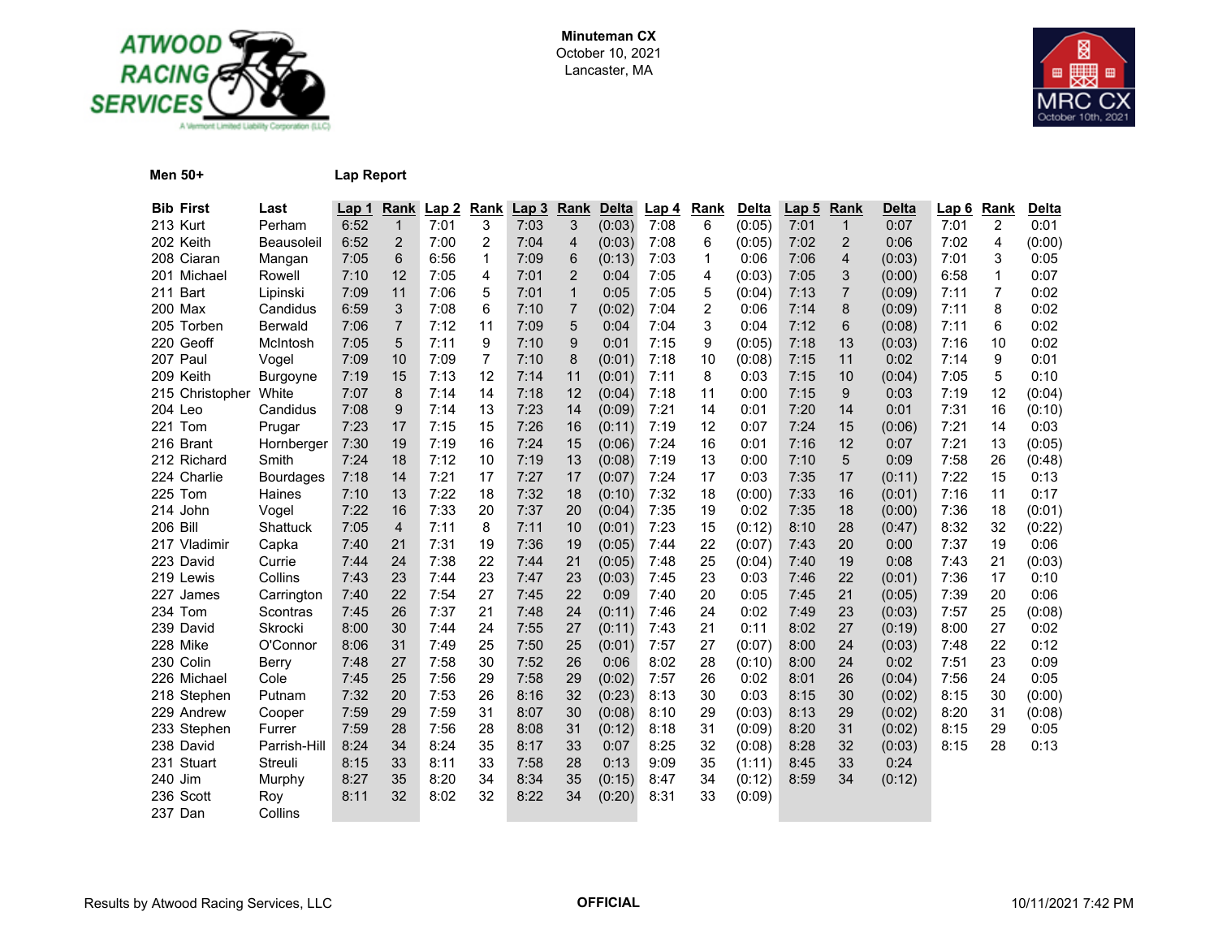**Minuteman CX**
October 10, 2021
Lancaster, MA

**Men 50+** **Lap Report**

| Bib | First | Last | Lap 1 | Rank | Lap 2 | Rank | Lap 3 | Rank | Delta | Lap 4 | Rank | Delta | Lap 5 | Rank | Delta | Lap 6 | Rank | Delta |
|---|---|---|---|---|---|---|---|---|---|---|---|---|---|---|---|---|---|---|
| 213 | Kurt | Perham | 6:52 | 1 | 7:01 | 3 | 7:03 | 3 | (0:03) | 7:08 | 6 | (0:05) | 7:01 | 1 | 0:07 | 7:01 | 2 | 0:01 |
| 202 | Keith | Beausoleil | 6:52 | 2 | 7:00 | 2 | 7:04 | 4 | (0:03) | 7:08 | 6 | (0:05) | 7:02 | 2 | 0:06 | 7:02 | 4 | (0:00) |
| 208 | Ciaran | Mangan | 7:05 | 6 | 6:56 | 1 | 7:09 | 6 | (0:13) | 7:03 | 1 | 0:06 | 7:06 | 4 | (0:03) | 7:01 | 3 | 0:05 |
| 201 | Michael | Rowell | 7:10 | 12 | 7:05 | 4 | 7:01 | 2 | 0:04 | 7:05 | 4 | (0:03) | 7:05 | 3 | (0:00) | 6:58 | 1 | 0:07 |
| 211 | Bart | Lipinski | 7:09 | 11 | 7:06 | 5 | 7:01 | 1 | 0:05 | 7:05 | 5 | (0:04) | 7:13 | 7 | (0:09) | 7:11 | 7 | 0:02 |
| 200 | Max | Candidus | 6:59 | 3 | 7:08 | 6 | 7:10 | 7 | (0:02) | 7:04 | 2 | 0:06 | 7:14 | 8 | (0:09) | 7:11 | 8 | 0:02 |
| 205 | Torben | Berwald | 7:06 | 7 | 7:12 | 11 | 7:09 | 5 | 0:04 | 7:04 | 3 | 0:04 | 7:12 | 6 | (0:08) | 7:11 | 6 | 0:02 |
| 220 | Geoff | McIntosh | 7:05 | 5 | 7:11 | 9 | 7:10 | 9 | 0:01 | 7:15 | 9 | (0:05) | 7:18 | 13 | (0:03) | 7:16 | 10 | 0:02 |
| 207 | Paul | Vogel | 7:09 | 10 | 7:09 | 7 | 7:10 | 8 | (0:01) | 7:18 | 10 | (0:08) | 7:15 | 11 | 0:02 | 7:14 | 9 | 0:01 |
| 209 | Keith | Burgoyne | 7:19 | 15 | 7:13 | 12 | 7:14 | 11 | (0:01) | 7:11 | 8 | 0:03 | 7:15 | 10 | (0:04) | 7:05 | 5 | 0:10 |
| 215 | Christopher | White | 7:07 | 8 | 7:14 | 14 | 7:18 | 12 | (0:04) | 7:18 | 11 | 0:00 | 7:15 | 9 | 0:03 | 7:19 | 12 | (0:04) |
| 204 | Leo | Candidus | 7:08 | 9 | 7:14 | 13 | 7:23 | 14 | (0:09) | 7:21 | 14 | 0:01 | 7:20 | 14 | 0:01 | 7:31 | 16 | (0:10) |
| 221 | Tom | Prugar | 7:23 | 17 | 7:15 | 15 | 7:26 | 16 | (0:11) | 7:19 | 12 | 0:07 | 7:24 | 15 | (0:06) | 7:21 | 14 | 0:03 |
| 216 | Brant | Hornberger | 7:30 | 19 | 7:19 | 16 | 7:24 | 15 | (0:06) | 7:24 | 16 | 0:01 | 7:16 | 12 | 0:07 | 7:21 | 13 | (0:05) |
| 212 | Richard | Smith | 7:24 | 18 | 7:12 | 10 | 7:19 | 13 | (0:08) | 7:19 | 13 | 0:00 | 7:10 | 5 | 0:09 | 7:58 | 26 | (0:48) |
| 224 | Charlie | Bourdages | 7:18 | 14 | 7:21 | 17 | 7:27 | 17 | (0:07) | 7:24 | 17 | 0:03 | 7:35 | 17 | (0:11) | 7:22 | 15 | 0:13 |
| 225 | Tom | Haines | 7:10 | 13 | 7:22 | 18 | 7:32 | 18 | (0:10) | 7:32 | 18 | (0:00) | 7:33 | 16 | (0:01) | 7:16 | 11 | 0:17 |
| 214 | John | Vogel | 7:22 | 16 | 7:33 | 20 | 7:37 | 20 | (0:04) | 7:35 | 19 | 0:02 | 7:35 | 18 | (0:00) | 7:36 | 18 | (0:01) |
| 206 | Bill | Shattuck | 7:05 | 4 | 7:11 | 8 | 7:11 | 10 | (0:01) | 7:23 | 15 | (0:12) | 8:10 | 28 | (0:47) | 8:32 | 32 | (0:22) |
| 217 | Vladimir | Capka | 7:40 | 21 | 7:31 | 19 | 7:36 | 19 | (0:05) | 7:44 | 22 | (0:07) | 7:43 | 20 | 0:00 | 7:37 | 19 | 0:06 |
| 223 | David | Currie | 7:44 | 24 | 7:38 | 22 | 7:44 | 21 | (0:05) | 7:48 | 25 | (0:04) | 7:40 | 19 | 0:08 | 7:43 | 21 | (0:03) |
| 219 | Lewis | Collins | 7:43 | 23 | 7:44 | 23 | 7:47 | 23 | (0:03) | 7:45 | 23 | 0:03 | 7:46 | 22 | (0:01) | 7:36 | 17 | 0:10 |
| 227 | James | Carrington | 7:40 | 22 | 7:54 | 27 | 7:45 | 22 | 0:09 | 7:40 | 20 | 0:05 | 7:45 | 21 | (0:05) | 7:39 | 20 | 0:06 |
| 234 | Tom | Scontras | 7:45 | 26 | 7:37 | 21 | 7:48 | 24 | (0:11) | 7:46 | 24 | 0:02 | 7:49 | 23 | (0:03) | 7:57 | 25 | (0:08) |
| 239 | David | Skrocki | 8:00 | 30 | 7:44 | 24 | 7:55 | 27 | (0:11) | 7:43 | 21 | 0:11 | 8:02 | 27 | (0:19) | 8:00 | 27 | 0:02 |
| 228 | Mike | O'Connor | 8:06 | 31 | 7:49 | 25 | 7:50 | 25 | (0:01) | 7:57 | 27 | (0:07) | 8:00 | 24 | (0:03) | 7:48 | 22 | 0:12 |
| 230 | Colin | Berry | 7:48 | 27 | 7:58 | 30 | 7:52 | 26 | 0:06 | 8:02 | 28 | (0:10) | 8:00 | 24 | 0:02 | 7:51 | 23 | 0:09 |
| 226 | Michael | Cole | 7:45 | 25 | 7:56 | 29 | 7:58 | 29 | (0:02) | 7:57 | 26 | 0:02 | 8:01 | 26 | (0:04) | 7:56 | 24 | 0:05 |
| 218 | Stephen | Putnam | 7:32 | 20 | 7:53 | 26 | 8:16 | 32 | (0:23) | 8:13 | 30 | 0:03 | 8:15 | 30 | (0:02) | 8:15 | 30 | (0:00) |
| 229 | Andrew | Cooper | 7:59 | 29 | 7:59 | 31 | 8:07 | 30 | (0:08) | 8:10 | 29 | (0:03) | 8:13 | 29 | (0:02) | 8:20 | 31 | (0:08) |
| 233 | Stephen | Furrer | 7:59 | 28 | 7:56 | 28 | 8:08 | 31 | (0:12) | 8:18 | 31 | (0:09) | 8:20 | 31 | (0:02) | 8:15 | 29 | 0:05 |
| 238 | David | Parrish-Hill | 8:24 | 34 | 8:24 | 35 | 8:17 | 33 | 0:07 | 8:25 | 32 | (0:08) | 8:28 | 32 | (0:03) | 8:15 | 28 | 0:13 |
| 231 | Stuart | Streuli | 8:15 | 33 | 8:11 | 33 | 7:58 | 28 | 0:13 | 9:09 | 35 | (1:11) | 8:45 | 33 | 0:24 | | | |
| 240 | Jim | Murphy | 8:27 | 35 | 8:20 | 34 | 8:34 | 35 | (0:15) | 8:47 | 34 | (0:12) | 8:59 | 34 | (0:12) | | | |
| 236 | Scott | Roy | 8:11 | 32 | 8:02 | 32 | 8:22 | 34 | (0:20) | 8:31 | 33 | (0:09) | | | | | | |
| 237 | Dan | Collins | | | | | | | | | | | | | | | | |

Results by Atwood Racing Services, LLC — **OFFICIAL** — 10/11/2021 7:42 PM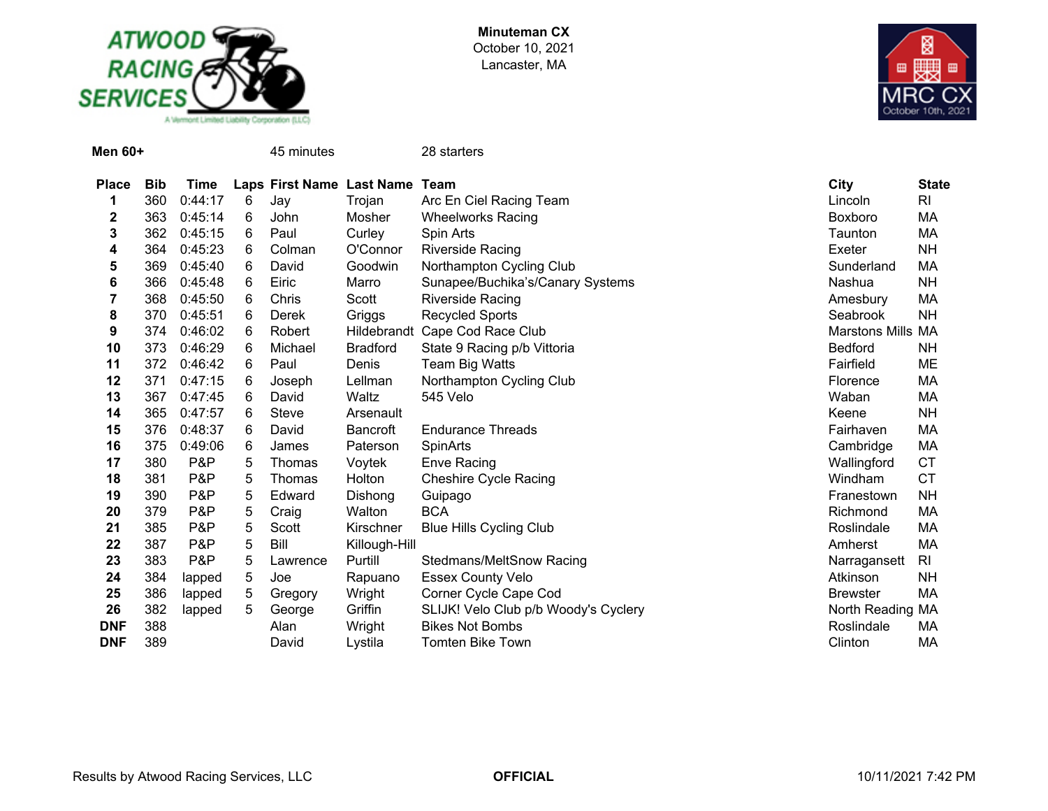**Minuteman CX**
October 10, 2021
Lancaster, MA

**Men 60+** 45 minutes 28 starters

| Place | Bib | Time | Laps | First Name | Last Name | Team | City | State |
|---|---|---|---|---|---|---|---|---|
| 1 | 360 | 0:44:17 | 6 | Jay | Trojan | Arc En Ciel Racing Team | Lincoln | RI |
| 2 | 363 | 0:45:14 | 6 | John | Mosher | Wheelworks Racing | Boxboro | MA |
| 3 | 362 | 0:45:15 | 6 | Paul | Curley | Spin Arts | Taunton | MA |
| 4 | 364 | 0:45:23 | 6 | Colman | O'Connor | Riverside Racing | Exeter | NH |
| 5 | 369 | 0:45:40 | 6 | David | Goodwin | Northampton Cycling Club | Sunderland | MA |
| 6 | 366 | 0:45:48 | 6 | Eiric | Marro | Sunapee/Buchika's/Canary Systems | Nashua | NH |
| 7 | 368 | 0:45:50 | 6 | Chris | Scott | Riverside Racing | Amesbury | MA |
| 8 | 370 | 0:45:51 | 6 | Derek | Griggs | Recycled Sports | Seabrook | NH |
| 9 | 374 | 0:46:02 | 6 | Robert | Hildebrandt | Cape Cod Race Club | Marstons Mills | MA |
| 10 | 373 | 0:46:29 | 6 | Michael | Bradford | State 9 Racing p/b Vittoria | Bedford | NH |
| 11 | 372 | 0:46:42 | 6 | Paul | Denis | Team Big Watts | Fairfield | ME |
| 12 | 371 | 0:47:15 | 6 | Joseph | Lellman | Northampton Cycling Club | Florence | MA |
| 13 | 367 | 0:47:45 | 6 | David | Waltz | 545 Velo | Waban | MA |
| 14 | 365 | 0:47:57 | 6 | Steve | Arsenault | | Keene | NH |
| 15 | 376 | 0:48:37 | 6 | David | Bancroft | Endurance Threads | Fairhaven | MA |
| 16 | 375 | 0:49:06 | 6 | James | Paterson | SpinArts | Cambridge | MA |
| 17 | 380 | P&P | 5 | Thomas | Voytek | Enve Racing | Wallingford | CT |
| 18 | 381 | P&P | 5 | Thomas | Holton | Cheshire Cycle Racing | Windham | CT |
| 19 | 390 | P&P | 5 | Edward | Dishong | Guipago | Franestown | NH |
| 20 | 379 | P&P | 5 | Craig | Walton | BCA | Richmond | MA |
| 21 | 385 | P&P | 5 | Scott | Kirschner | Blue Hills Cycling Club | Roslindale | MA |
| 22 | 387 | P&P | 5 | Bill | Killough-Hill | | Amherst | MA |
| 23 | 383 | P&P | 5 | Lawrence | Purtill | Stedmans/MeltSnow Racing | Narragansett | RI |
| 24 | 384 | lapped | 5 | Joe | Rapuano | Essex County Velo | Atkinson | NH |
| 25 | 386 | lapped | 5 | Gregory | Wright | Corner Cycle Cape Cod | Brewster | MA |
| 26 | 382 | lapped | 5 | George | Griffin | SLIJK! Velo Club p/b Woody's Cyclery | North Reading | MA |
| DNF | 388 | | | Alan | Wright | Bikes Not Bombs | Roslindale | MA |
| DNF | 389 | | | David | Lystila | Tomten Bike Town | Clinton | MA |

Results by Atwood Racing Services, LLC **OFFICIAL** 10/11/2021 7:42 PM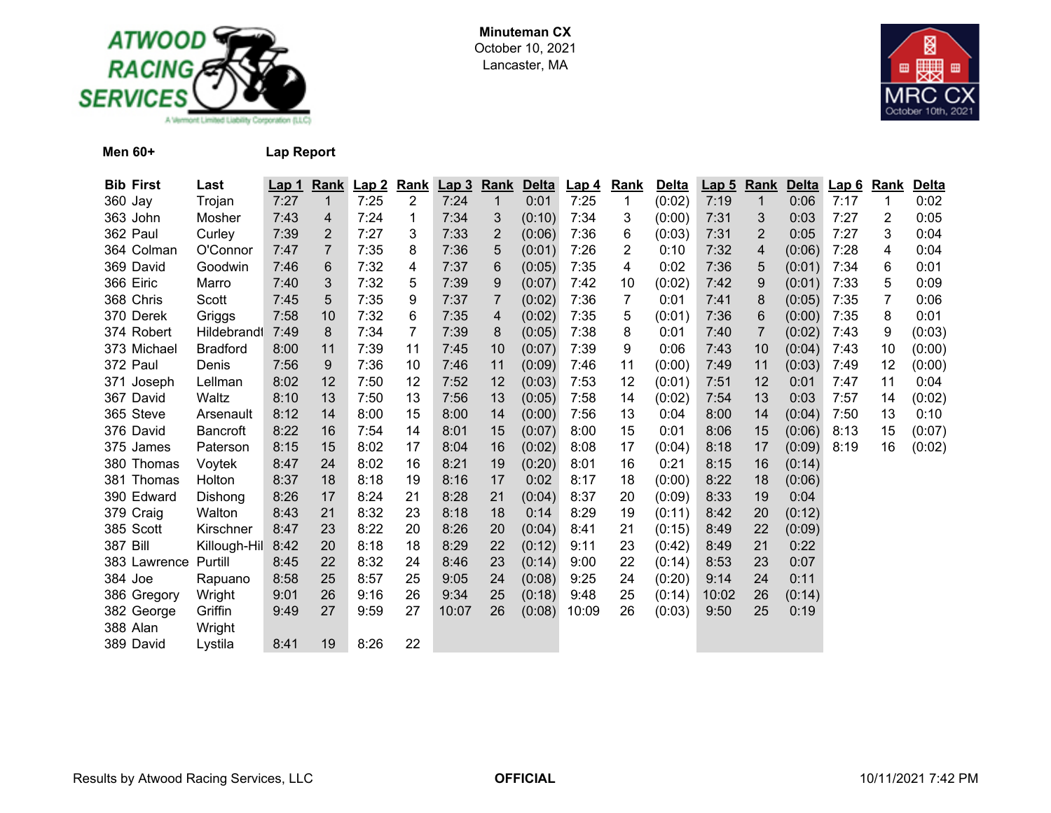**Minuteman CX**
October 10, 2021
Lancaster, MA

**Men 60+** **Lap Report**

| Bib | First | Last | Lap 1 | Rank | Lap 2 | Rank | Lap 3 | Rank | Delta | Lap 4 | Rank | Delta | Lap 5 | Rank | Delta | Lap 6 | Rank | Delta |
|---|---|---|---|---|---|---|---|---|---|---|---|---|---|---|---|---|---|---|
| 360 | Jay | Trojan | 7:27 | 1 | 7:25 | 2 | 7:24 | 1 | 0:01 | 7:25 | 1 | (0:02) | 7:19 | 1 | 0:06 | 7:17 | 1 | 0:02 |
| 363 | John | Mosher | 7:43 | 4 | 7:24 | 1 | 7:34 | 3 | (0:10) | 7:34 | 3 | (0:00) | 7:31 | 3 | 0:03 | 7:27 | 2 | 0:05 |
| 362 | Paul | Curley | 7:39 | 2 | 7:27 | 3 | 7:33 | 2 | (0:06) | 7:36 | 6 | (0:03) | 7:31 | 2 | 0:05 | 7:27 | 3 | 0:04 |
| 364 | Colman | O'Connor | 7:47 | 7 | 7:35 | 8 | 7:36 | 5 | (0:01) | 7:26 | 2 | 0:10 | 7:32 | 4 | (0:06) | 7:28 | 4 | 0:04 |
| 369 | David | Goodwin | 7:46 | 6 | 7:32 | 4 | 7:37 | 6 | (0:05) | 7:35 | 4 | 0:02 | 7:36 | 5 | (0:01) | 7:34 | 6 | 0:01 |
| 366 | Eiric | Marro | 7:40 | 3 | 7:32 | 5 | 7:39 | 9 | (0:07) | 7:42 | 10 | (0:02) | 7:42 | 9 | (0:01) | 7:33 | 5 | 0:09 |
| 368 | Chris | Scott | 7:45 | 5 | 7:35 | 9 | 7:37 | 7 | (0:02) | 7:36 | 7 | 0:01 | 7:41 | 8 | (0:05) | 7:35 | 7 | 0:06 |
| 370 | Derek | Griggs | 7:58 | 10 | 7:32 | 6 | 7:35 | 4 | (0:02) | 7:35 | 5 | (0:01) | 7:36 | 6 | (0:00) | 7:35 | 8 | 0:01 |
| 374 | Robert | Hildebrandt | 7:49 | 8 | 7:34 | 7 | 7:39 | 8 | (0:05) | 7:38 | 8 | 0:01 | 7:40 | 7 | (0:02) | 7:43 | 9 | (0:03) |
| 373 | Michael | Bradford | 8:00 | 11 | 7:39 | 11 | 7:45 | 10 | (0:07) | 7:39 | 9 | 0:06 | 7:43 | 10 | (0:04) | 7:43 | 10 | (0:00) |
| 372 | Paul | Denis | 7:56 | 9 | 7:36 | 10 | 7:46 | 11 | (0:09) | 7:46 | 11 | (0:00) | 7:49 | 11 | (0:03) | 7:49 | 12 | (0:00) |
| 371 | Joseph | Lellman | 8:02 | 12 | 7:50 | 12 | 7:52 | 12 | (0:03) | 7:53 | 12 | (0:01) | 7:51 | 12 | 0:01 | 7:47 | 11 | 0:04 |
| 367 | David | Waltz | 8:10 | 13 | 7:50 | 13 | 7:56 | 13 | (0:05) | 7:58 | 14 | (0:02) | 7:54 | 13 | 0:03 | 7:57 | 14 | (0:02) |
| 365 | Steve | Arsenault | 8:12 | 14 | 8:00 | 15 | 8:00 | 14 | (0:00) | 7:56 | 13 | 0:04 | 8:00 | 14 | (0:04) | 7:50 | 13 | 0:10 |
| 376 | David | Bancroft | 8:22 | 16 | 7:54 | 14 | 8:01 | 15 | (0:07) | 8:00 | 15 | 0:01 | 8:06 | 15 | (0:06) | 8:13 | 15 | (0:07) |
| 375 | James | Paterson | 8:15 | 15 | 8:02 | 17 | 8:04 | 16 | (0:02) | 8:08 | 17 | (0:04) | 8:18 | 17 | (0:09) | 8:19 | 16 | (0:02) |
| 380 | Thomas | Voytek | 8:47 | 24 | 8:02 | 16 | 8:21 | 19 | (0:20) | 8:01 | 16 | 0:21 | 8:15 | 16 | (0:14) | | | |
| 381 | Thomas | Holton | 8:37 | 18 | 8:18 | 19 | 8:16 | 17 | 0:02 | 8:17 | 18 | (0:00) | 8:22 | 18 | (0:06) | | | |
| 390 | Edward | Dishong | 8:26 | 17 | 8:24 | 21 | 8:28 | 21 | (0:04) | 8:37 | 20 | (0:09) | 8:33 | 19 | 0:04 | | | |
| 379 | Craig | Walton | 8:43 | 21 | 8:32 | 23 | 8:18 | 18 | 0:14 | 8:29 | 19 | (0:11) | 8:42 | 20 | (0:12) | | | |
| 385 | Scott | Kirschner | 8:47 | 23 | 8:22 | 20 | 8:26 | 20 | (0:04) | 8:41 | 21 | (0:15) | 8:49 | 22 | (0:09) | | | |
| 387 | Bill | Killough-Hil | 8:42 | 20 | 8:18 | 18 | 8:29 | 22 | (0:12) | 9:11 | 23 | (0:42) | 8:49 | 21 | 0:22 | | | |
| 383 | Lawrence | Purtill | 8:45 | 22 | 8:32 | 24 | 8:46 | 23 | (0:14) | 9:00 | 22 | (0:14) | 8:53 | 23 | 0:07 | | | |
| 384 | Joe | Rapuano | 8:58 | 25 | 8:57 | 25 | 9:05 | 24 | (0:08) | 9:25 | 24 | (0:20) | 9:14 | 24 | 0:11 | | | |
| 386 | Gregory | Wright | 9:01 | 26 | 9:16 | 26 | 9:34 | 25 | (0:18) | 9:48 | 25 | (0:14) | 10:02 | 26 | (0:14) | | | |
| 382 | George | Griffin | 9:49 | 27 | 9:59 | 27 | 10:07 | 26 | (0:08) | 10:09 | 26 | (0:03) | 9:50 | 25 | 0:19 | | | |
| 388 | Alan | Wright | | | | | | | | | | | | | | | | |
| 389 | David | Lystila | 8:41 | 19 | 8:26 | 22 | | | | | | | | | | | | |

Results by Atwood Racing Services, LLC **OFFICIAL** 10/11/2021 7:42 PM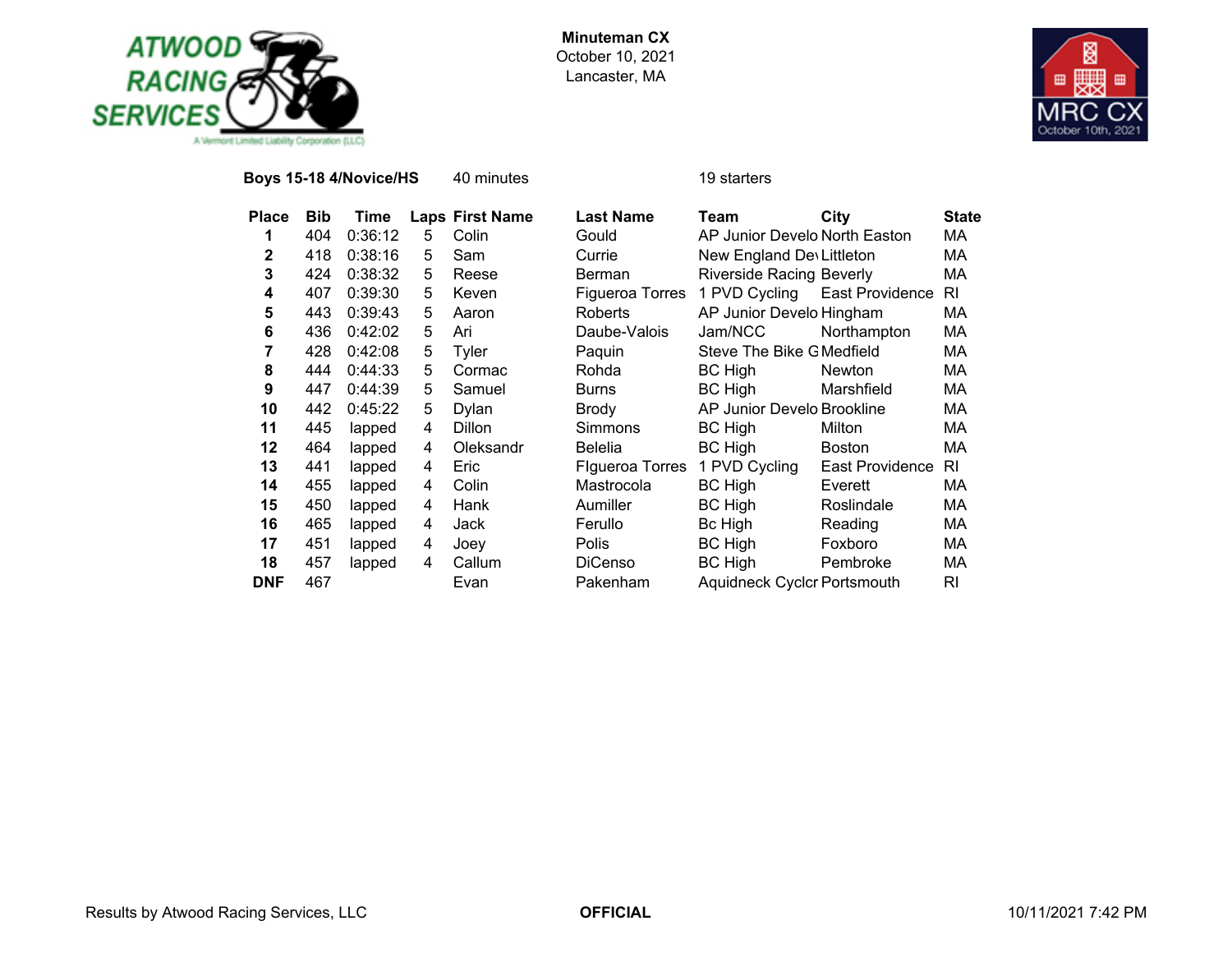**Minuteman CX**
October 10, 2021
Lancaster, MA

**Boys 15-18 4/Novice/HS** 40 minutes 19 starters

| Place | Bib | Time | Laps | First Name | Last Name | Team | City | State |
|---|---|---|---|---|---|---|---|---|
| 1 | 404 | 0:36:12 | 5 | Colin | Gould | AP Junior Develo | North Easton | MA |
| 2 | 418 | 0:38:16 | 5 | Sam | Currie | New England De | Littleton | MA |
| 3 | 424 | 0:38:32 | 5 | Reese | Berman | Riverside Racing | Beverly | MA |
| 4 | 407 | 0:39:30 | 5 | Keven | Figueroa Torres | 1 PVD Cycling | East Providence | RI |
| 5 | 443 | 0:39:43 | 5 | Aaron | Roberts | AP Junior Develo | Hingham | MA |
| 6 | 436 | 0:42:02 | 5 | Ari | Daube-Valois | Jam/NCC | Northampton | MA |
| 7 | 428 | 0:42:08 | 5 | Tyler | Paquin | Steve The Bike G | Medfield | MA |
| 8 | 444 | 0:44:33 | 5 | Cormac | Rohda | BC High | Newton | MA |
| 9 | 447 | 0:44:39 | 5 | Samuel | Burns | BC High | Marshfield | MA |
| 10 | 442 | 0:45:22 | 5 | Dylan | Brody | AP Junior Develo | Brookline | MA |
| 11 | 445 | lapped | 4 | Dillon | Simmons | BC High | Milton | MA |
| 12 | 464 | lapped | 4 | Oleksandr | Belelia | BC High | Boston | MA |
| 13 | 441 | lapped | 4 | Eric | FIgueroa Torres | 1 PVD Cycling | East Providence | RI |
| 14 | 455 | lapped | 4 | Colin | Mastrocola | BC High | Everett | MA |
| 15 | 450 | lapped | 4 | Hank | Aumiller | BC High | Roslindale | MA |
| 16 | 465 | lapped | 4 | Jack | Ferullo | Bc High | Reading | MA |
| 17 | 451 | lapped | 4 | Joey | Polis | BC High | Foxboro | MA |
| 18 | 457 | lapped | 4 | Callum | DiCenso | BC High | Pembroke | MA |
| DNF | 467 | | | Evan | Pakenham | Aquidneck Cyclr | Portsmouth | RI |

Results by Atwood Racing Services, LLC **OFFICIAL** 10/11/2021 7:42 PM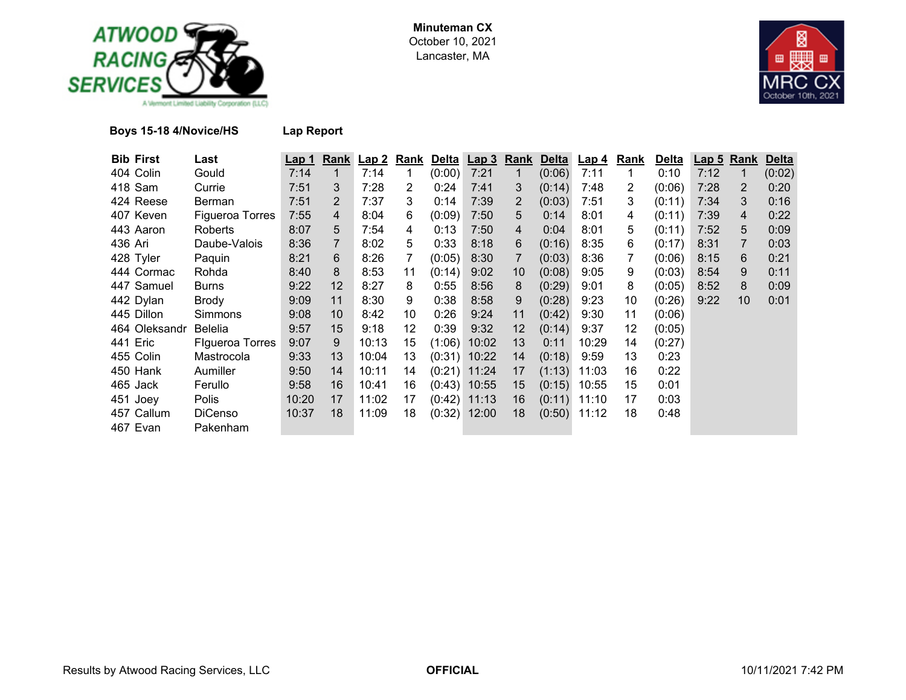**Minuteman CX**
October 10, 2021
Lancaster, MA

**Boys 15-18 4/Novice/HS** **Lap Report**

| Bib | First | Last | Lap 1 | Rank | Lap 2 | Rank | Delta | Lap 3 | Rank | Delta | Lap 4 | Rank | Delta | Lap 5 | Rank | Delta |
|---|---|---|---|---|---|---|---|---|---|---|---|---|---|---|---|---|
| 404 | Colin | Gould | 7:14 | 1 | 7:14 | 1 | (0:00) | 7:21 | 1 | (0:06) | 7:11 | 1 | 0:10 | 7:12 | 1 | (0:02) |
| 418 | Sam | Currie | 7:51 | 3 | 7:28 | 2 | 0:24 | 7:41 | 3 | (0:14) | 7:48 | 2 | (0:06) | 7:28 | 2 | 0:20 |
| 424 | Reese | Berman | 7:51 | 2 | 7:37 | 3 | 0:14 | 7:39 | 2 | (0:03) | 7:51 | 3 | (0:11) | 7:34 | 3 | 0:16 |
| 407 | Keven | Figueroa Torres | 7:55 | 4 | 8:04 | 6 | (0:09) | 7:50 | 5 | 0:14 | 8:01 | 4 | (0:11) | 7:39 | 4 | 0:22 |
| 443 | Aaron | Roberts | 8:07 | 5 | 7:54 | 4 | 0:13 | 7:50 | 4 | 0:04 | 8:01 | 5 | (0:11) | 7:52 | 5 | 0:09 |
| 436 | Ari | Daube-Valois | 8:36 | 7 | 8:02 | 5 | 0:33 | 8:18 | 6 | (0:16) | 8:35 | 6 | (0:17) | 8:31 | 7 | 0:03 |
| 428 | Tyler | Paquin | 8:21 | 6 | 8:26 | 7 | (0:05) | 8:30 | 7 | (0:03) | 8:36 | 7 | (0:06) | 8:15 | 6 | 0:21 |
| 444 | Cormac | Rohda | 8:40 | 8 | 8:53 | 11 | (0:14) | 9:02 | 10 | (0:08) | 9:05 | 9 | (0:03) | 8:54 | 9 | 0:11 |
| 447 | Samuel | Burns | 9:22 | 12 | 8:27 | 8 | 0:55 | 8:56 | 8 | (0:29) | 9:01 | 8 | (0:05) | 8:52 | 8 | 0:09 |
| 442 | Dylan | Brody | 9:09 | 11 | 8:30 | 9 | 0:38 | 8:58 | 9 | (0:28) | 9:23 | 10 | (0:26) | 9:22 | 10 | 0:01 |
| 445 | Dillon | Simmons | 9:08 | 10 | 8:42 | 10 | 0:26 | 9:24 | 11 | (0:42) | 9:30 | 11 | (0:06) | | | |
| 464 | Oleksandr | Belelia | 9:57 | 15 | 9:18 | 12 | 0:39 | 9:32 | 12 | (0:14) | 9:37 | 12 | (0:05) | | | |
| 441 | Eric | FIgueroa Torres | 9:07 | 9 | 10:13 | 15 | (1:06) | 10:02 | 13 | 0:11 | 10:29 | 14 | (0:27) | | | |
| 455 | Colin | Mastrocola | 9:33 | 13 | 10:04 | 13 | (0:31) | 10:22 | 14 | (0:18) | 9:59 | 13 | 0:23 | | | |
| 450 | Hank | Aumiller | 9:50 | 14 | 10:11 | 14 | (0:21) | 11:24 | 17 | (1:13) | 11:03 | 16 | 0:22 | | | |
| 465 | Jack | Ferullo | 9:58 | 16 | 10:41 | 16 | (0:43) | 10:55 | 15 | (0:15) | 10:55 | 15 | 0:01 | | | |
| 451 | Joey | Polis | 10:20 | 17 | 11:02 | 17 | (0:42) | 11:13 | 16 | (0:11) | 11:10 | 17 | 0:03 | | | |
| 457 | Callum | DiCenso | 10:37 | 18 | 11:09 | 18 | (0:32) | 12:00 | 18 | (0:50) | 11:12 | 18 | 0:48 | | | |
| 467 | Evan | Pakenham | | | | | | | | | | | | | | |

Results by Atwood Racing Services, LLC **OFFICIAL** 10/11/2021 7:42 PM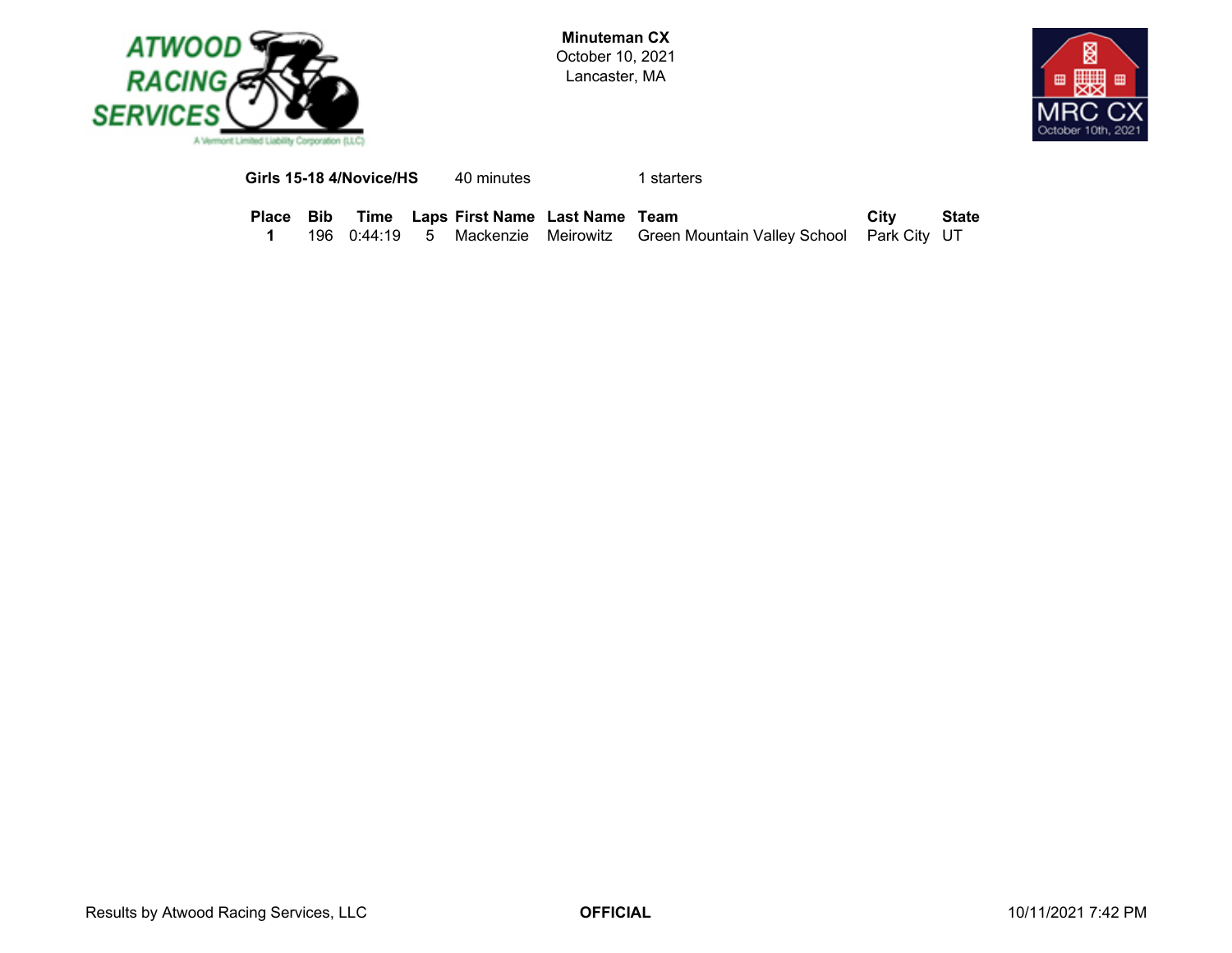**Minuteman CX**
October 10, 2021
Lancaster, MA

**Girls 15-18 4/Novice/HS** 40 minutes 1 starters

| Place | Bib | Time | Laps | First Name | Last Name | Team | City | State |
|---|---|---|---|---|---|---|---|---|
| **1** | 196 | 0:44:19 | 5 | Mackenzie | Meirowitz | Green Mountain Valley School | Park City | UT |

Results by Atwood Racing Services, LLC **OFFICIAL** 10/11/2021 7:42 PM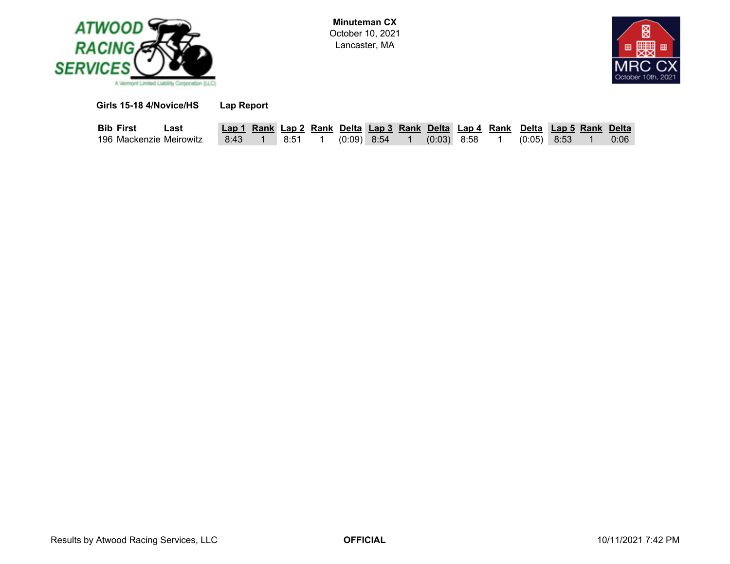**Minuteman CX**
October 10, 2021
Lancaster, MA

**Girls 15-18 4/Novice/HS** **Lap Report**

| Bib | First | Last | Lap 1 | Rank | Lap 2 | Rank | Delta | Lap 3 | Rank | Delta | Lap 4 | Rank | Delta | Lap 5 | Rank | Delta |
|---|---|---|---|---|---|---|---|---|---|---|---|---|---|---|---|---|
| 196 | Mackenzie | Meirowitz | 8:43 | 1 | 8:51 | 1 | (0:09) | 8:54 | 1 | (0:03) | 8:58 | 1 | (0:05) | 8:53 | 1 | 0:06 |

Results by Atwood Racing Services, LLC **OFFICIAL** 10/11/2021 7:42 PM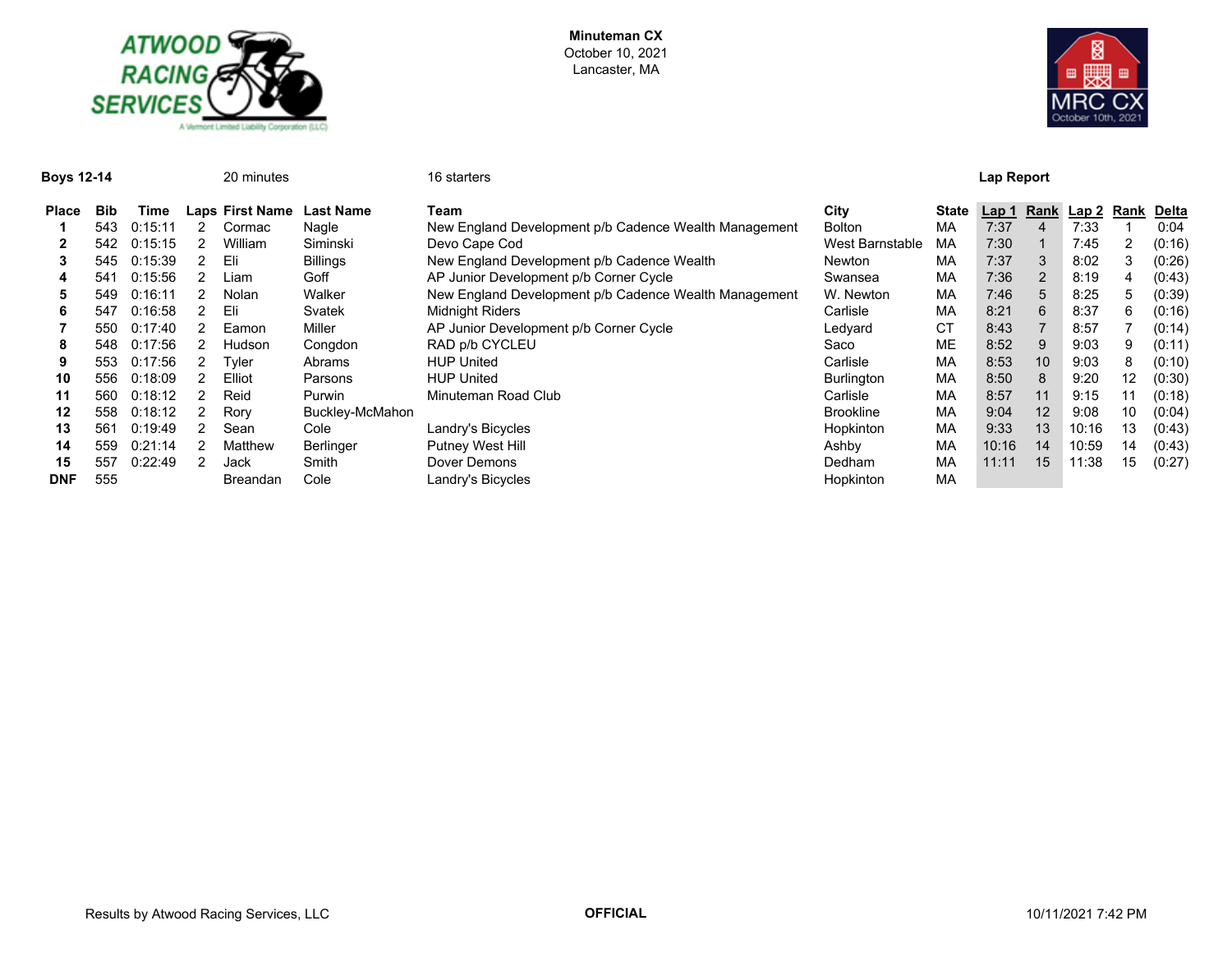**Minuteman CX**
October 10, 2021
Lancaster, MA

**Boys 12-14** 20 minutes 16 starters **Lap Report**

| Place | Bib | Time | Laps | First Name | Last Name | Team | City | State | Lap 1 | Rank | Lap 2 | Rank | Delta |
|---|---|---|---|---|---|---|---|---|---|---|---|---|---|
| 1 | 543 | 0:15:11 | 2 | Cormac | Nagle | New England Development p/b Cadence Wealth Management | Bolton | MA | 7:37 | 4 | 7:33 | 1 | 0:04 |
| 2 | 542 | 0:15:15 | 2 | William | Siminski | Devo Cape Cod | West Barnstable | MA | 7:30 | 1 | 7:45 | 2 | (0:16) |
| 3 | 545 | 0:15:39 | 2 | Eli | Billings | New England Development p/b Cadence Wealth | Newton | MA | 7:37 | 3 | 8:02 | 3 | (0:26) |
| 4 | 541 | 0:15:56 | 2 | Liam | Goff | AP Junior Development p/b Corner Cycle | Swansea | MA | 7:36 | 2 | 8:19 | 4 | (0:43) |
| 5 | 549 | 0:16:11 | 2 | Nolan | Walker | New England Development p/b Cadence Wealth Management | W. Newton | MA | 7:46 | 5 | 8:25 | 5 | (0:39) |
| 6 | 547 | 0:16:58 | 2 | Eli | Svatek | Midnight Riders | Carlisle | MA | 8:21 | 6 | 8:37 | 6 | (0:16) |
| 7 | 550 | 0:17:40 | 2 | Eamon | Miller | AP Junior Development p/b Corner Cycle | Ledyard | CT | 8:43 | 7 | 8:57 | 7 | (0:14) |
| 8 | 548 | 0:17:56 | 2 | Hudson | Congdon | RAD p/b CYCLEU | Saco | ME | 8:52 | 9 | 9:03 | 9 | (0:11) |
| 9 | 553 | 0:17:56 | 2 | Tyler | Abrams | HUP United | Carlisle | MA | 8:53 | 10 | 9:03 | 8 | (0:10) |
| 10 | 556 | 0:18:09 | 2 | Elliot | Parsons | HUP United | Burlington | MA | 8:50 | 8 | 9:20 | 12 | (0:30) |
| 11 | 560 | 0:18:12 | 2 | Reid | Purwin | Minuteman Road Club | Carlisle | MA | 8:57 | 11 | 9:15 | 11 | (0:18) |
| 12 | 558 | 0:18:12 | 2 | Rory | Buckley-McMahon | | Brookline | MA | 9:04 | 12 | 9:08 | 10 | (0:04) |
| 13 | 561 | 0:19:49 | 2 | Sean | Cole | Landry's Bicycles | Hopkinton | MA | 9:33 | 13 | 10:16 | 13 | (0:43) |
| 14 | 559 | 0:21:14 | 2 | Matthew | Berlinger | Putney West Hill | Ashby | MA | 10:16 | 14 | 10:59 | 14 | (0:43) |
| 15 | 557 | 0:22:49 | 2 | Jack | Smith | Dover Demons | Dedham | MA | 11:11 | 15 | 11:38 | 15 | (0:27) |
| DNF | 555 | | | Breandan | Cole | Landry's Bicycles | Hopkinton | MA | | | | | |

Results by Atwood Racing Services, LLC **OFFICIAL** 10/11/2021 7:42 PM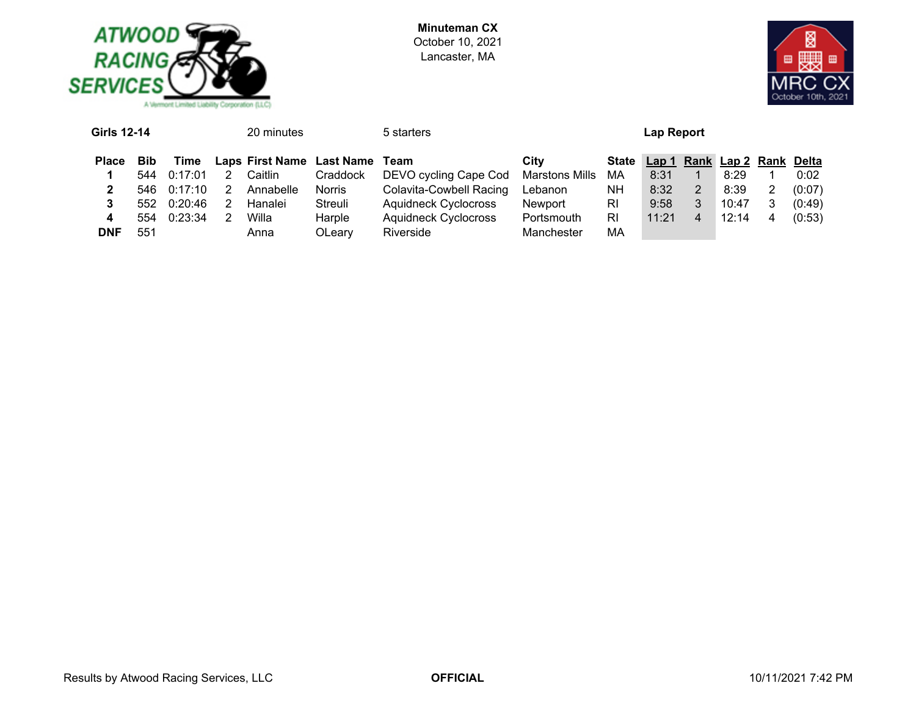**Minuteman CX**
October 10, 2021
Lancaster, MA

**Girls 12-14** 20 minutes 5 starters **Lap Report**

| Place | Bib | Time | Laps | First Name | Last Name | Team | City | State | Lap 1 | Rank | Lap 2 | Rank | Delta |
|---|---|---|---|---|---|---|---|---|---|---|---|---|---|
| 1 | 544 | 0:17:01 | 2 | Caitlin | Craddock | DEVO cycling Cape Cod | Marstons Mills | MA | 8:31 | 1 | 8:29 | 1 | 0:02 |
| 2 | 546 | 0:17:10 | 2 | Annabelle | Norris | Colavita-Cowbell Racing | Lebanon | NH | 8:32 | 2 | 8:39 | 2 | (0:07) |
| 3 | 552 | 0:20:46 | 2 | Hanalei | Streuli | Aquidneck Cyclocross | Newport | RI | 9:58 | 3 | 10:47 | 3 | (0:49) |
| 4 | 554 | 0:23:34 | 2 | Willa | Harple | Aquidneck Cyclocross | Portsmouth | RI | 11:21 | 4 | 12:14 | 4 | (0:53) |
| DNF | 551 | | | Anna | OLeary | Riverside | Manchester | MA | | | | | |

Results by Atwood Racing Services, LLC **OFFICIAL** 10/11/2021 7:42 PM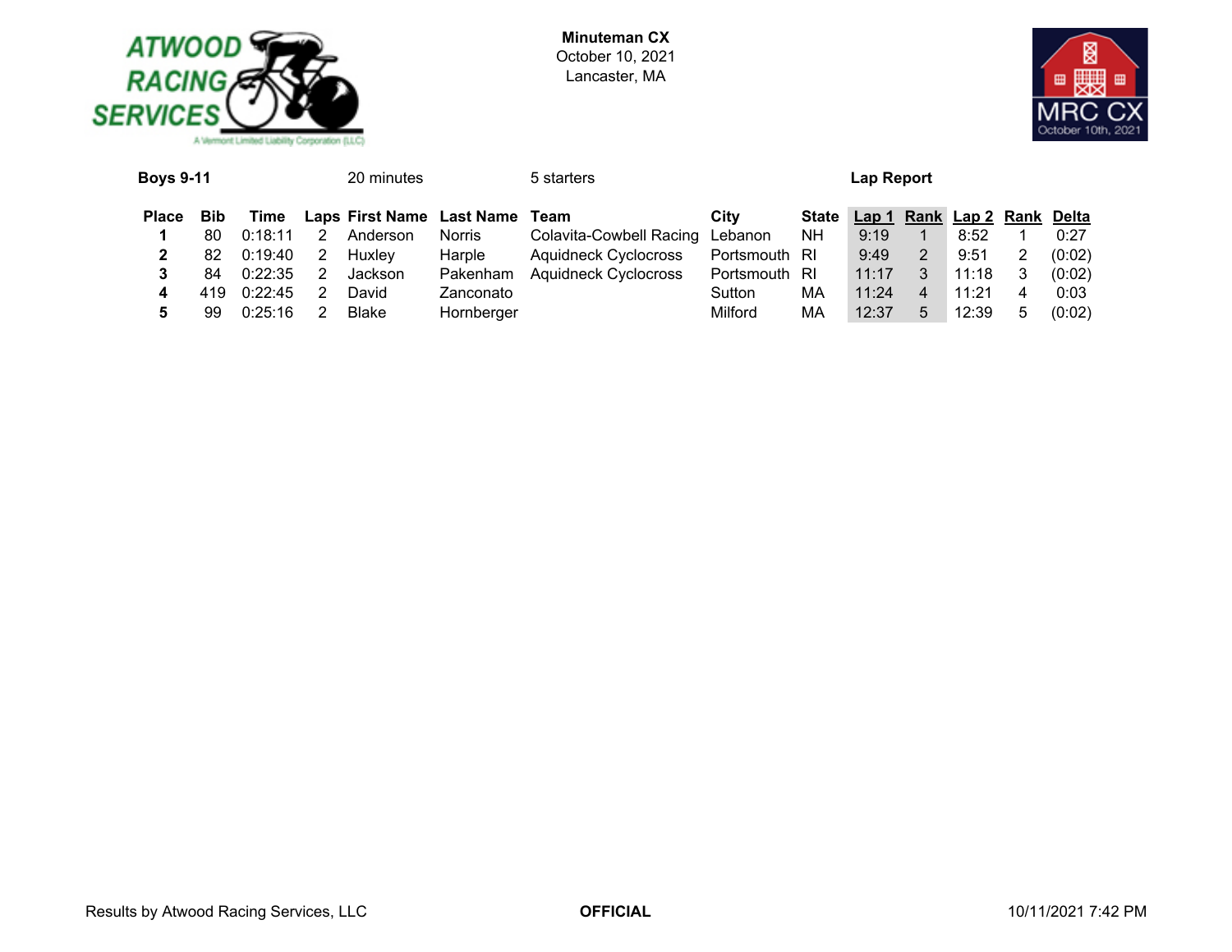**Minuteman CX**
October 10, 2021
Lancaster, MA

**Boys 9-11** 20 minutes 5 starters **Lap Report**

| Place | Bib | Time | Laps | First Name | Last Name | Team | City | State | Lap 1 | Rank | Lap 2 | Rank | Delta |
|---|---|---|---|---|---|---|---|---|---|---|---|---|---|
| **1** | 80 | 0:18:11 | 2 | Anderson | Norris | Colavita-Cowbell Racing | Lebanon | NH | 9:19 | 1 | 8:52 | 1 | 0:27 |
| **2** | 82 | 0:19:40 | 2 | Huxley | Harple | Aquidneck Cyclocross | Portsmouth | RI | 9:49 | 2 | 9:51 | 2 | (0:02) |
| **3** | 84 | 0:22:35 | 2 | Jackson | Pakenham | Aquidneck Cyclocross | Portsmouth | RI | 11:17 | 3 | 11:18 | 3 | (0:02) |
| **4** | 419 | 0:22:45 | 2 | David | Zanconato | | Sutton | MA | 11:24 | 4 | 11:21 | 4 | 0:03 |
| **5** | 99 | 0:25:16 | 2 | Blake | Hornberger | | Milford | MA | 12:37 | 5 | 12:39 | 5 | (0:02) |

Results by Atwood Racing Services, LLC **OFFICIAL** 10/11/2021 7:42 PM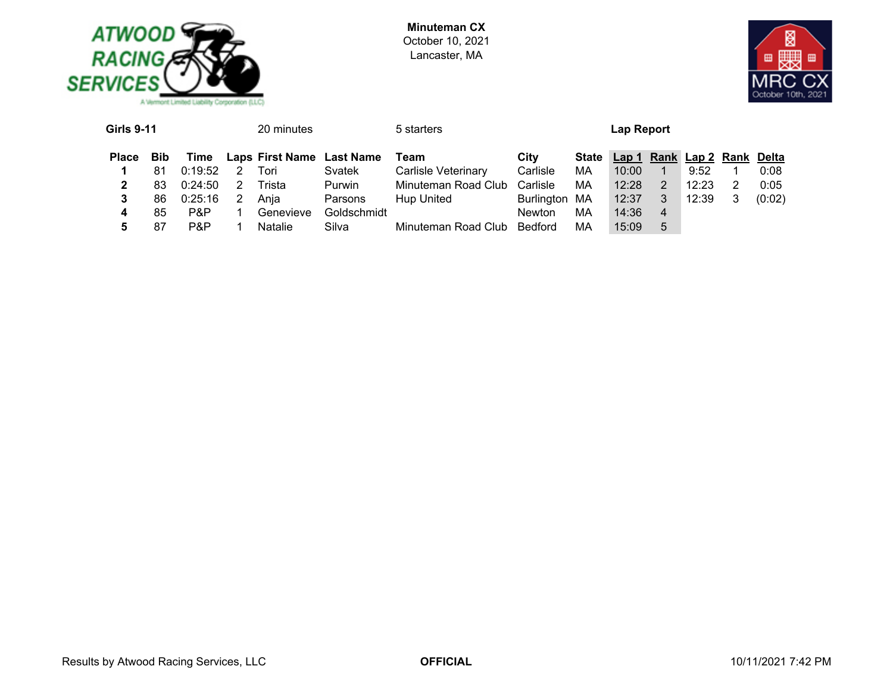**Minuteman CX**
October 10, 2021
Lancaster, MA

**Girls 9-11** | 20 minutes | 5 starters | **Lap Report**

| Place | Bib | Time | Laps | First Name | Last Name | Team | City | State | Lap 1 | Rank | Lap 2 | Rank | Delta |
|---|---|---|---|---|---|---|---|---|---|---|---|---|---|
| **1** | 81 | 0:19:52 | 2 | Tori | Svatek | Carlisle Veterinary | Carlisle | MA | 10:00 | 1 | 9:52 | 1 | 0:08 |
| **2** | 83 | 0:24:50 | 2 | Trista | Purwin | Minuteman Road Club | Carlisle | MA | 12:28 | 2 | 12:23 | 2 | 0:05 |
| **3** | 86 | 0:25:16 | 2 | Anja | Parsons | Hup United | Burlington | MA | 12:37 | 3 | 12:39 | 3 | (0:02) |
| **4** | 85 | P&P | 1 | Genevieve | Goldschmidt | | Newton | MA | 14:36 | 4 | | | |
| **5** | 87 | P&P | 1 | Natalie | Silva | Minuteman Road Club | Bedford | MA | 15:09 | 5 | | | |

Results by Atwood Racing Services, LLC | **OFFICIAL** | 10/11/2021 7:42 PM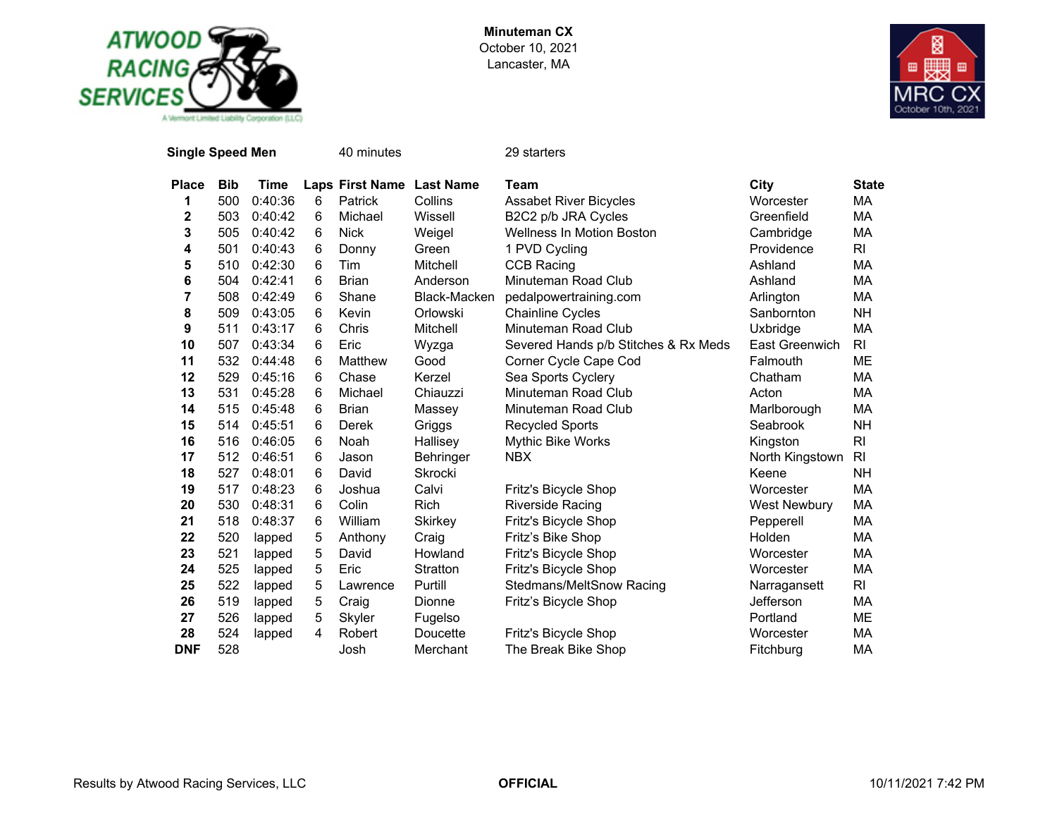**Minuteman CX**
October 10, 2021
Lancaster, MA

**Single Speed Men** 40 minutes 29 starters

| Place | Bib | Time | Laps | First Name | Last Name | Team | City | State |
|---|---|---|---|---|---|---|---|---|
| **1** | 500 | 0:40:36 | 6 | Patrick | Collins | Assabet River Bicycles | Worcester | MA |
| **2** | 503 | 0:40:42 | 6 | Michael | Wissell | B2C2 p/b JRA Cycles | Greenfield | MA |
| **3** | 505 | 0:40:42 | 6 | Nick | Weigel | Wellness In Motion Boston | Cambridge | MA |
| **4** | 501 | 0:40:43 | 6 | Donny | Green | 1 PVD Cycling | Providence | RI |
| **5** | 510 | 0:42:30 | 6 | Tim | Mitchell | CCB Racing | Ashland | MA |
| **6** | 504 | 0:42:41 | 6 | Brian | Anderson | Minuteman Road Club | Ashland | MA |
| **7** | 508 | 0:42:49 | 6 | Shane | Black-Macken | pedalpowertraining.com | Arlington | MA |
| **8** | 509 | 0:43:05 | 6 | Kevin | Orlowski | Chainline Cycles | Sanbornton | NH |
| **9** | 511 | 0:43:17 | 6 | Chris | Mitchell | Minuteman Road Club | Uxbridge | MA |
| **10** | 507 | 0:43:34 | 6 | Eric | Wyzga | Severed Hands p/b Stitches & Rx Meds | East Greenwich | RI |
| **11** | 532 | 0:44:48 | 6 | Matthew | Good | Corner Cycle Cape Cod | Falmouth | ME |
| **12** | 529 | 0:45:16 | 6 | Chase | Kerzel | Sea Sports Cyclery | Chatham | MA |
| **13** | 531 | 0:45:28 | 6 | Michael | Chiauzzi | Minuteman Road Club | Acton | MA |
| **14** | 515 | 0:45:48 | 6 | Brian | Massey | Minuteman Road Club | Marlborough | MA |
| **15** | 514 | 0:45:51 | 6 | Derek | Griggs | Recycled Sports | Seabrook | NH |
| **16** | 516 | 0:46:05 | 6 | Noah | Hallisey | Mythic Bike Works | Kingston | RI |
| **17** | 512 | 0:46:51 | 6 | Jason | Behringer | NBX | North Kingstown | RI |
| **18** | 527 | 0:48:01 | 6 | David | Skrocki | | Keene | NH |
| **19** | 517 | 0:48:23 | 6 | Joshua | Calvi | Fritz's Bicycle Shop | Worcester | MA |
| **20** | 530 | 0:48:31 | 6 | Colin | Rich | Riverside Racing | West Newbury | MA |
| **21** | 518 | 0:48:37 | 6 | William | Skirkey | Fritz's Bicycle Shop | Pepperell | MA |
| **22** | 520 | lapped | 5 | Anthony | Craig | Fritz’s Bike Shop | Holden | MA |
| **23** | 521 | lapped | 5 | David | Howland | Fritz's Bicycle Shop | Worcester | MA |
| **24** | 525 | lapped | 5 | Eric | Stratton | Fritz's Bicycle Shop | Worcester | MA |
| **25** | 522 | lapped | 5 | Lawrence | Purtill | Stedmans/MeltSnow Racing | Narragansett | RI |
| **26** | 519 | lapped | 5 | Craig | Dionne | Fritz’s Bicycle Shop | Jefferson | MA |
| **27** | 526 | lapped | 5 | Skyler | Fugelso | | Portland | ME |
| **28** | 524 | lapped | 4 | Robert | Doucette | Fritz's Bicycle Shop | Worcester | MA |
| **DNF** | 528 | | | Josh | Merchant | The Break Bike Shop | Fitchburg | MA |

Results by Atwood Racing Services, LLC **OFFICIAL** 10/11/2021 7:42 PM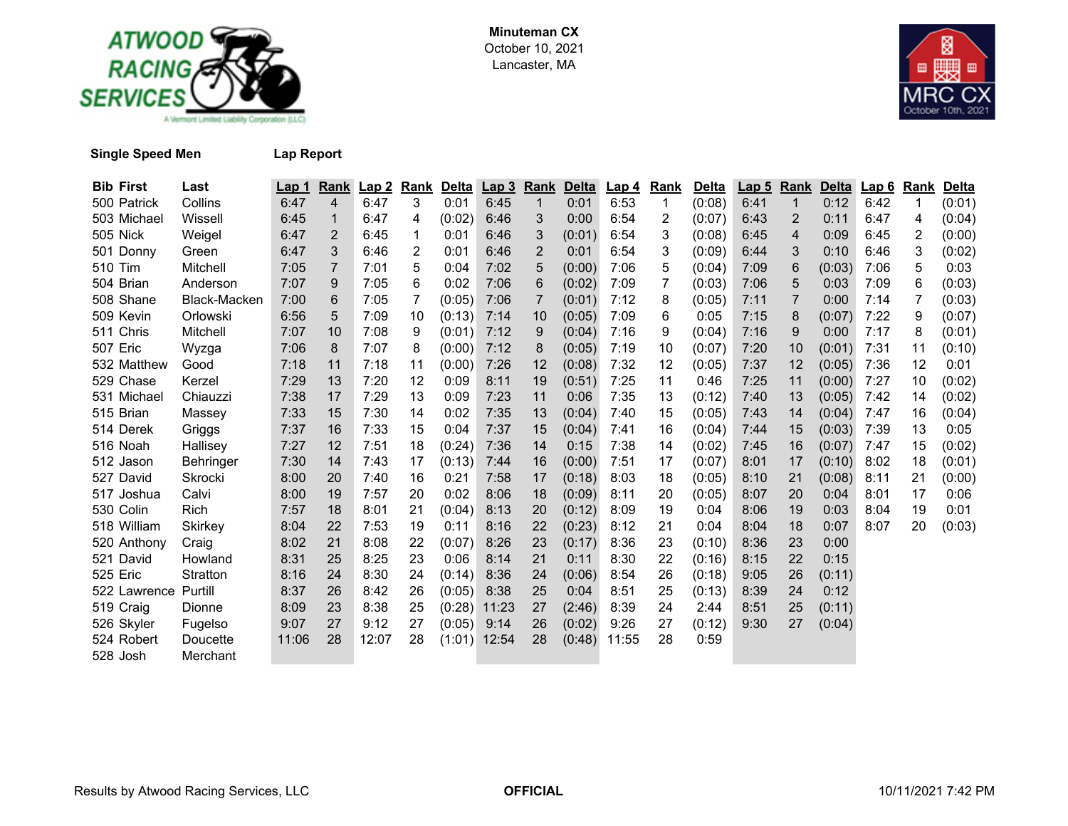**Minuteman CX**
October 10, 2021
Lancaster, MA

**Single Speed Men** **Lap Report**

| Bib | First | Last | Lap 1 | Rank | Lap 2 | Rank | Delta | Lap 3 | Rank | Delta | Lap 4 | Rank | Delta | Lap 5 | Rank | Delta | Lap 6 | Rank | Delta |
|---|---|---|---|---|---|---|---|---|---|---|---|---|---|---|---|---|---|---|---|
| 500 | Patrick | Collins | 6:47 | 4 | 6:47 | 3 | 0:01 | 6:45 | 1 | 0:01 | 6:53 | 1 | (0:08) | 6:41 | 1 | 0:12 | 6:42 | 1 | (0:01) |
| 503 | Michael | Wissell | 6:45 | 1 | 6:47 | 4 | (0:02) | 6:46 | 3 | 0:00 | 6:54 | 2 | (0:07) | 6:43 | 2 | 0:11 | 6:47 | 4 | (0:04) |
| 505 | Nick | Weigel | 6:47 | 2 | 6:45 | 1 | 0:01 | 6:46 | 3 | (0:01) | 6:54 | 3 | (0:08) | 6:45 | 4 | 0:09 | 6:45 | 2 | (0:00) |
| 501 | Donny | Green | 6:47 | 3 | 6:46 | 2 | 0:01 | 6:46 | 2 | 0:01 | 6:54 | 3 | (0:09) | 6:44 | 3 | 0:10 | 6:46 | 3 | (0:02) |
| 510 | Tim | Mitchell | 7:05 | 7 | 7:01 | 5 | 0:04 | 7:02 | 5 | (0:00) | 7:06 | 5 | (0:04) | 7:09 | 6 | (0:03) | 7:06 | 5 | 0:03 |
| 504 | Brian | Anderson | 7:07 | 9 | 7:05 | 6 | 0:02 | 7:06 | 6 | (0:02) | 7:09 | 7 | (0:03) | 7:06 | 5 | 0:03 | 7:09 | 6 | (0:03) |
| 508 | Shane | Black-Macken | 7:00 | 6 | 7:05 | 7 | (0:05) | 7:06 | 7 | (0:01) | 7:12 | 8 | (0:05) | 7:11 | 7 | 0:00 | 7:14 | 7 | (0:03) |
| 509 | Kevin | Orlowski | 6:56 | 5 | 7:09 | 10 | (0:13) | 7:14 | 10 | (0:05) | 7:09 | 6 | 0:05 | 7:15 | 8 | (0:07) | 7:22 | 9 | (0:07) |
| 511 | Chris | Mitchell | 7:07 | 10 | 7:08 | 9 | (0:01) | 7:12 | 9 | (0:04) | 7:16 | 9 | (0:04) | 7:16 | 9 | 0:00 | 7:17 | 8 | (0:01) |
| 507 | Eric | Wyzga | 7:06 | 8 | 7:07 | 8 | (0:00) | 7:12 | 8 | (0:05) | 7:19 | 10 | (0:07) | 7:20 | 10 | (0:01) | 7:31 | 11 | (0:10) |
| 532 | Matthew | Good | 7:18 | 11 | 7:18 | 11 | (0:00) | 7:26 | 12 | (0:08) | 7:32 | 12 | (0:05) | 7:37 | 12 | (0:05) | 7:36 | 12 | 0:01 |
| 529 | Chase | Kerzel | 7:29 | 13 | 7:20 | 12 | 0:09 | 8:11 | 19 | (0:51) | 7:25 | 11 | 0:46 | 7:25 | 11 | (0:00) | 7:27 | 10 | (0:02) |
| 531 | Michael | Chiauzzi | 7:38 | 17 | 7:29 | 13 | 0:09 | 7:23 | 11 | 0:06 | 7:35 | 13 | (0:12) | 7:40 | 13 | (0:05) | 7:42 | 14 | (0:02) |
| 515 | Brian | Massey | 7:33 | 15 | 7:30 | 14 | 0:02 | 7:35 | 13 | (0:04) | 7:40 | 15 | (0:05) | 7:43 | 14 | (0:04) | 7:47 | 16 | (0:04) |
| 514 | Derek | Griggs | 7:37 | 16 | 7:33 | 15 | 0:04 | 7:37 | 15 | (0:04) | 7:41 | 16 | (0:04) | 7:44 | 15 | (0:03) | 7:39 | 13 | 0:05 |
| 516 | Noah | Hallisey | 7:27 | 12 | 7:51 | 18 | (0:24) | 7:36 | 14 | 0:15 | 7:38 | 14 | (0:02) | 7:45 | 16 | (0:07) | 7:47 | 15 | (0:02) |
| 512 | Jason | Behringer | 7:30 | 14 | 7:43 | 17 | (0:13) | 7:44 | 16 | (0:00) | 7:51 | 17 | (0:07) | 8:01 | 17 | (0:10) | 8:02 | 18 | (0:01) |
| 527 | David | Skrocki | 8:00 | 20 | 7:40 | 16 | 0:21 | 7:58 | 17 | (0:18) | 8:03 | 18 | (0:05) | 8:10 | 21 | (0:08) | 8:11 | 21 | (0:00) |
| 517 | Joshua | Calvi | 8:00 | 19 | 7:57 | 20 | 0:02 | 8:06 | 18 | (0:09) | 8:11 | 20 | (0:05) | 8:07 | 20 | 0:04 | 8:01 | 17 | 0:06 |
| 530 | Colin | Rich | 7:57 | 18 | 8:01 | 21 | (0:04) | 8:13 | 20 | (0:12) | 8:09 | 19 | 0:04 | 8:06 | 19 | 0:03 | 8:04 | 19 | 0:01 |
| 518 | William | Skirkey | 8:04 | 22 | 7:53 | 19 | 0:11 | 8:16 | 22 | (0:23) | 8:12 | 21 | 0:04 | 8:04 | 18 | 0:07 | 8:07 | 20 | (0:03) |
| 520 | Anthony | Craig | 8:02 | 21 | 8:08 | 22 | (0:07) | 8:26 | 23 | (0:17) | 8:36 | 23 | (0:10) | 8:36 | 23 | 0:00 | | | |
| 521 | David | Howland | 8:31 | 25 | 8:25 | 23 | 0:06 | 8:14 | 21 | 0:11 | 8:30 | 22 | (0:16) | 8:15 | 22 | 0:15 | | | |
| 525 | Eric | Stratton | 8:16 | 24 | 8:30 | 24 | (0:14) | 8:36 | 24 | (0:06) | 8:54 | 26 | (0:18) | 9:05 | 26 | (0:11) | | | |
| 522 | Lawrence | Purtill | 8:37 | 26 | 8:42 | 26 | (0:05) | 8:38 | 25 | 0:04 | 8:51 | 25 | (0:13) | 8:39 | 24 | 0:12 | | | |
| 519 | Craig | Dionne | 8:09 | 23 | 8:38 | 25 | (0:28) | 11:23 | 27 | (2:46) | 8:39 | 24 | 2:44 | 8:51 | 25 | (0:11) | | | |
| 526 | Skyler | Fugelso | 9:07 | 27 | 9:12 | 27 | (0:05) | 9:14 | 26 | (0:02) | 9:26 | 27 | (0:12) | 9:30 | 27 | (0:04) | | | |
| 524 | Robert | Doucette | 11:06 | 28 | 12:07 | 28 | (1:01) | 12:54 | 28 | (0:48) | 11:55 | 28 | 0:59 | | | | | | |
| 528 | Josh | Merchant | | | | | | | | | | | | | | | | | |

Results by Atwood Racing Services, LLC | **OFFICIAL** | 10/11/2021 7:42 PM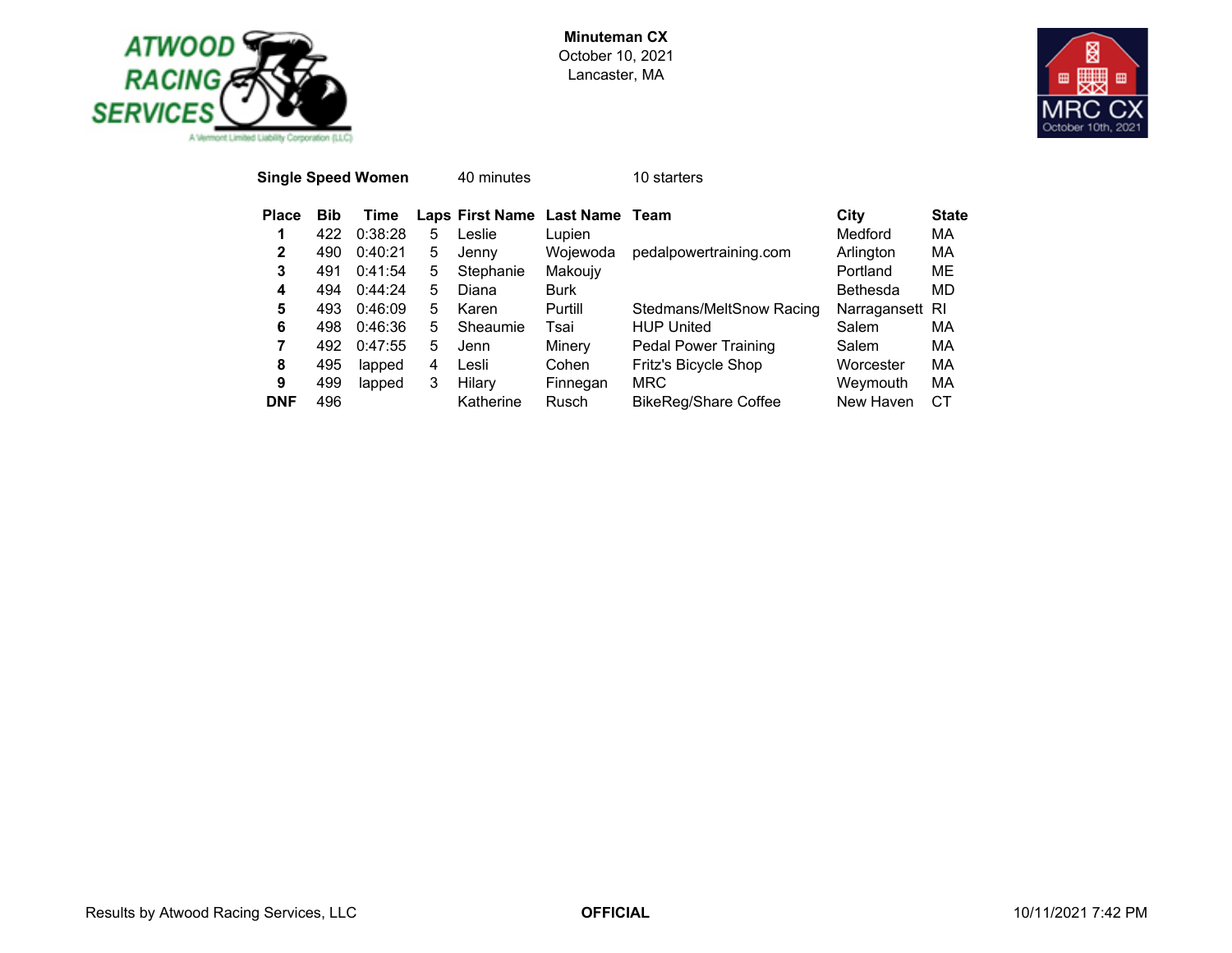**Minuteman CX**
October 10, 2021
Lancaster, MA

**Single Speed Women** 40 minutes 10 starters

| Place | Bib | Time | Laps | First Name | Last Name | Team | City | State |
|---|---|---|---|---|---|---|---|---|
| **1** | 422 | 0:38:28 | 5 | Leslie | Lupien | | Medford | MA |
| **2** | 490 | 0:40:21 | 5 | Jenny | Wojewoda | pedalpowertraining.com | Arlington | MA |
| **3** | 491 | 0:41:54 | 5 | Stephanie | Makoujy | | Portland | ME |
| **4** | 494 | 0:44:24 | 5 | Diana | Burk | | Bethesda | MD |
| **5** | 493 | 0:46:09 | 5 | Karen | Purtill | Stedmans/MeltSnow Racing | Narragansett | RI |
| **6** | 498 | 0:46:36 | 5 | Sheaumie | Tsai | HUP United | Salem | MA |
| **7** | 492 | 0:47:55 | 5 | Jenn | Minery | Pedal Power Training | Salem | MA |
| **8** | 495 | lapped | 4 | Lesli | Cohen | Fritz's Bicycle Shop | Worcester | MA |
| **9** | 499 | lapped | 3 | Hilary | Finnegan | MRC | Weymouth | MA |
| **DNF** | 496 | | | Katherine | Rusch | BikeReg/Share Coffee | New Haven | CT |

Results by Atwood Racing Services, LLC **OFFICIAL** 10/11/2021 7:42 PM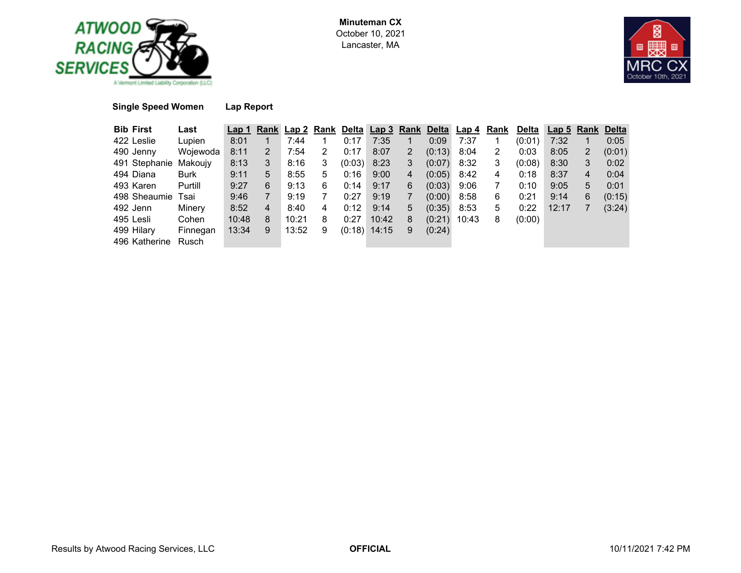**Minuteman CX**
October 10, 2021
Lancaster, MA

**Single Speed Women** **Lap Report**

| Bib | First | Last | Lap 1 | Rank | Lap 2 | Rank | Delta | Lap 3 | Rank | Delta | Lap 4 | Rank | Delta | Lap 5 | Rank | Delta |
|---|---|---|---|---|---|---|---|---|---|---|---|---|---|---|---|---|
| 422 | Leslie | Lupien | 8:01 | 1 | 7:44 | 1 | 0:17 | 7:35 | 1 | 0:09 | 7:37 | 1 | (0:01) | 7:32 | 1 | 0:05 |
| 490 | Jenny | Wojewoda | 8:11 | 2 | 7:54 | 2 | 0:17 | 8:07 | 2 | (0:13) | 8:04 | 2 | 0:03 | 8:05 | 2 | (0:01) |
| 491 | Stephanie | Makoujy | 8:13 | 3 | 8:16 | 3 | (0:03) | 8:23 | 3 | (0:07) | 8:32 | 3 | (0:08) | 8:30 | 3 | 0:02 |
| 494 | Diana | Burk | 9:11 | 5 | 8:55 | 5 | 0:16 | 9:00 | 4 | (0:05) | 8:42 | 4 | 0:18 | 8:37 | 4 | 0:04 |
| 493 | Karen | Purtill | 9:27 | 6 | 9:13 | 6 | 0:14 | 9:17 | 6 | (0:03) | 9:06 | 7 | 0:10 | 9:05 | 5 | 0:01 |
| 498 | Sheaumie | Tsai | 9:46 | 7 | 9:19 | 7 | 0:27 | 9:19 | 7 | (0:00) | 8:58 | 6 | 0:21 | 9:14 | 6 | (0:15) |
| 492 | Jenn | Minery | 8:52 | 4 | 8:40 | 4 | 0:12 | 9:14 | 5 | (0:35) | 8:53 | 5 | 0:22 | 12:17 | 7 | (3:24) |
| 495 | Lesli | Cohen | 10:48 | 8 | 10:21 | 8 | 0:27 | 10:42 | 8 | (0:21) | 10:43 | 8 | (0:00) | | | |
| 499 | Hilary | Finnegan | 13:34 | 9 | 13:52 | 9 | (0:18) | 14:15 | 9 | (0:24) | | | | | | |
| 496 | Katherine | Rusch | | | | | | | | | | | | | | |

Results by Atwood Racing Services, LLC **OFFICIAL** 10/11/2021 7:42 PM